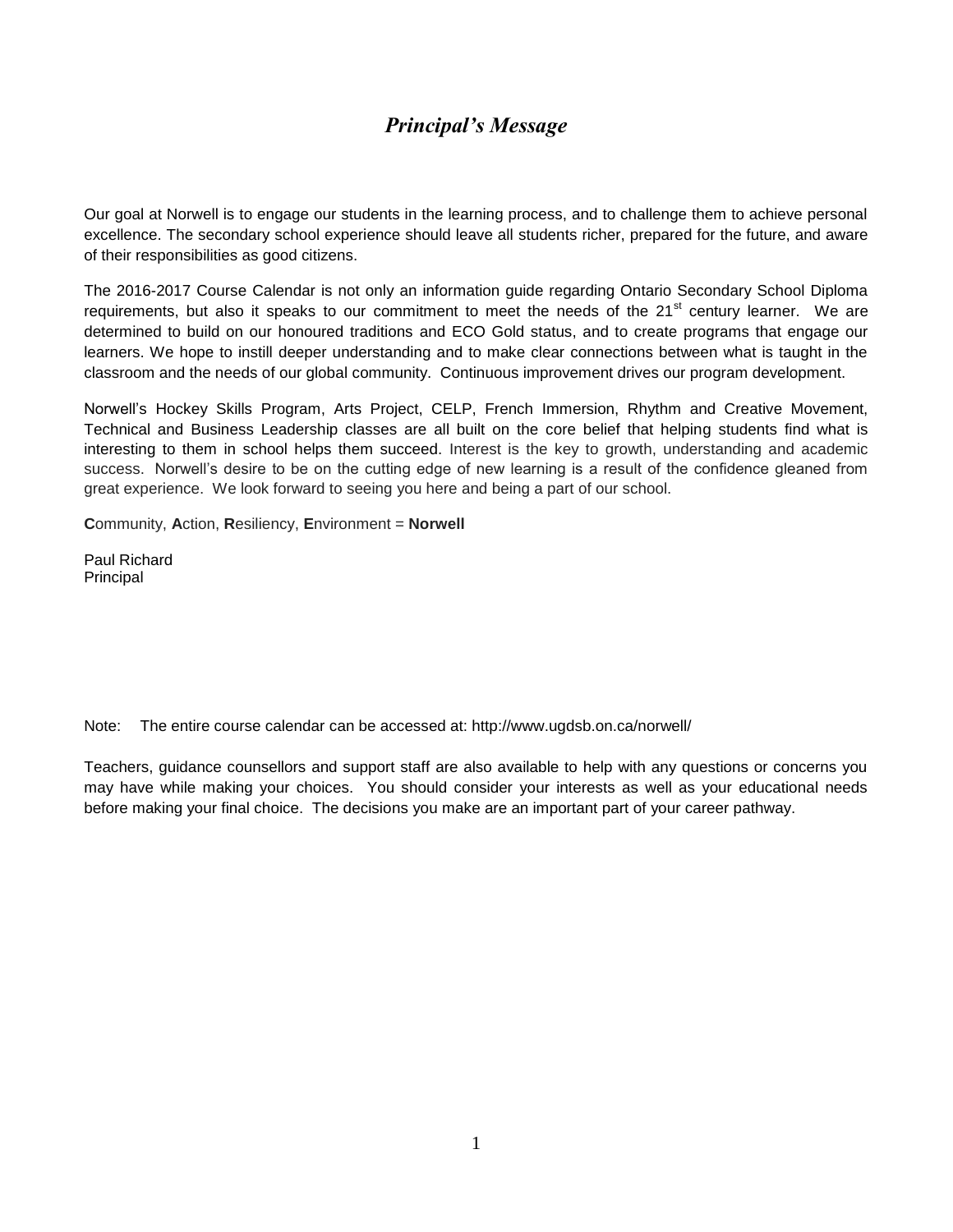# *Principal's Message*

Our goal at Norwell is to engage our students in the learning process, and to challenge them to achieve personal excellence. The secondary school experience should leave all students richer, prepared for the future, and aware of their responsibilities as good citizens.

The 2016-2017 Course Calendar is not only an information guide regarding Ontario Secondary School Diploma requirements, but also it speaks to our commitment to meet the needs of the 21st century learner. We are determined to build on our honoured traditions and ECO Gold status, and to create programs that engage our learners. We hope to instill deeper understanding and to make clear connections between what is taught in the classroom and the needs of our global community. Continuous improvement drives our program development.

Norwell's Hockey Skills Program, Arts Project, CELP, French Immersion, Rhythm and Creative Movement, Technical and Business Leadership classes are all built on the core belief that helping students find what is interesting to them in school helps them succeed. Interest is the key to growth, understanding and academic success. Norwell's desire to be on the cutting edge of new learning is a result of the confidence gleaned from great experience. We look forward to seeing you here and being a part of our school.

**C**ommunity, **A**ction, **R**esiliency, **E**nvironment = **Norwell**

Paul Richard
Principal

Note: The entire course calendar can be accessed at: http://www.ugdsb.on.ca/norwell/

Teachers, guidance counsellors and support staff are also available to help with any questions or concerns you may have while making your choices. You should consider your interests as well as your educational needs before making your final choice. The decisions you make are an important part of your career pathway.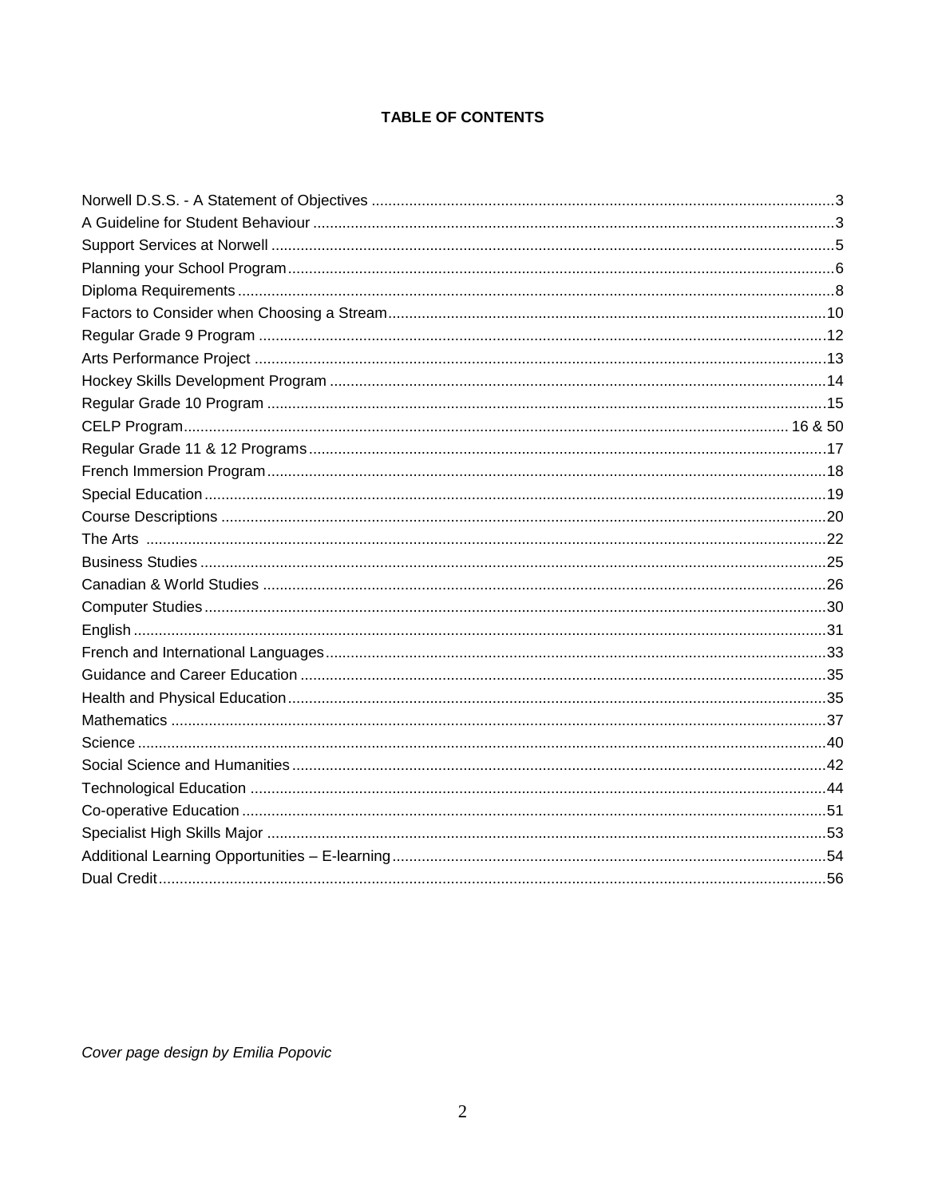# TABLE OF CONTENTS

| | |
|---|---|
| Norwell D.S.S. - A Statement of Objectives | 3 |
| A Guideline for Student Behaviour | 3 |
| Support Services at Norwell | 5 |
| Planning your School Program | 6 |
| Diploma Requirements | 8 |
| Factors to Consider when Choosing a Stream | 10 |
| Regular Grade 9 Program | 12 |
| Arts Performance Project | 13 |
| Hockey Skills Development Program | 14 |
| Regular Grade 10 Program | 15 |
| CELP Program | 16 & 50 |
| Regular Grade 11 & 12 Programs | 17 |
| French Immersion Program | 18 |
| Special Education | 19 |
| Course Descriptions | 20 |
| The Arts | 22 |
| Business Studies | 25 |
| Canadian & World Studies | 26 |
| Computer Studies | 30 |
| English | 31 |
| French and International Languages | 33 |
| Guidance and Career Education | 35 |
| Health and Physical Education | 35 |
| Mathematics | 37 |
| Science | 40 |
| Social Science and Humanities | 42 |
| Technological Education | 44 |
| Co-operative Education | 51 |
| Specialist High Skills Major | 53 |
| Additional Learning Opportunities – E-learning | 54 |
| Dual Credit | 56 |

*Cover page design by Emilia Popovic*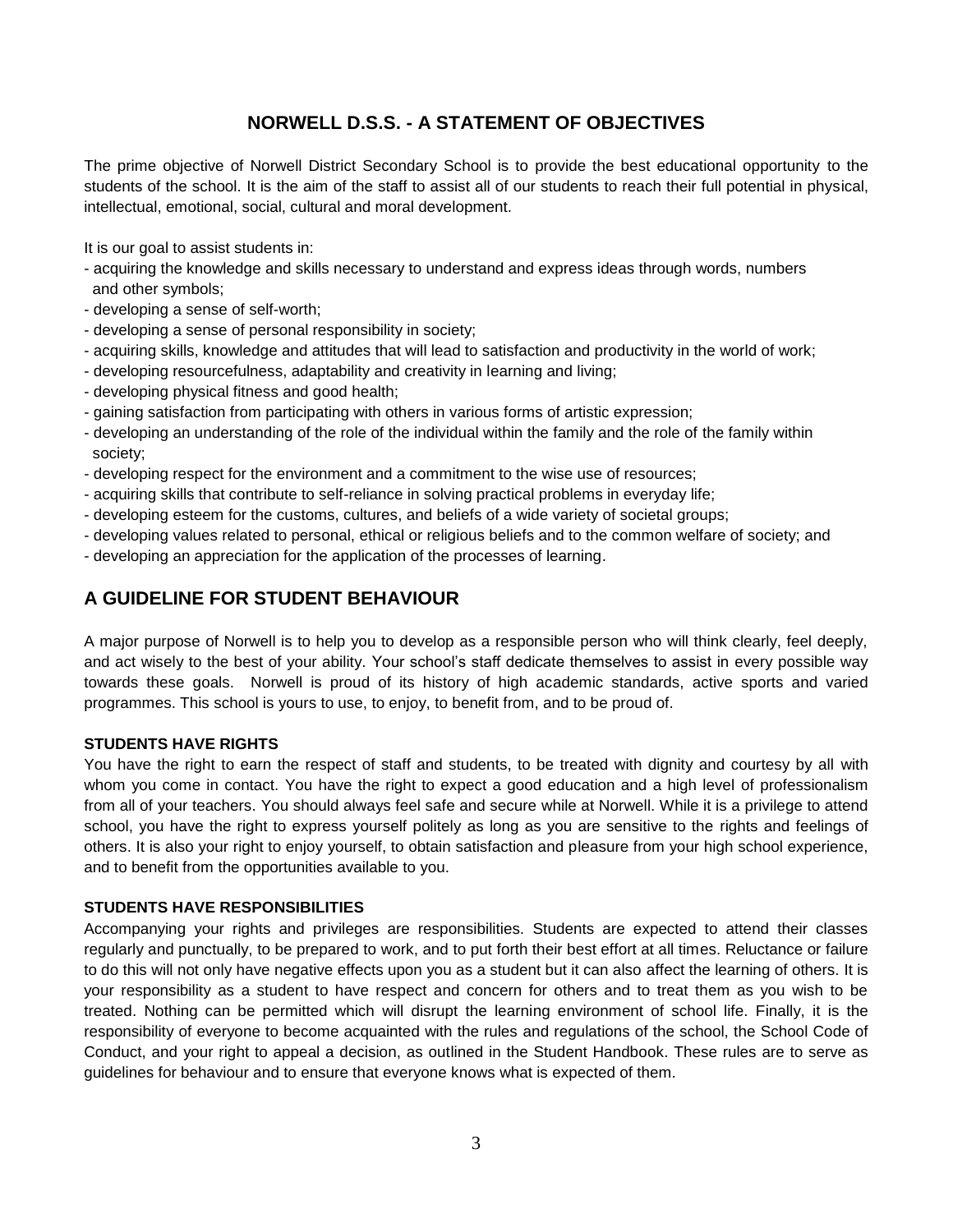# NORWELL D.S.S. - A STATEMENT OF OBJECTIVES

The prime objective of Norwell District Secondary School is to provide the best educational opportunity to the students of the school. It is the aim of the staff to assist all of our students to reach their full potential in physical, intellectual, emotional, social, cultural and moral development.

It is our goal to assist students in:

- acquiring the knowledge and skills necessary to understand and express ideas through words, numbers and other symbols;
- developing a sense of self-worth;
- developing a sense of personal responsibility in society;
- acquiring skills, knowledge and attitudes that will lead to satisfaction and productivity in the world of work;
- developing resourcefulness, adaptability and creativity in learning and living;
- developing physical fitness and good health;
- gaining satisfaction from participating with others in various forms of artistic expression;
- developing an understanding of the role of the individual within the family and the role of the family within society;
- developing respect for the environment and a commitment to the wise use of resources;
- acquiring skills that contribute to self-reliance in solving practical problems in everyday life;
- developing esteem for the customs, cultures, and beliefs of a wide variety of societal groups;
- developing values related to personal, ethical or religious beliefs and to the common welfare of society; and
- developing an appreciation for the application of the processes of learning.

## A GUIDELINE FOR STUDENT BEHAVIOUR

A major purpose of Norwell is to help you to develop as a responsible person who will think clearly, feel deeply, and act wisely to the best of your ability. Your school's staff dedicate themselves to assist in every possible way towards these goals. Norwell is proud of its history of high academic standards, active sports and varied programmes. This school is yours to use, to enjoy, to benefit from, and to be proud of.

### STUDENTS HAVE RIGHTS

You have the right to earn the respect of staff and students, to be treated with dignity and courtesy by all with whom you come in contact. You have the right to expect a good education and a high level of professionalism from all of your teachers. You should always feel safe and secure while at Norwell. While it is a privilege to attend school, you have the right to express yourself politely as long as you are sensitive to the rights and feelings of others. It is also your right to enjoy yourself, to obtain satisfaction and pleasure from your high school experience, and to benefit from the opportunities available to you.

### STUDENTS HAVE RESPONSIBILITIES

Accompanying your rights and privileges are responsibilities. Students are expected to attend their classes regularly and punctually, to be prepared to work, and to put forth their best effort at all times. Reluctance or failure to do this will not only have negative effects upon you as a student but it can also affect the learning of others. It is your responsibility as a student to have respect and concern for others and to treat them as you wish to be treated. Nothing can be permitted which will disrupt the learning environment of school life. Finally, it is the responsibility of everyone to become acquainted with the rules and regulations of the school, the School Code of Conduct, and your right to appeal a decision, as outlined in the Student Handbook. These rules are to serve as guidelines for behaviour and to ensure that everyone knows what is expected of them.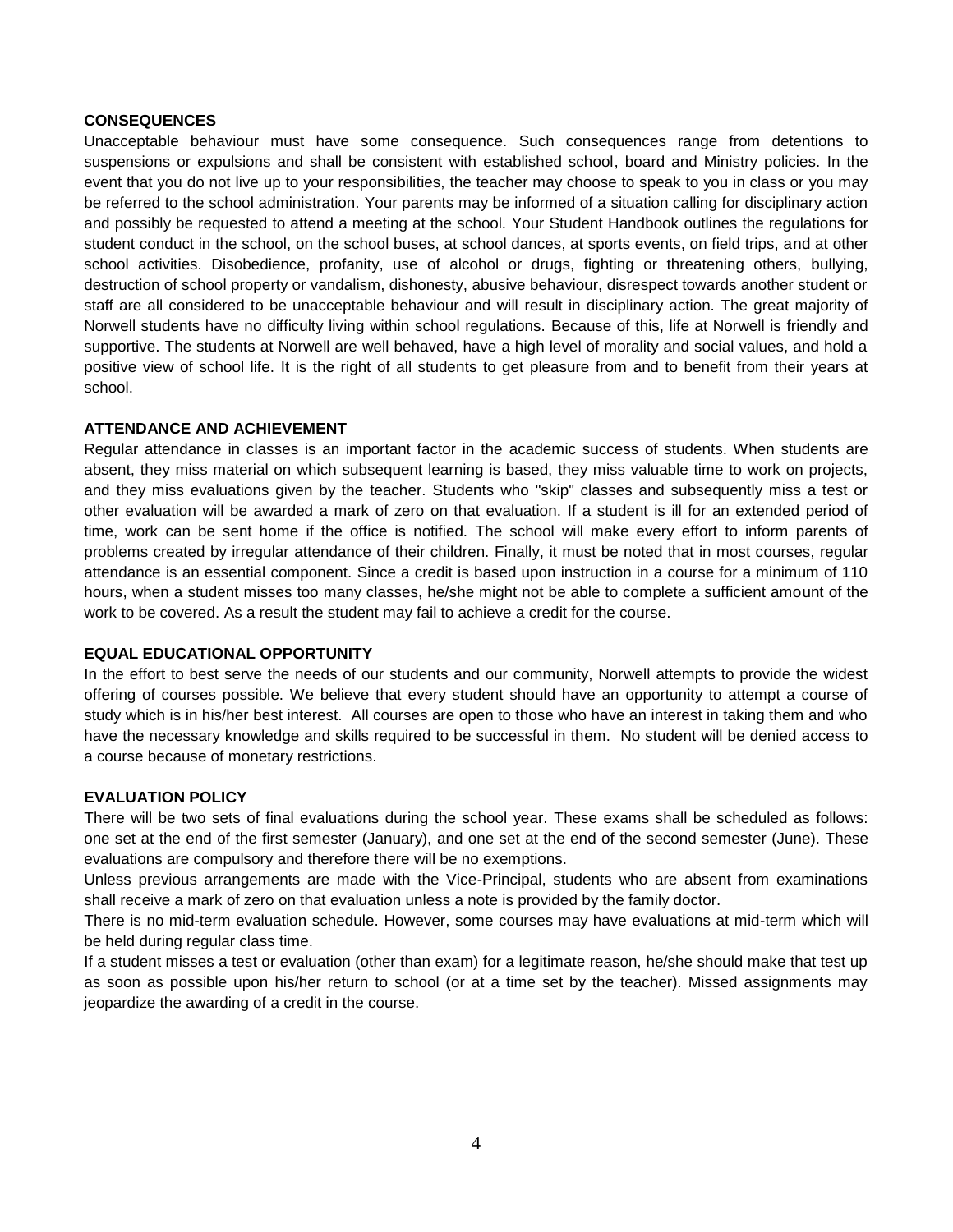**CONSEQUENCES**

Unacceptable behaviour must have some consequence. Such consequences range from detentions to suspensions or expulsions and shall be consistent with established school, board and Ministry policies. In the event that you do not live up to your responsibilities, the teacher may choose to speak to you in class or you may be referred to the school administration. Your parents may be informed of a situation calling for disciplinary action and possibly be requested to attend a meeting at the school. Your Student Handbook outlines the regulations for student conduct in the school, on the school buses, at school dances, at sports events, on field trips, and at other school activities. Disobedience, profanity, use of alcohol or drugs, fighting or threatening others, bullying, destruction of school property or vandalism, dishonesty, abusive behaviour, disrespect towards another student or staff are all considered to be unacceptable behaviour and will result in disciplinary action. The great majority of Norwell students have no difficulty living within school regulations. Because of this, life at Norwell is friendly and supportive. The students at Norwell are well behaved, have a high level of morality and social values, and hold a positive view of school life. It is the right of all students to get pleasure from and to benefit from their years at school.

**ATTENDANCE AND ACHIEVEMENT**

Regular attendance in classes is an important factor in the academic success of students. When students are absent, they miss material on which subsequent learning is based, they miss valuable time to work on projects, and they miss evaluations given by the teacher. Students who "skip" classes and subsequently miss a test or other evaluation will be awarded a mark of zero on that evaluation. If a student is ill for an extended period of time, work can be sent home if the office is notified. The school will make every effort to inform parents of problems created by irregular attendance of their children. Finally, it must be noted that in most courses, regular attendance is an essential component. Since a credit is based upon instruction in a course for a minimum of 110 hours, when a student misses too many classes, he/she might not be able to complete a sufficient amount of the work to be covered. As a result the student may fail to achieve a credit for the course.

**EQUAL EDUCATIONAL OPPORTUNITY**

In the effort to best serve the needs of our students and our community, Norwell attempts to provide the widest offering of courses possible. We believe that every student should have an opportunity to attempt a course of study which is in his/her best interest. All courses are open to those who have an interest in taking them and who have the necessary knowledge and skills required to be successful in them. No student will be denied access to a course because of monetary restrictions.

**EVALUATION POLICY**

There will be two sets of final evaluations during the school year. These exams shall be scheduled as follows: one set at the end of the first semester (January), and one set at the end of the second semester (June). These evaluations are compulsory and therefore there will be no exemptions.

Unless previous arrangements are made with the Vice-Principal, students who are absent from examinations shall receive a mark of zero on that evaluation unless a note is provided by the family doctor.

There is no mid-term evaluation schedule. However, some courses may have evaluations at mid-term which will be held during regular class time.

If a student misses a test or evaluation (other than exam) for a legitimate reason, he/she should make that test up as soon as possible upon his/her return to school (or at a time set by the teacher). Missed assignments may jeopardize the awarding of a credit in the course.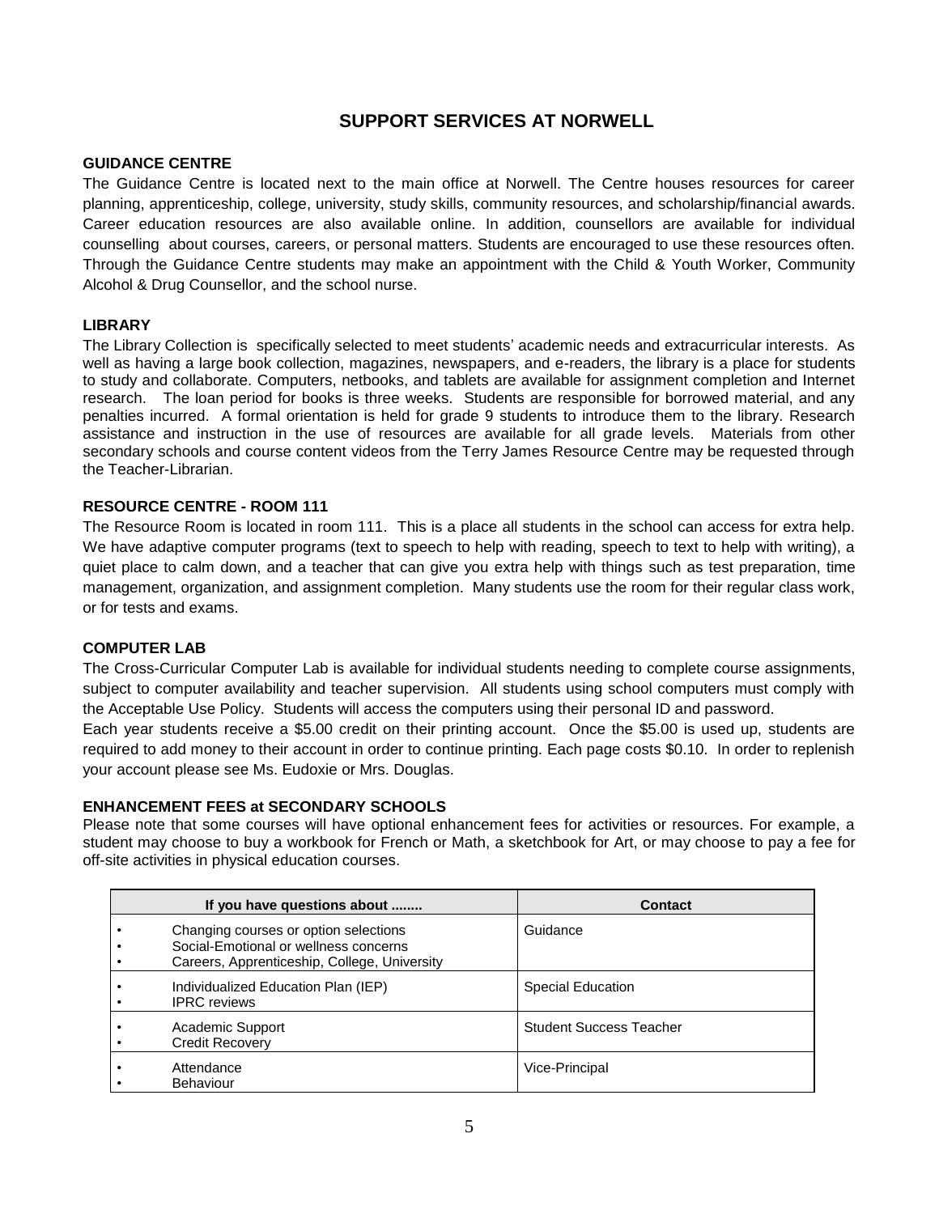# SUPPORT SERVICES AT NORWELL

## GUIDANCE CENTRE

The Guidance Centre is located next to the main office at Norwell. The Centre houses resources for career planning, apprenticeship, college, university, study skills, community resources, and scholarship/financial awards. Career education resources are also available online. In addition, counsellors are available for individual counselling about courses, careers, or personal matters. Students are encouraged to use these resources often. Through the Guidance Centre students may make an appointment with the Child & Youth Worker, Community Alcohol & Drug Counsellor, and the school nurse.

## LIBRARY

The Library Collection is specifically selected to meet students' academic needs and extracurricular interests. As well as having a large book collection, magazines, newspapers, and e-readers, the library is a place for students to study and collaborate. Computers, netbooks, and tablets are available for assignment completion and Internet research. The loan period for books is three weeks. Students are responsible for borrowed material, and any penalties incurred. A formal orientation is held for grade 9 students to introduce them to the library. Research assistance and instruction in the use of resources are available for all grade levels. Materials from other secondary schools and course content videos from the Terry James Resource Centre may be requested through the Teacher-Librarian.

## RESOURCE CENTRE - ROOM 111

The Resource Room is located in room 111. This is a place all students in the school can access for extra help. We have adaptive computer programs (text to speech to help with reading, speech to text to help with writing), a quiet place to calm down, and a teacher that can give you extra help with things such as test preparation, time management, organization, and assignment completion. Many students use the room for their regular class work, or for tests and exams.

## COMPUTER LAB

The Cross-Curricular Computer Lab is available for individual students needing to complete course assignments, subject to computer availability and teacher supervision. All students using school computers must comply with the Acceptable Use Policy. Students will access the computers using their personal ID and password.

Each year students receive a $5.00 credit on their printing account. Once the $5.00 is used up, students are required to add money to their account in order to continue printing. Each page costs $0.10. In order to replenish your account please see Ms. Eudoxie or Mrs. Douglas.

## ENHANCEMENT FEES at SECONDARY SCHOOLS

Please note that some courses will have optional enhancement fees for activities or resources. For example, a student may choose to buy a workbook for French or Math, a sketchbook for Art, or may choose to pay a fee for off-site activities in physical education courses.

| If you have questions about ........ | Contact |
| --- | --- |
| • Changing courses or option selections<br>• Social-Emotional or wellness concerns<br>• Careers, Apprenticeship, College, University | Guidance |
| • Individualized Education Plan (IEP)<br>• IPRC reviews | Special Education |
| • Academic Support<br>• Credit Recovery | Student Success Teacher |
| • Attendance<br>• Behaviour | Vice-Principal |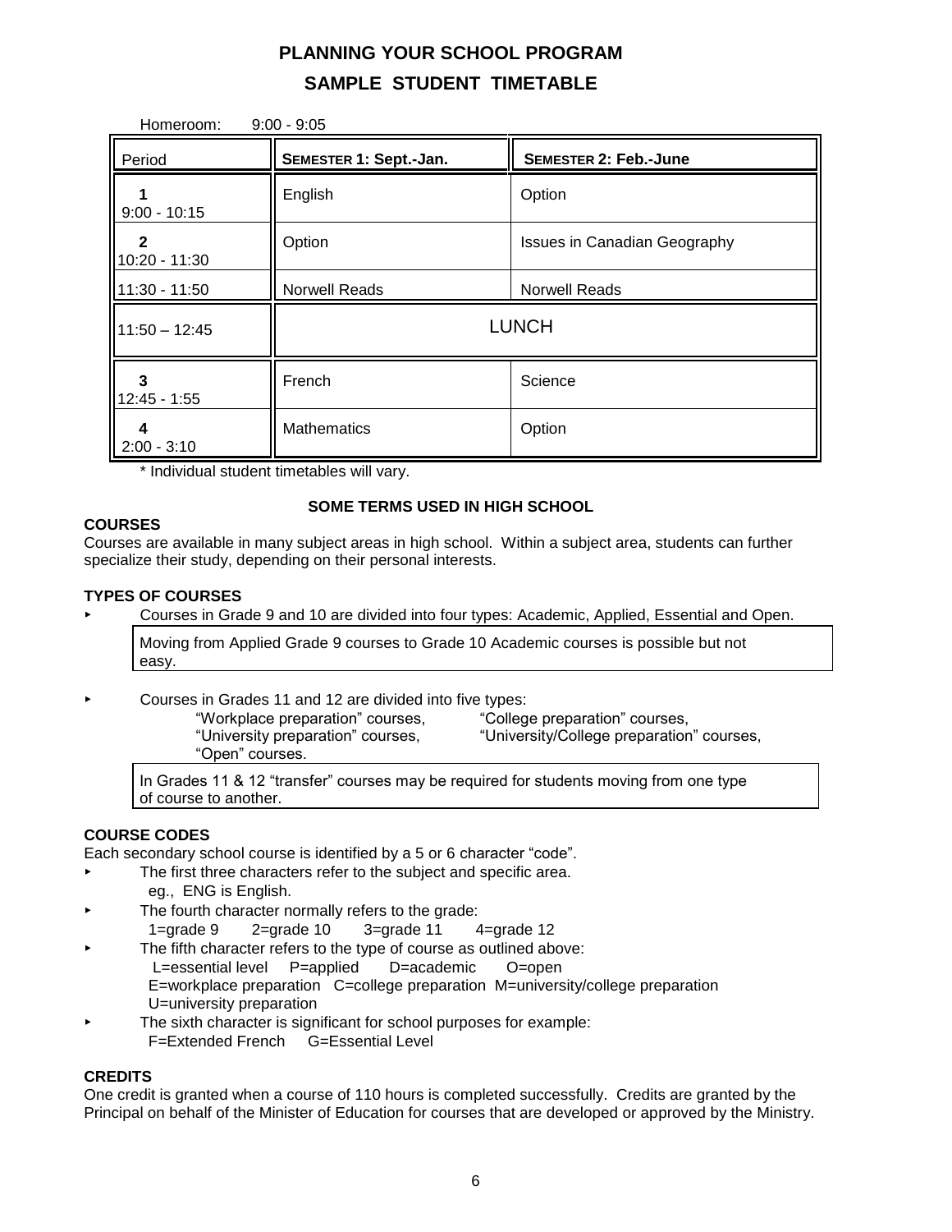# PLANNING YOUR SCHOOL PROGRAM

## SAMPLE STUDENT TIMETABLE

Homeroom: 9:00 - 9:05

| Period | SEMESTER 1: Sept.-Jan. | SEMESTER 2: Feb.-June |
|---|---|---|
| **1** 9:00 - 10:15 | English | Option |
| **2** 10:20 - 11:30 | Option | Issues in Canadian Geography |
| 11:30 - 11:50 | Norwell Reads | Norwell Reads |
| 11:50 – 12:45 | LUNCH | |
| **3** 12:45 - 1:55 | French | Science |
| **4** 2:00 - 3:10 | Mathematics | Option |

* Individual student timetables will vary.

### SOME TERMS USED IN HIGH SCHOOL

**COURSES**

Courses are available in many subject areas in high school. Within a subject area, students can further specialize their study, depending on their personal interests.

**TYPES OF COURSES**

- Courses in Grade 9 and 10 are divided into four types: Academic, Applied, Essential and Open.

> Moving from Applied Grade 9 courses to Grade 10 Academic courses is possible but not easy.

- Courses in Grades 11 and 12 are divided into five types:
  - "Workplace preparation" courses,
  - "College preparation" courses,
  - "University preparation" courses,
  - "University/College preparation" courses,
  - "Open" courses.

> In Grades 11 & 12 "transfer" courses may be required for students moving from one type of course to another.

**COURSE CODES**

Each secondary school course is identified by a 5 or 6 character "code".

- The first three characters refer to the subject and specific area.
  eg., ENG is English.
- The fourth character normally refers to the grade:
  1=grade 9 2=grade 10 3=grade 11 4=grade 12
- The fifth character refers to the type of course as outlined above:
  L=essential level P=applied D=academic O=open
  E=workplace preparation C=college preparation M=university/college preparation
  U=university preparation
- The sixth character is significant for school purposes for example:
  F=Extended French G=Essential Level

**CREDITS**

One credit is granted when a course of 110 hours is completed successfully. Credits are granted by the Principal on behalf of the Minister of Education for courses that are developed or approved by the Ministry.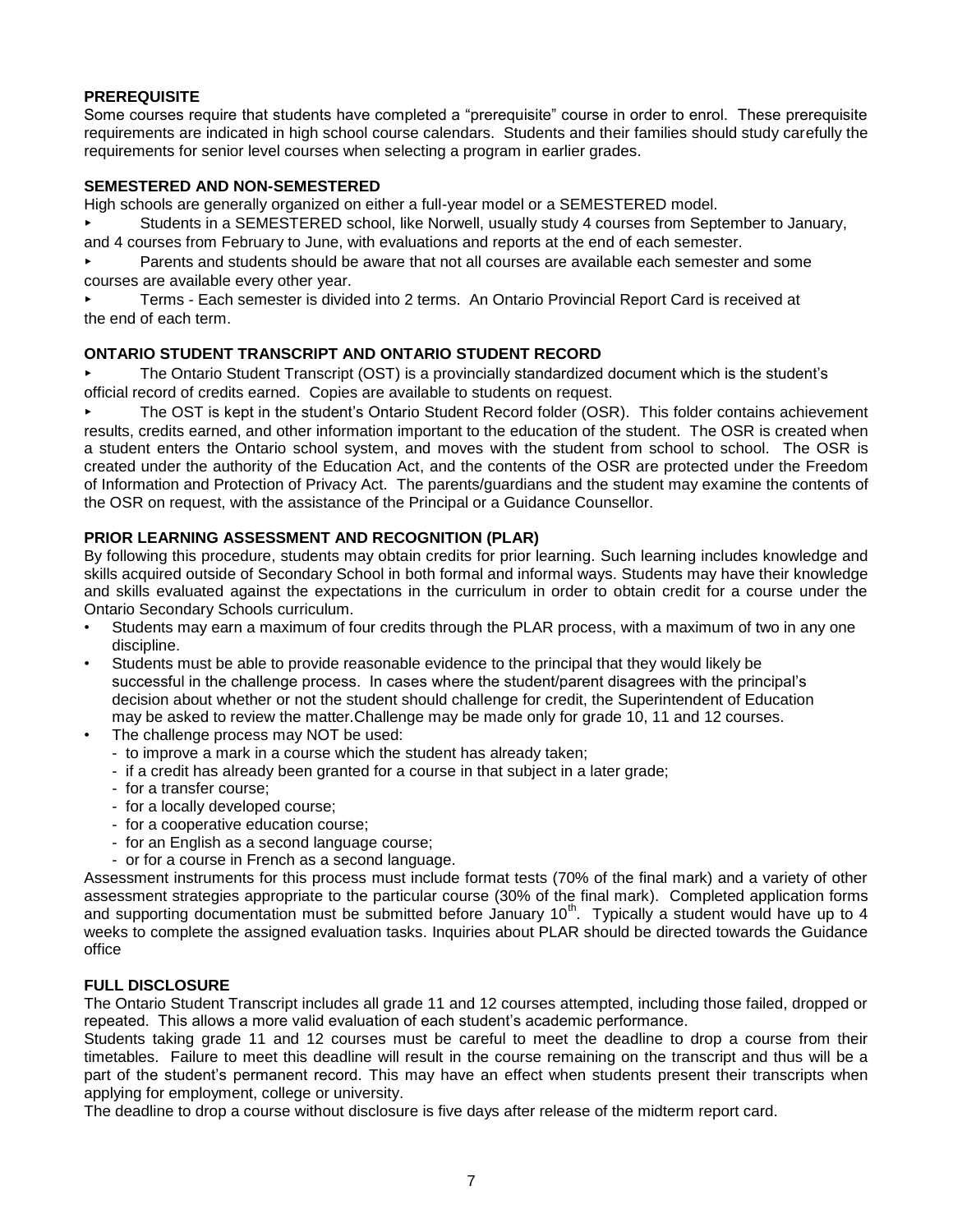## PREREQUISITE

Some courses require that students have completed a "prerequisite" course in order to enrol. These prerequisite requirements are indicated in high school course calendars. Students and their families should study carefully the requirements for senior level courses when selecting a program in earlier grades.

## SEMESTERED AND NON-SEMESTERED

High schools are generally organized on either a full-year model or a SEMESTERED model.

- Students in a SEMESTERED school, like Norwell, usually study 4 courses from September to January, and 4 courses from February to June, with evaluations and reports at the end of each semester.
- Parents and students should be aware that not all courses are available each semester and some courses are available every other year.
- Terms - Each semester is divided into 2 terms. An Ontario Provincial Report Card is received at the end of each term.

## ONTARIO STUDENT TRANSCRIPT AND ONTARIO STUDENT RECORD

- The Ontario Student Transcript (OST) is a provincially standardized document which is the student's official record of credits earned. Copies are available to students on request.
- The OST is kept in the student's Ontario Student Record folder (OSR). This folder contains achievement results, credits earned, and other information important to the education of the student. The OSR is created when a student enters the Ontario school system, and moves with the student from school to school. The OSR is created under the authority of the Education Act, and the contents of the OSR are protected under the Freedom of Information and Protection of Privacy Act. The parents/guardians and the student may examine the contents of the OSR on request, with the assistance of the Principal or a Guidance Counsellor.

## PRIOR LEARNING ASSESSMENT AND RECOGNITION (PLAR)

By following this procedure, students may obtain credits for prior learning. Such learning includes knowledge and skills acquired outside of Secondary School in both formal and informal ways. Students may have their knowledge and skills evaluated against the expectations in the curriculum in order to obtain credit for a course under the Ontario Secondary Schools curriculum.

- Students may earn a maximum of four credits through the PLAR process, with a maximum of two in any one discipline.
- Students must be able to provide reasonable evidence to the principal that they would likely be successful in the challenge process. In cases where the student/parent disagrees with the principal's decision about whether or not the student should challenge for credit, the Superintendent of Education may be asked to review the matter.Challenge may be made only for grade 10, 11 and 12 courses.
- The challenge process may NOT be used:
  - to improve a mark in a course which the student has already taken;
  - if a credit has already been granted for a course in that subject in a later grade;
  - for a transfer course;
  - for a locally developed course;
  - for a cooperative education course;
  - for an English as a second language course;
  - or for a course in French as a second language.

Assessment instruments for this process must include format tests (70% of the final mark) and a variety of other assessment strategies appropriate to the particular course (30% of the final mark). Completed application forms and supporting documentation must be submitted before January 10th. Typically a student would have up to 4 weeks to complete the assigned evaluation tasks. Inquiries about PLAR should be directed towards the Guidance office

## FULL DISCLOSURE

The Ontario Student Transcript includes all grade 11 and 12 courses attempted, including those failed, dropped or repeated. This allows a more valid evaluation of each student's academic performance.

Students taking grade 11 and 12 courses must be careful to meet the deadline to drop a course from their timetables. Failure to meet this deadline will result in the course remaining on the transcript and thus will be a part of the student's permanent record. This may have an effect when students present their transcripts when applying for employment, college or university.

The deadline to drop a course without disclosure is five days after release of the midterm report card.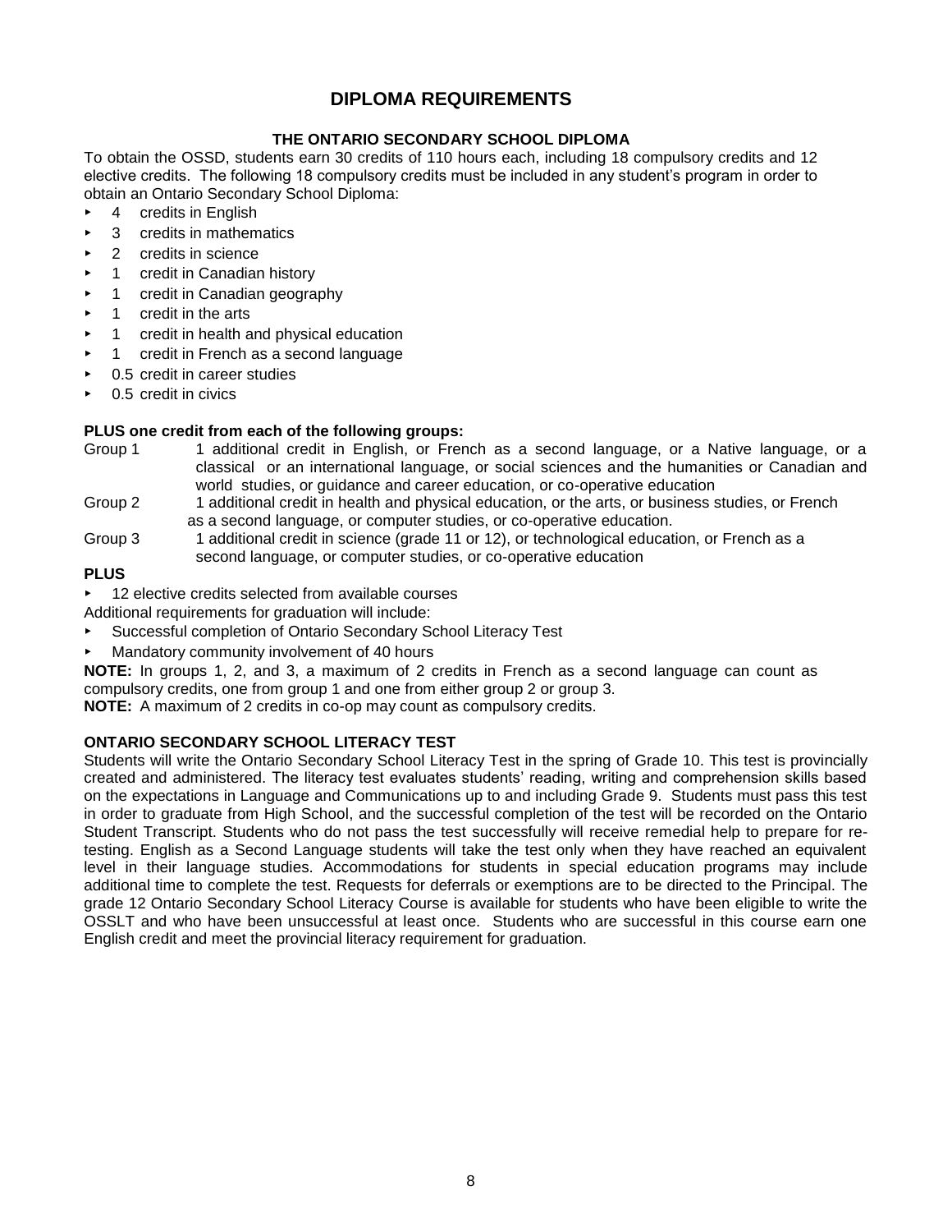# DIPLOMA REQUIREMENTS

### THE ONTARIO SECONDARY SCHOOL DIPLOMA

To obtain the OSSD, students earn 30 credits of 110 hours each, including 18 compulsory credits and 12 elective credits. The following 18 compulsory credits must be included in any student's program in order to obtain an Ontario Secondary School Diploma:

- 4 credits in English
- 3 credits in mathematics
- 2 credits in science
- 1 credit in Canadian history
- 1 credit in Canadian geography
- 1 credit in the arts
- 1 credit in health and physical education
- 1 credit in French as a second language
- 0.5 credit in career studies
- 0.5 credit in civics

**PLUS one credit from each of the following groups:**

Group 1 — 1 additional credit in English, or French as a second language, or a Native language, or a classical or an international language, or social sciences and the humanities or Canadian and world studies, or guidance and career education, or co-operative education

Group 2 — 1 additional credit in health and physical education, or the arts, or business studies, or French as a second language, or computer studies, or co-operative education.

Group 3 — 1 additional credit in science (grade 11 or 12), or technological education, or French as a second language, or computer studies, or co-operative education

**PLUS**

- 12 elective credits selected from available courses

Additional requirements for graduation will include:

- Successful completion of Ontario Secondary School Literacy Test
- Mandatory community involvement of 40 hours

**NOTE:** In groups 1, 2, and 3, a maximum of 2 credits in French as a second language can count as compulsory credits, one from group 1 and one from either group 2 or group 3.

**NOTE:** A maximum of 2 credits in co-op may count as compulsory credits.

### ONTARIO SECONDARY SCHOOL LITERACY TEST

Students will write the Ontario Secondary School Literacy Test in the spring of Grade 10. This test is provincially created and administered. The literacy test evaluates students' reading, writing and comprehension skills based on the expectations in Language and Communications up to and including Grade 9. Students must pass this test in order to graduate from High School, and the successful completion of the test will be recorded on the Ontario Student Transcript. Students who do not pass the test successfully will receive remedial help to prepare for re-testing. English as a Second Language students will take the test only when they have reached an equivalent level in their language studies. Accommodations for students in special education programs may include additional time to complete the test. Requests for deferrals or exemptions are to be directed to the Principal. The grade 12 Ontario Secondary School Literacy Course is available for students who have been eligible to write the OSSLT and who have been unsuccessful at least once. Students who are successful in this course earn one English credit and meet the provincial literacy requirement for graduation.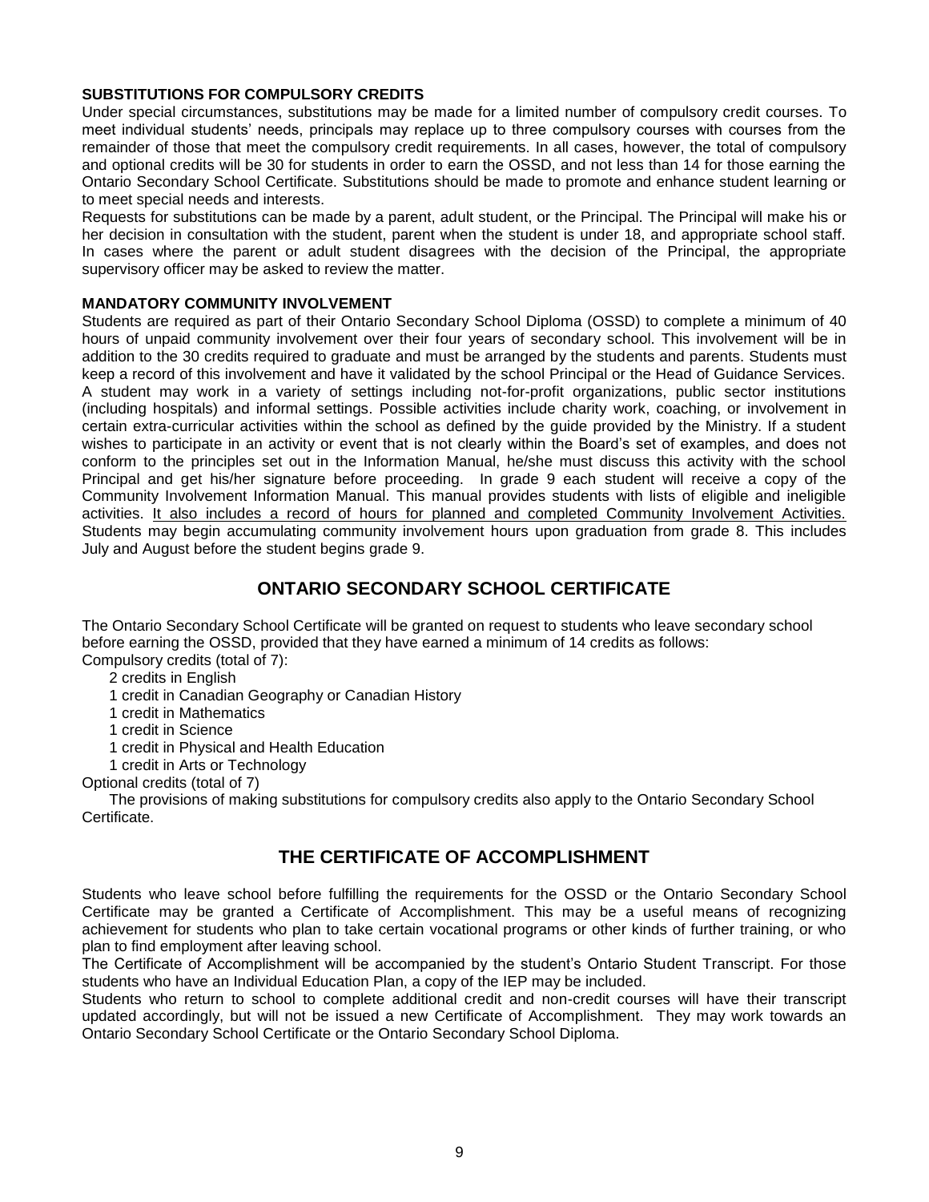### SUBSTITUTIONS FOR COMPULSORY CREDITS

Under special circumstances, substitutions may be made for a limited number of compulsory credit courses. To meet individual students' needs, principals may replace up to three compulsory courses with courses from the remainder of those that meet the compulsory credit requirements. In all cases, however, the total of compulsory and optional credits will be 30 for students in order to earn the OSSD, and not less than 14 for those earning the Ontario Secondary School Certificate. Substitutions should be made to promote and enhance student learning or to meet special needs and interests.

Requests for substitutions can be made by a parent, adult student, or the Principal. The Principal will make his or her decision in consultation with the student, parent when the student is under 18, and appropriate school staff. In cases where the parent or adult student disagrees with the decision of the Principal, the appropriate supervisory officer may be asked to review the matter.

### MANDATORY COMMUNITY INVOLVEMENT

Students are required as part of their Ontario Secondary School Diploma (OSSD) to complete a minimum of 40 hours of unpaid community involvement over their four years of secondary school. This involvement will be in addition to the 30 credits required to graduate and must be arranged by the students and parents. Students must keep a record of this involvement and have it validated by the school Principal or the Head of Guidance Services. A student may work in a variety of settings including not-for-profit organizations, public sector institutions (including hospitals) and informal settings. Possible activities include charity work, coaching, or involvement in certain extra-curricular activities within the school as defined by the guide provided by the Ministry. If a student wishes to participate in an activity or event that is not clearly within the Board's set of examples, and does not conform to the principles set out in the Information Manual, he/she must discuss this activity with the school Principal and get his/her signature before proceeding. In grade 9 each student will receive a copy of the Community Involvement Information Manual. This manual provides students with lists of eligible and ineligible activities. It also includes a record of hours for planned and completed Community Involvement Activities. Students may begin accumulating community involvement hours upon graduation from grade 8. This includes July and August before the student begins grade 9.

## ONTARIO SECONDARY SCHOOL CERTIFICATE

The Ontario Secondary School Certificate will be granted on request to students who leave secondary school before earning the OSSD, provided that they have earned a minimum of 14 credits as follows:

Compulsory credits (total of 7):

- 2 credits in English
- 1 credit in Canadian Geography or Canadian History
- 1 credit in Mathematics
- 1 credit in Science
- 1 credit in Physical and Health Education
- 1 credit in Arts or Technology

Optional credits (total of 7)

The provisions of making substitutions for compulsory credits also apply to the Ontario Secondary School Certificate.

## THE CERTIFICATE OF ACCOMPLISHMENT

Students who leave school before fulfilling the requirements for the OSSD or the Ontario Secondary School Certificate may be granted a Certificate of Accomplishment. This may be a useful means of recognizing achievement for students who plan to take certain vocational programs or other kinds of further training, or who plan to find employment after leaving school.

The Certificate of Accomplishment will be accompanied by the student's Ontario Student Transcript. For those students who have an Individual Education Plan, a copy of the IEP may be included.

Students who return to school to complete additional credit and non-credit courses will have their transcript updated accordingly, but will not be issued a new Certificate of Accomplishment. They may work towards an Ontario Secondary School Certificate or the Ontario Secondary School Diploma.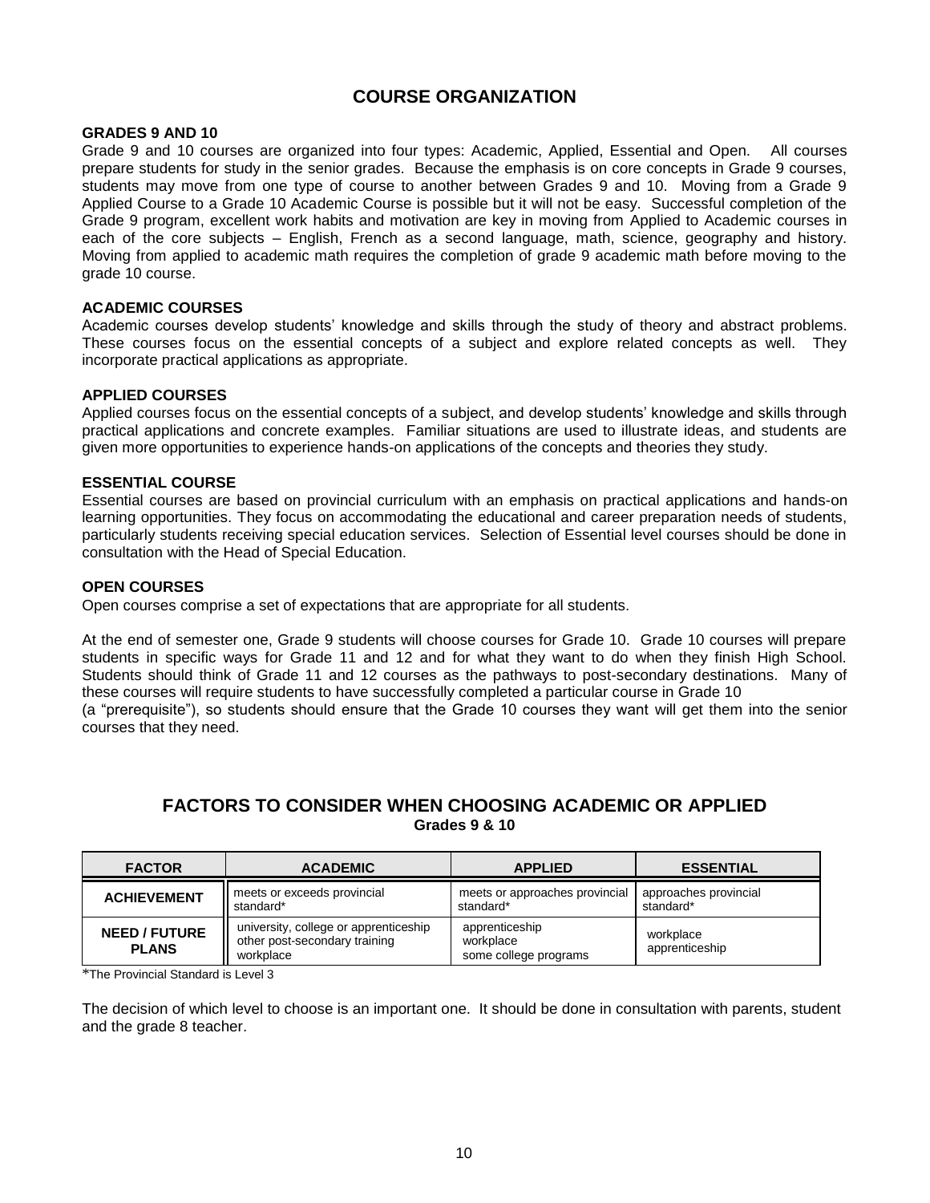# COURSE ORGANIZATION

### GRADES 9 AND 10

Grade 9 and 10 courses are organized into four types: Academic, Applied, Essential and Open. All courses prepare students for study in the senior grades. Because the emphasis is on core concepts in Grade 9 courses, students may move from one type of course to another between Grades 9 and 10. Moving from a Grade 9 Applied Course to a Grade 10 Academic Course is possible but it will not be easy. Successful completion of the Grade 9 program, excellent work habits and motivation are key in moving from Applied to Academic courses in each of the core subjects – English, French as a second language, math, science, geography and history. Moving from applied to academic math requires the completion of grade 9 academic math before moving to the grade 10 course.

### ACADEMIC COURSES

Academic courses develop students' knowledge and skills through the study of theory and abstract problems. These courses focus on the essential concepts of a subject and explore related concepts as well. They incorporate practical applications as appropriate.

### APPLIED COURSES

Applied courses focus on the essential concepts of a subject, and develop students' knowledge and skills through practical applications and concrete examples. Familiar situations are used to illustrate ideas, and students are given more opportunities to experience hands-on applications of the concepts and theories they study.

### ESSENTIAL COURSE

Essential courses are based on provincial curriculum with an emphasis on practical applications and hands-on learning opportunities. They focus on accommodating the educational and career preparation needs of students, particularly students receiving special education services. Selection of Essential level courses should be done in consultation with the Head of Special Education.

### OPEN COURSES

Open courses comprise a set of expectations that are appropriate for all students.

At the end of semester one, Grade 9 students will choose courses for Grade 10. Grade 10 courses will prepare students in specific ways for Grade 11 and 12 and for what they want to do when they finish High School. Students should think of Grade 11 and 12 courses as the pathways to post-secondary destinations. Many of these courses will require students to have successfully completed a particular course in Grade 10 (a "prerequisite"), so students should ensure that the Grade 10 courses they want will get them into the senior courses that they need.

## FACTORS TO CONSIDER WHEN CHOOSING ACADEMIC OR APPLIED

**Grades 9 & 10**

| FACTOR | ACADEMIC | APPLIED | ESSENTIAL |
|---|---|---|---|
| **ACHIEVEMENT** | meets or exceeds provincial standard* | meets or approaches provincial standard* | approaches provincial standard* |
| **NEED / FUTURE PLANS** | university, college or apprenticeship<br>other post-secondary training<br>workplace | apprenticeship<br>workplace<br>some college programs | workplace<br>apprenticeship |

*The Provincial Standard is Level 3

The decision of which level to choose is an important one. It should be done in consultation with parents, student and the grade 8 teacher.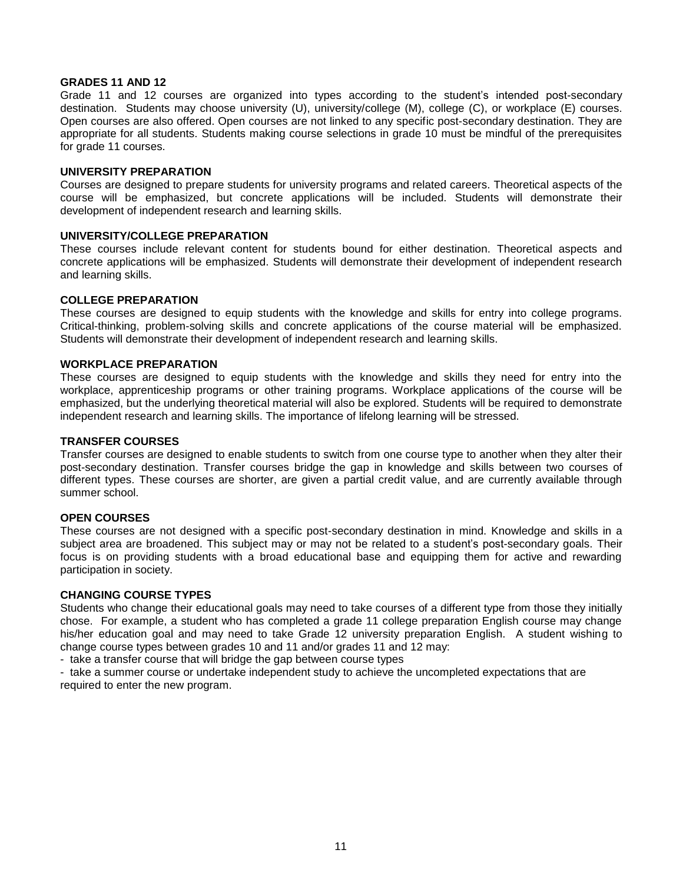## GRADES 11 AND 12

Grade 11 and 12 courses are organized into types according to the student's intended post-secondary destination. Students may choose university (U), university/college (M), college (C), or workplace (E) courses. Open courses are also offered. Open courses are not linked to any specific post-secondary destination. They are appropriate for all students. Students making course selections in grade 10 must be mindful of the prerequisites for grade 11 courses.

### UNIVERSITY PREPARATION

Courses are designed to prepare students for university programs and related careers. Theoretical aspects of the course will be emphasized, but concrete applications will be included. Students will demonstrate their development of independent research and learning skills.

### UNIVERSITY/COLLEGE PREPARATION

These courses include relevant content for students bound for either destination. Theoretical aspects and concrete applications will be emphasized. Students will demonstrate their development of independent research and learning skills.

### COLLEGE PREPARATION

These courses are designed to equip students with the knowledge and skills for entry into college programs. Critical-thinking, problem-solving skills and concrete applications of the course material will be emphasized. Students will demonstrate their development of independent research and learning skills.

### WORKPLACE PREPARATION

These courses are designed to equip students with the knowledge and skills they need for entry into the workplace, apprenticeship programs or other training programs. Workplace applications of the course will be emphasized, but the underlying theoretical material will also be explored. Students will be required to demonstrate independent research and learning skills. The importance of lifelong learning will be stressed.

### TRANSFER COURSES

Transfer courses are designed to enable students to switch from one course type to another when they alter their post-secondary destination. Transfer courses bridge the gap in knowledge and skills between two courses of different types. These courses are shorter, are given a partial credit value, and are currently available through summer school.

### OPEN COURSES

These courses are not designed with a specific post-secondary destination in mind. Knowledge and skills in a subject area are broadened. This subject may or may not be related to a student's post-secondary goals. Their focus is on providing students with a broad educational base and equipping them for active and rewarding participation in society.

### CHANGING COURSE TYPES

Students who change their educational goals may need to take courses of a different type from those they initially chose. For example, a student who has completed a grade 11 college preparation English course may change his/her education goal and may need to take Grade 12 university preparation English. A student wishing to change course types between grades 10 and 11 and/or grades 11 and 12 may:

- take a transfer course that will bridge the gap between course types
- take a summer course or undertake independent study to achieve the uncompleted expectations that are required to enter the new program.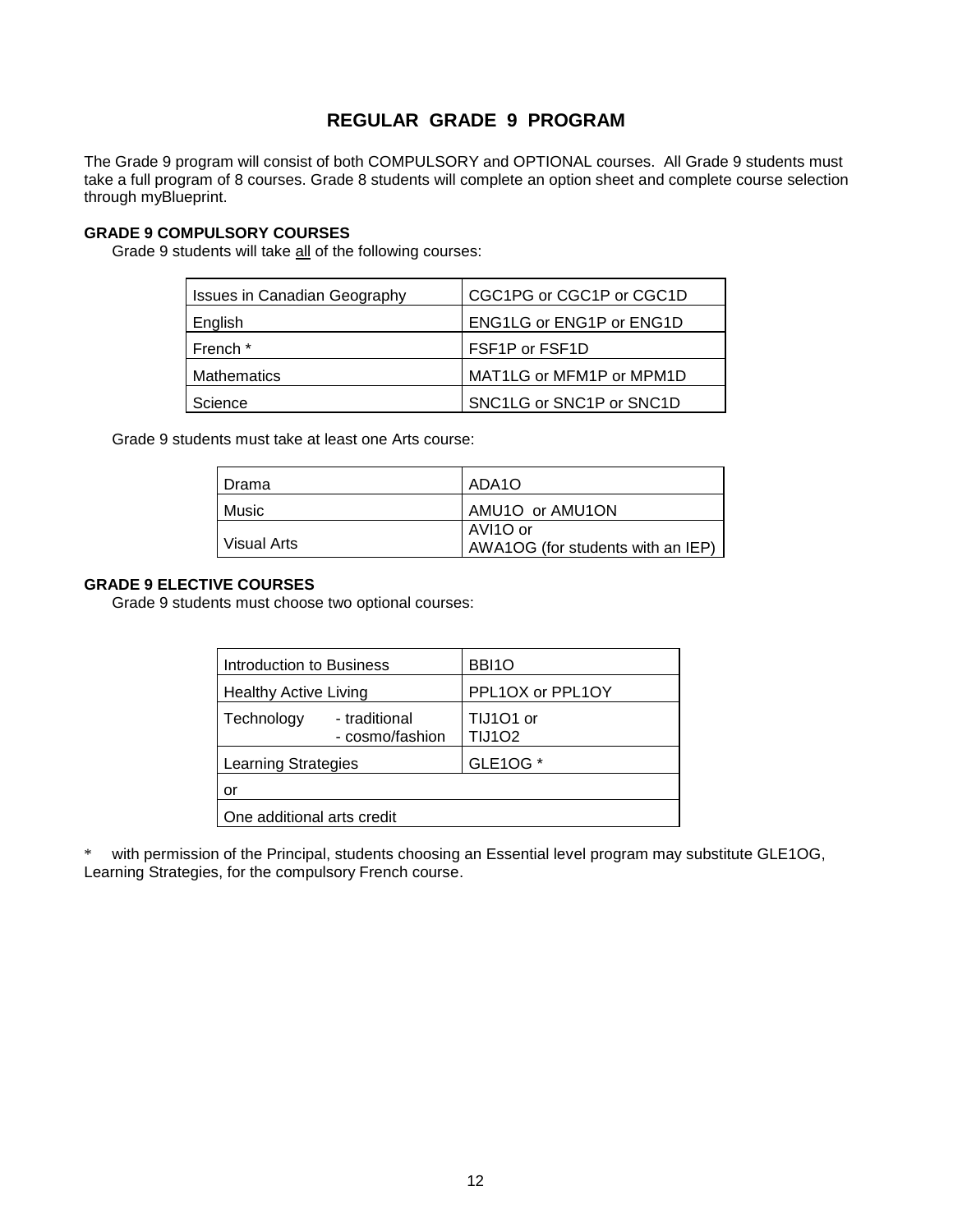# REGULAR GRADE 9 PROGRAM

The Grade 9 program will consist of both COMPULSORY and OPTIONAL courses. All Grade 9 students must take a full program of 8 courses. Grade 8 students will complete an option sheet and complete course selection through myBlueprint.

**GRADE 9 COMPULSORY COURSES**

Grade 9 students will take all of the following courses:

| | |
|---|---|
| Issues in Canadian Geography | CGC1PG or CGC1P or CGC1D |
| English | ENG1LG or ENG1P or ENG1D |
| French * | FSF1P or FSF1D |
| Mathematics | MAT1LG or MFM1P or MPM1D |
| Science | SNC1LG or SNC1P or SNC1D |

Grade 9 students must take at least one Arts course:

| | |
|---|---|
| Drama | ADA1O |
| Music | AMU1O or AMU1ON |
| Visual Arts | AVI1O or AWA1OG (for students with an IEP) |

**GRADE 9 ELECTIVE COURSES**

Grade 9 students must choose two optional courses:

| | |
|---|---|
| Introduction to Business | BBI1O |
| Healthy Active Living | PPL1OX or PPL1OY |
| Technology - traditional - cosmo/fashion | TIJ1O1 or TIJ1O2 |
| Learning Strategies | GLE1OG * |
| or | |
| One additional arts credit | |

* with permission of the Principal, students choosing an Essential level program may substitute GLE1OG, Learning Strategies, for the compulsory French course.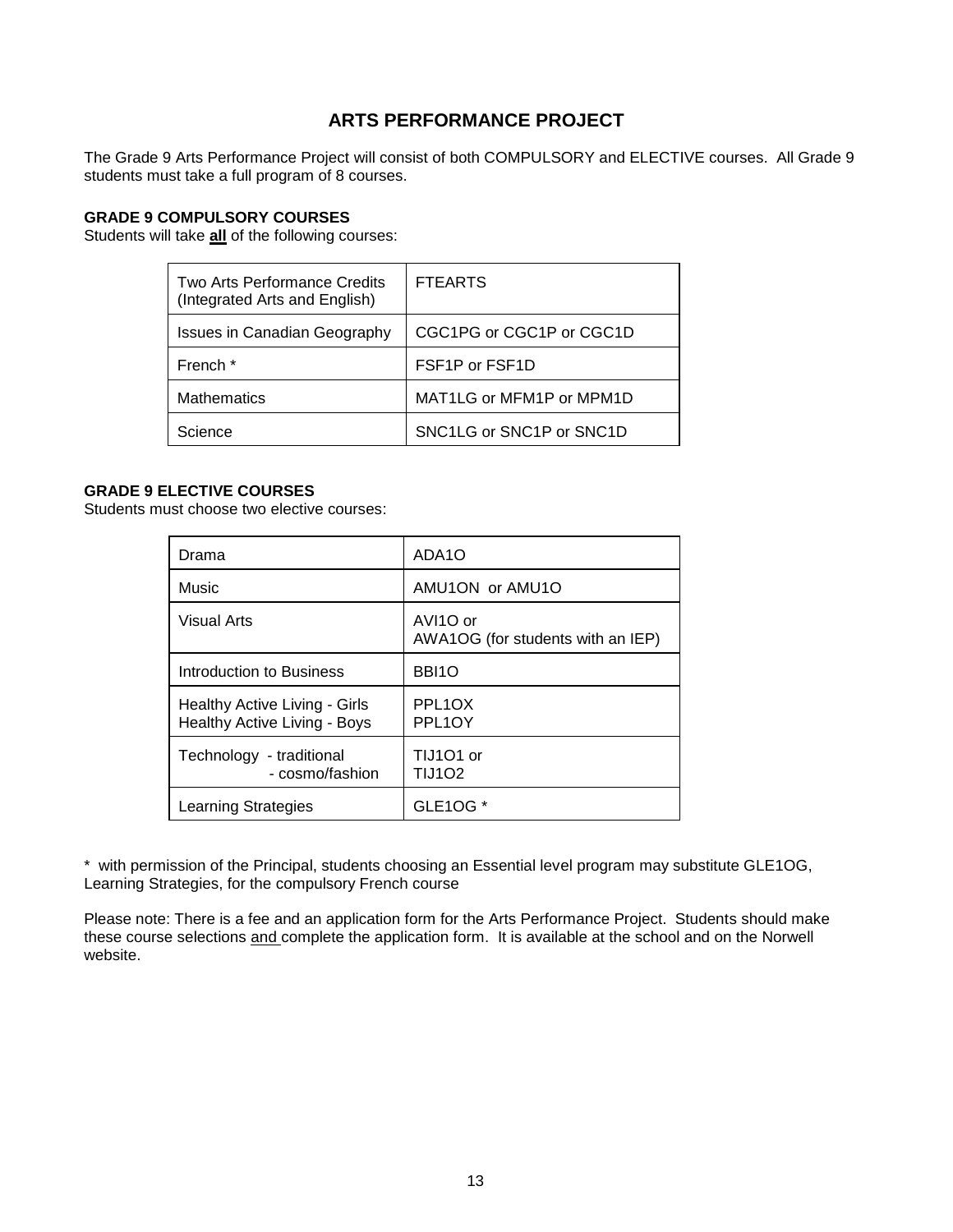# ARTS PERFORMANCE PROJECT

The Grade 9 Arts Performance Project will consist of both COMPULSORY and ELECTIVE courses. All Grade 9 students must take a full program of 8 courses.

### GRADE 9 COMPULSORY COURSES

Students will take **all** of the following courses:

| | |
|---|---|
| Two Arts Performance Credits (Integrated Arts and English) | FTEARTS |
| Issues in Canadian Geography | CGC1PG or CGC1P or CGC1D |
| French * | FSF1P or FSF1D |
| Mathematics | MAT1LG or MFM1P or MPM1D |
| Science | SNC1LG or SNC1P or SNC1D |

### GRADE 9 ELECTIVE COURSES

Students must choose two elective courses:

| | |
|---|---|
| Drama | ADA1O |
| Music | AMU1ON or AMU1O |
| Visual Arts | AVI1O or AWA1OG (for students with an IEP) |
| Introduction to Business | BBI1O |
| Healthy Active Living - Girls<br>Healthy Active Living - Boys | PPL1OX<br>PPL1OY |
| Technology - traditional<br>- cosmo/fashion | TIJ1O1 or<br>TIJ1O2 |
| Learning Strategies | GLE1OG * |

* with permission of the Principal, students choosing an Essential level program may substitute GLE1OG, Learning Strategies, for the compulsory French course

Please note: There is a fee and an application form for the Arts Performance Project. Students should make these course selections and complete the application form. It is available at the school and on the Norwell website.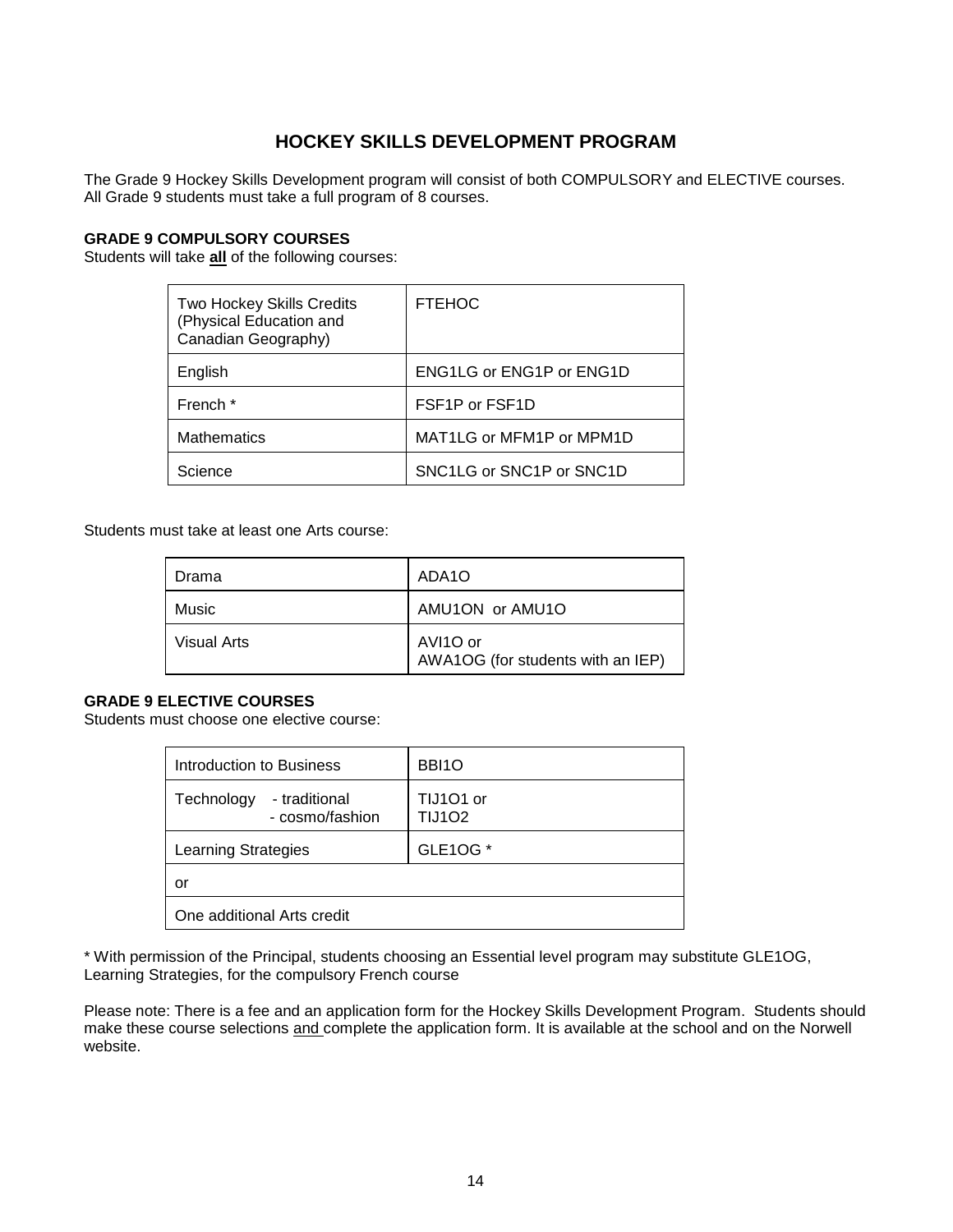# HOCKEY SKILLS DEVELOPMENT PROGRAM

The Grade 9 Hockey Skills Development program will consist of both COMPULSORY and ELECTIVE courses. All Grade 9 students must take a full program of 8 courses.

**GRADE 9 COMPULSORY COURSES**

Students will take **all** of the following courses:

| Course | Code |
|---|---|
| Two Hockey Skills Credits (Physical Education and Canadian Geography) | FTEHOC |
| English | ENG1LG or ENG1P or ENG1D |
| French * | FSF1P or FSF1D |
| Mathematics | MAT1LG or MFM1P or MPM1D |
| Science | SNC1LG or SNC1P or SNC1D |

Students must take at least one Arts course:

| Course | Code |
|---|---|
| Drama | ADA1O |
| Music | AMU1ON or AMU1O |
| Visual Arts | AVI1O or AWA1OG (for students with an IEP) |

**GRADE 9 ELECTIVE COURSES**

Students must choose one elective course:

| Course | Code |
|---|---|
| Introduction to Business | BBI1O |
| Technology - traditional - cosmo/fashion | TIJ1O1 or TIJ1O2 |
| Learning Strategies | GLE1OG * |
| or | |
| One additional Arts credit | |

* With permission of the Principal, students choosing an Essential level program may substitute GLE1OG, Learning Strategies, for the compulsory French course

Please note: There is a fee and an application form for the Hockey Skills Development Program. Students should make these course selections <u>and</u> complete the application form. It is available at the school and on the Norwell website.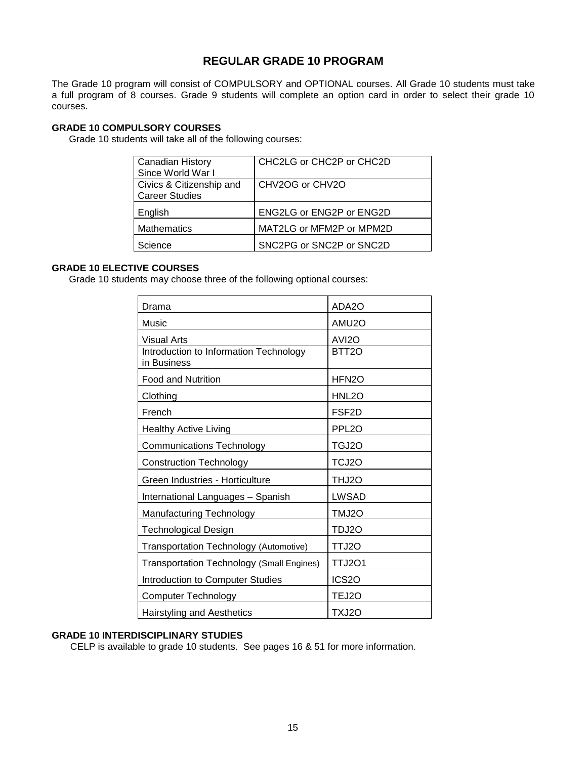# REGULAR GRADE 10 PROGRAM

The Grade 10 program will consist of COMPULSORY and OPTIONAL courses. All Grade 10 students must take a full program of 8 courses. Grade 9 students will complete an option card in order to select their grade 10 courses.

### GRADE 10 COMPULSORY COURSES

Grade 10 students will take all of the following courses:

| | |
|---|---|
| Canadian History Since World War I | CHC2LG or CHC2P or CHC2D |
| Civics & Citizenship and Career Studies | CHV2OG or CHV2O |
| English | ENG2LG or ENG2P or ENG2D |
| Mathematics | MAT2LG or MFM2P or MPM2D |
| Science | SNC2PG or SNC2P or SNC2D |

### GRADE 10 ELECTIVE COURSES

Grade 10 students may choose three of the following optional courses:

| | |
|---|---|
| Drama | ADA2O |
| Music | AMU2O |
| Visual Arts | AVI2O |
| Introduction to Information Technology in Business | BTT2O |
| Food and Nutrition | HFN2O |
| Clothing | HNL2O |
| French | FSF2D |
| Healthy Active Living | PPL2O |
| Communications Technology | TGJ2O |
| Construction Technology | TCJ2O |
| Green Industries - Horticulture | THJ2O |
| International Languages – Spanish | LWSAD |
| Manufacturing Technology | TMJ2O |
| Technological Design | TDJ2O |
| Transportation Technology (Automotive) | TTJ2O |
| Transportation Technology (Small Engines) | TTJ2O1 |
| Introduction to Computer Studies | ICS2O |
| Computer Technology | TEJ2O |
| Hairstyling and Aesthetics | TXJ2O |

### GRADE 10 INTERDISCIPLINARY STUDIES

CELP is available to grade 10 students. See pages 16 & 51 for more information.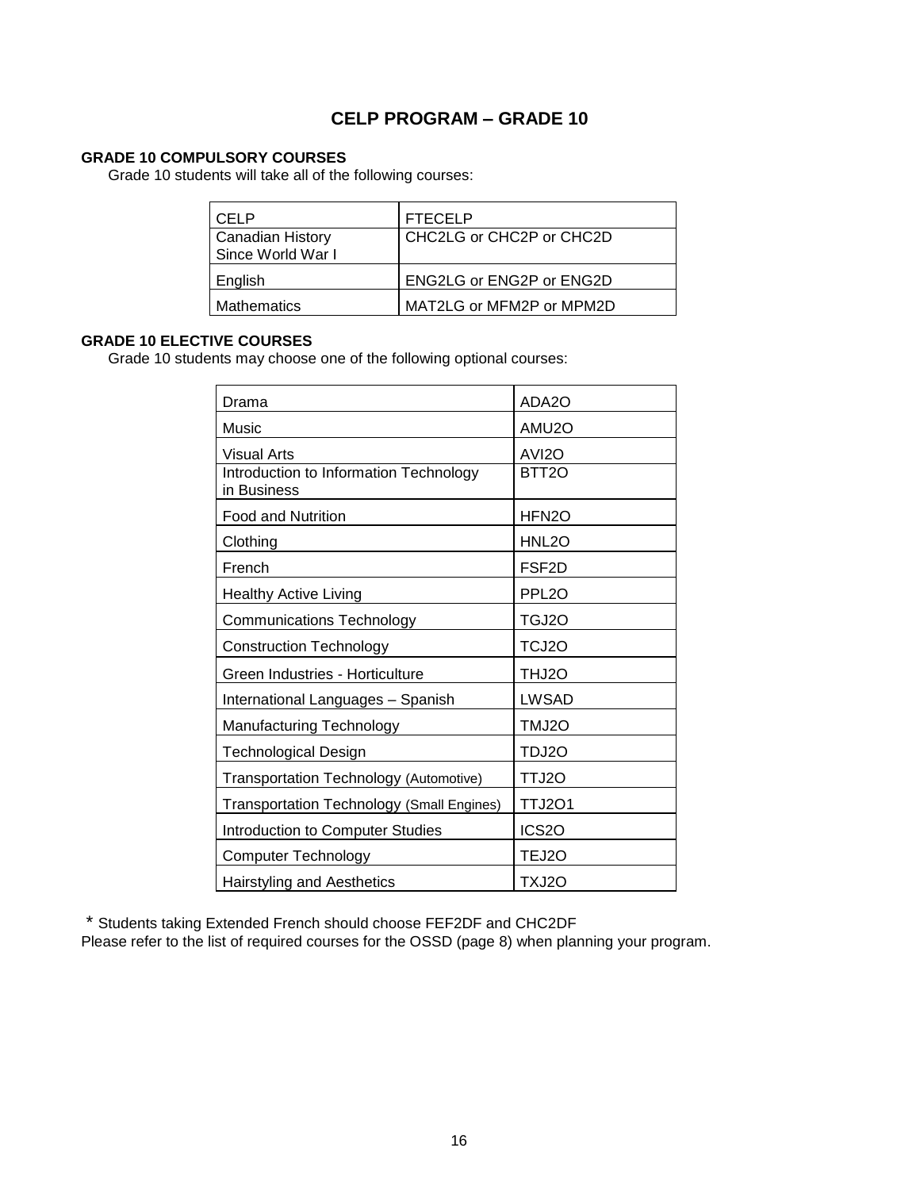# CELP PROGRAM – GRADE 10

**GRADE 10 COMPULSORY COURSES**

Grade 10 students will take all of the following courses:

| CELP | FTECELP |
|---|---|
| Canadian History Since World War I | CHC2LG or CHC2P or CHC2D |
| English | ENG2LG or ENG2P or ENG2D |
| Mathematics | MAT2LG or MFM2P or MPM2D |

**GRADE 10 ELECTIVE COURSES**

Grade 10 students may choose one of the following optional courses:

| Drama | ADA2O |
|---|---|
| Music | AMU2O |
| Visual Arts | AVI2O |
| Introduction to Information Technology in Business | BTT2O |
| Food and Nutrition | HFN2O |
| Clothing | HNL2O |
| French | FSF2D |
| Healthy Active Living | PPL2O |
| Communications Technology | TGJ2O |
| Construction Technology | TCJ2O |
| Green Industries - Horticulture | THJ2O |
| International Languages – Spanish | LWSAD |
| Manufacturing Technology | TMJ2O |
| Technological Design | TDJ2O |
| Transportation Technology (Automotive) | TTJ2O |
| Transportation Technology (Small Engines) | TTJ2O1 |
| Introduction to Computer Studies | ICS2O |
| Computer Technology | TEJ2O |
| Hairstyling and Aesthetics | TXJ2O |

* Students taking Extended French should choose FEF2DF and CHC2DF

Please refer to the list of required courses for the OSSD (page 8) when planning your program.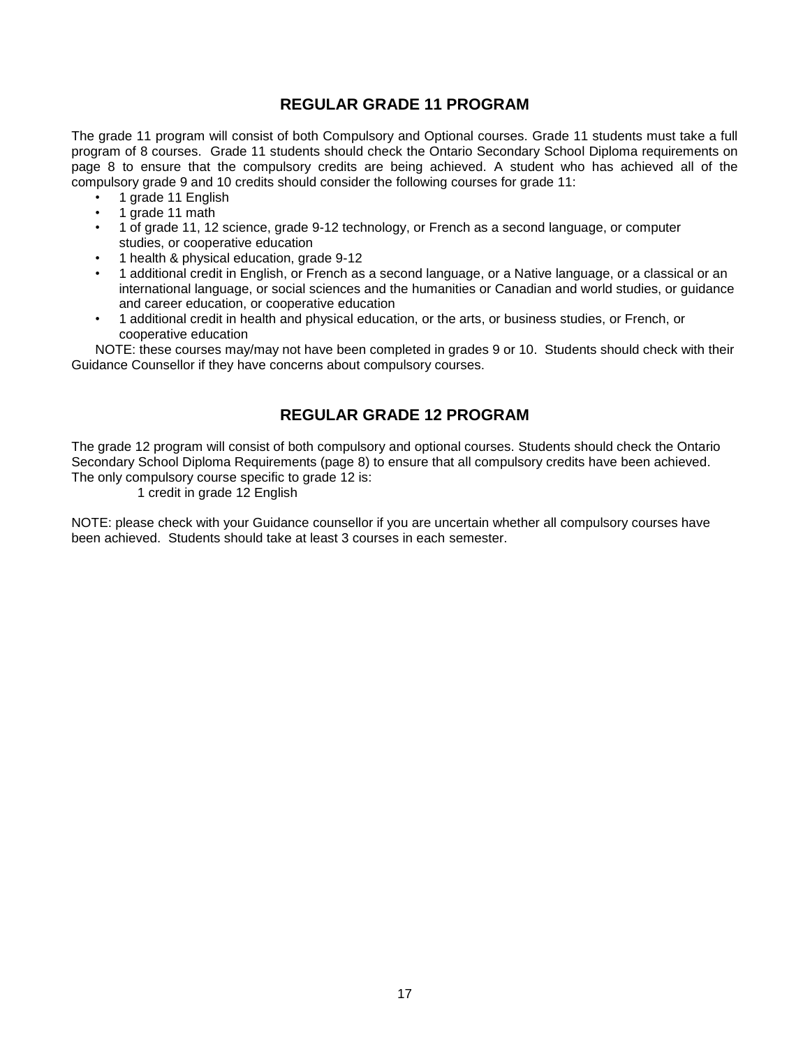## REGULAR GRADE 11 PROGRAM

The grade 11 program will consist of both Compulsory and Optional courses. Grade 11 students must take a full program of 8 courses. Grade 11 students should check the Ontario Secondary School Diploma requirements on page 8 to ensure that the compulsory credits are being achieved. A student who has achieved all of the compulsory grade 9 and 10 credits should consider the following courses for grade 11:

- 1 grade 11 English
- 1 grade 11 math
- 1 of grade 11, 12 science, grade 9-12 technology, or French as a second language, or computer studies, or cooperative education
- 1 health & physical education, grade 9-12
- 1 additional credit in English, or French as a second language, or a Native language, or a classical or an international language, or social sciences and the humanities or Canadian and world studies, or guidance and career education, or cooperative education
- 1 additional credit in health and physical education, or the arts, or business studies, or French, or cooperative education

NOTE: these courses may/may not have been completed in grades 9 or 10. Students should check with their Guidance Counsellor if they have concerns about compulsory courses.

## REGULAR GRADE 12 PROGRAM

The grade 12 program will consist of both compulsory and optional courses. Students should check the Ontario Secondary School Diploma Requirements (page 8) to ensure that all compulsory credits have been achieved. The only compulsory course specific to grade 12 is:

1 credit in grade 12 English

NOTE: please check with your Guidance counsellor if you are uncertain whether all compulsory courses have been achieved. Students should take at least 3 courses in each semester.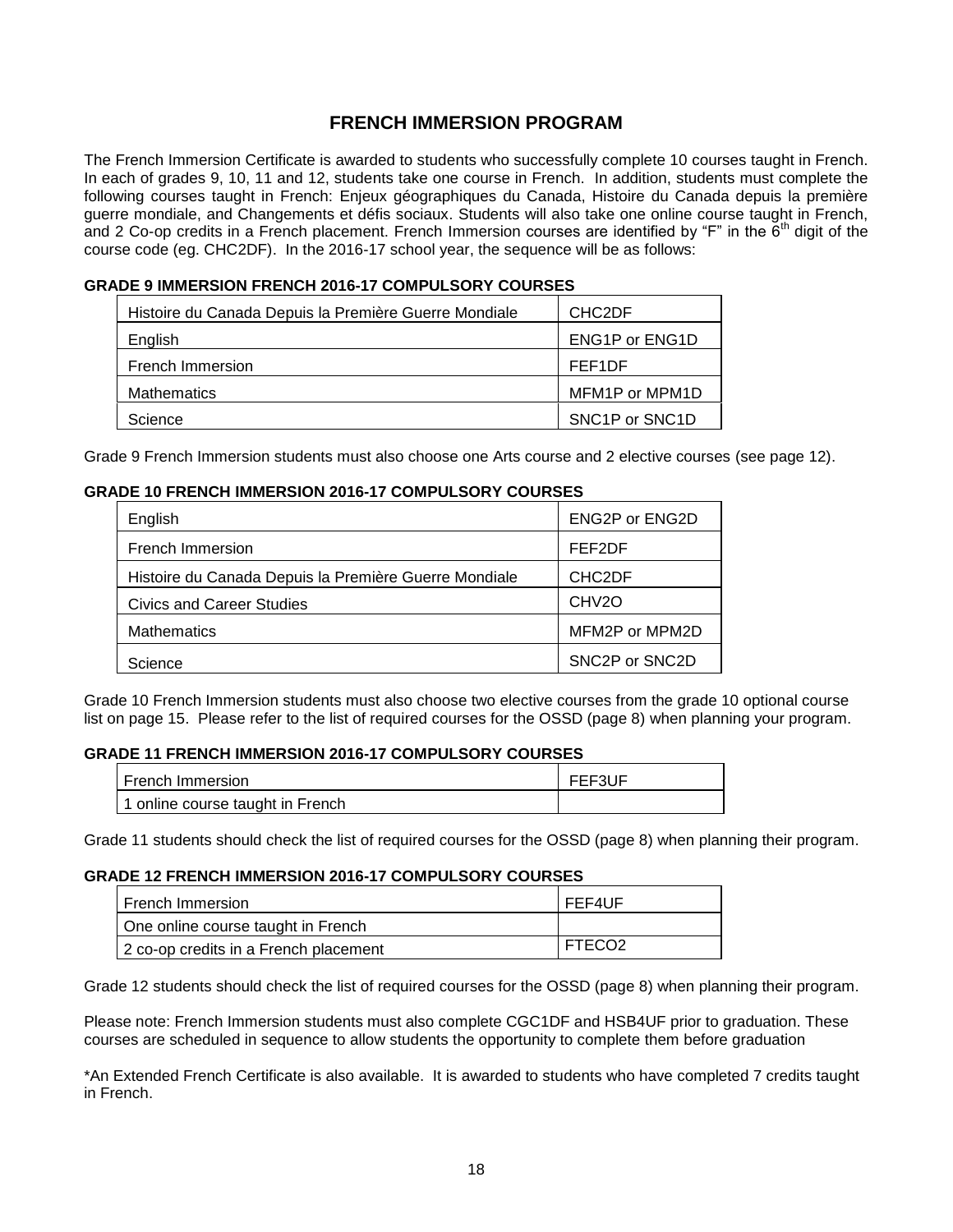# FRENCH IMMERSION PROGRAM

The French Immersion Certificate is awarded to students who successfully complete 10 courses taught in French. In each of grades 9, 10, 11 and 12, students take one course in French. In addition, students must complete the following courses taught in French: Enjeux géographiques du Canada, Histoire du Canada depuis la première guerre mondiale, and Changements et défis sociaux. Students will also take one online course taught in French, and 2 Co-op credits in a French placement. French Immersion courses are identified by “F” in the 6th digit of the course code (eg. CHC2DF). In the 2016-17 school year, the sequence will be as follows:

**GRADE 9 IMMERSION FRENCH 2016-17 COMPULSORY COURSES**

| Course | Code |
|---|---|
| Histoire du Canada Depuis la Première Guerre Mondiale | CHC2DF |
| English | ENG1P or ENG1D |
| French Immersion | FEF1DF |
| Mathematics | MFM1P or MPM1D |
| Science | SNC1P or SNC1D |

Grade 9 French Immersion students must also choose one Arts course and 2 elective courses (see page 12).

**GRADE 10 FRENCH IMMERSION 2016-17 COMPULSORY COURSES**

| Course | Code |
|---|---|
| English | ENG2P or ENG2D |
| French Immersion | FEF2DF |
| Histoire du Canada Depuis la Première Guerre Mondiale | CHC2DF |
| Civics and Career Studies | CHV2O |
| Mathematics | MFM2P or MPM2D |
| Science | SNC2P or SNC2D |

Grade 10 French Immersion students must also choose two elective courses from the grade 10 optional course list on page 15. Please refer to the list of required courses for the OSSD (page 8) when planning your program.

**GRADE 11 FRENCH IMMERSION 2016-17 COMPULSORY COURSES**

| Course | Code |
|---|---|
| French Immersion | FEF3UF |
| 1 online course taught in French | |

Grade 11 students should check the list of required courses for the OSSD (page 8) when planning their program.

**GRADE 12 FRENCH IMMERSION 2016-17 COMPULSORY COURSES**

| Course | Code |
|---|---|
| French Immersion | FEF4UF |
| One online course taught in French | |
| 2 co-op credits in a French placement | FTECO2 |

Grade 12 students should check the list of required courses for the OSSD (page 8) when planning their program.

Please note: French Immersion students must also complete CGC1DF and HSB4UF prior to graduation. These courses are scheduled in sequence to allow students the opportunity to complete them before graduation

*An Extended French Certificate is also available. It is awarded to students who have completed 7 credits taught in French.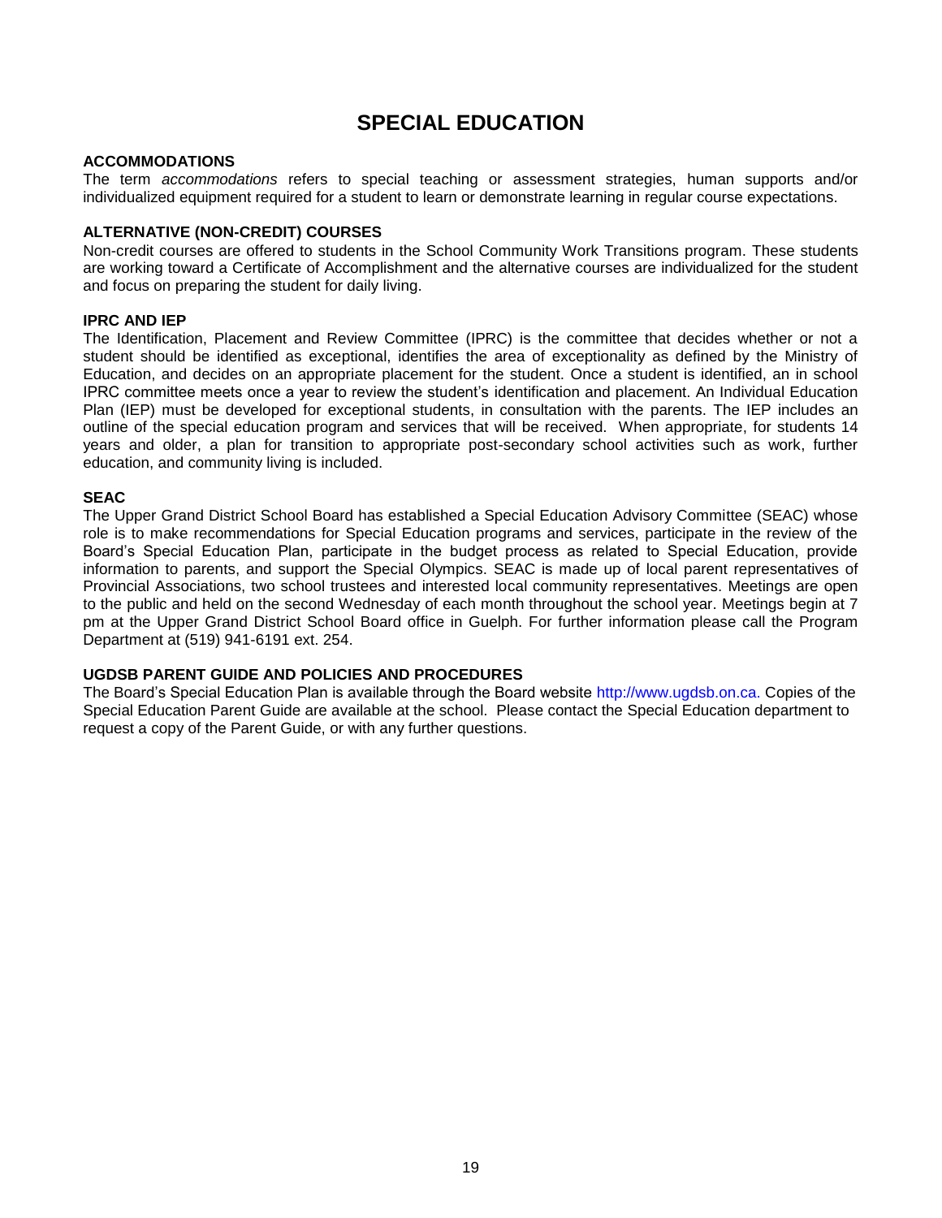# SPECIAL EDUCATION

### ACCOMMODATIONS

The term *accommodations* refers to special teaching or assessment strategies, human supports and/or individualized equipment required for a student to learn or demonstrate learning in regular course expectations.

### ALTERNATIVE (NON-CREDIT) COURSES

Non-credit courses are offered to students in the School Community Work Transitions program. These students are working toward a Certificate of Accomplishment and the alternative courses are individualized for the student and focus on preparing the student for daily living.

### IPRC AND IEP

The Identification, Placement and Review Committee (IPRC) is the committee that decides whether or not a student should be identified as exceptional, identifies the area of exceptionality as defined by the Ministry of Education, and decides on an appropriate placement for the student. Once a student is identified, an in school IPRC committee meets once a year to review the student's identification and placement. An Individual Education Plan (IEP) must be developed for exceptional students, in consultation with the parents. The IEP includes an outline of the special education program and services that will be received. When appropriate, for students 14 years and older, a plan for transition to appropriate post-secondary school activities such as work, further education, and community living is included.

### SEAC

The Upper Grand District School Board has established a Special Education Advisory Committee (SEAC) whose role is to make recommendations for Special Education programs and services, participate in the review of the Board's Special Education Plan, participate in the budget process as related to Special Education, provide information to parents, and support the Special Olympics. SEAC is made up of local parent representatives of Provincial Associations, two school trustees and interested local community representatives. Meetings are open to the public and held on the second Wednesday of each month throughout the school year. Meetings begin at 7 pm at the Upper Grand District School Board office in Guelph. For further information please call the Program Department at (519) 941-6191 ext. 254.

### UGDSB PARENT GUIDE AND POLICIES AND PROCEDURES

The Board's Special Education Plan is available through the Board website http://www.ugdsb.on.ca. Copies of the Special Education Parent Guide are available at the school. Please contact the Special Education department to request a copy of the Parent Guide, or with any further questions.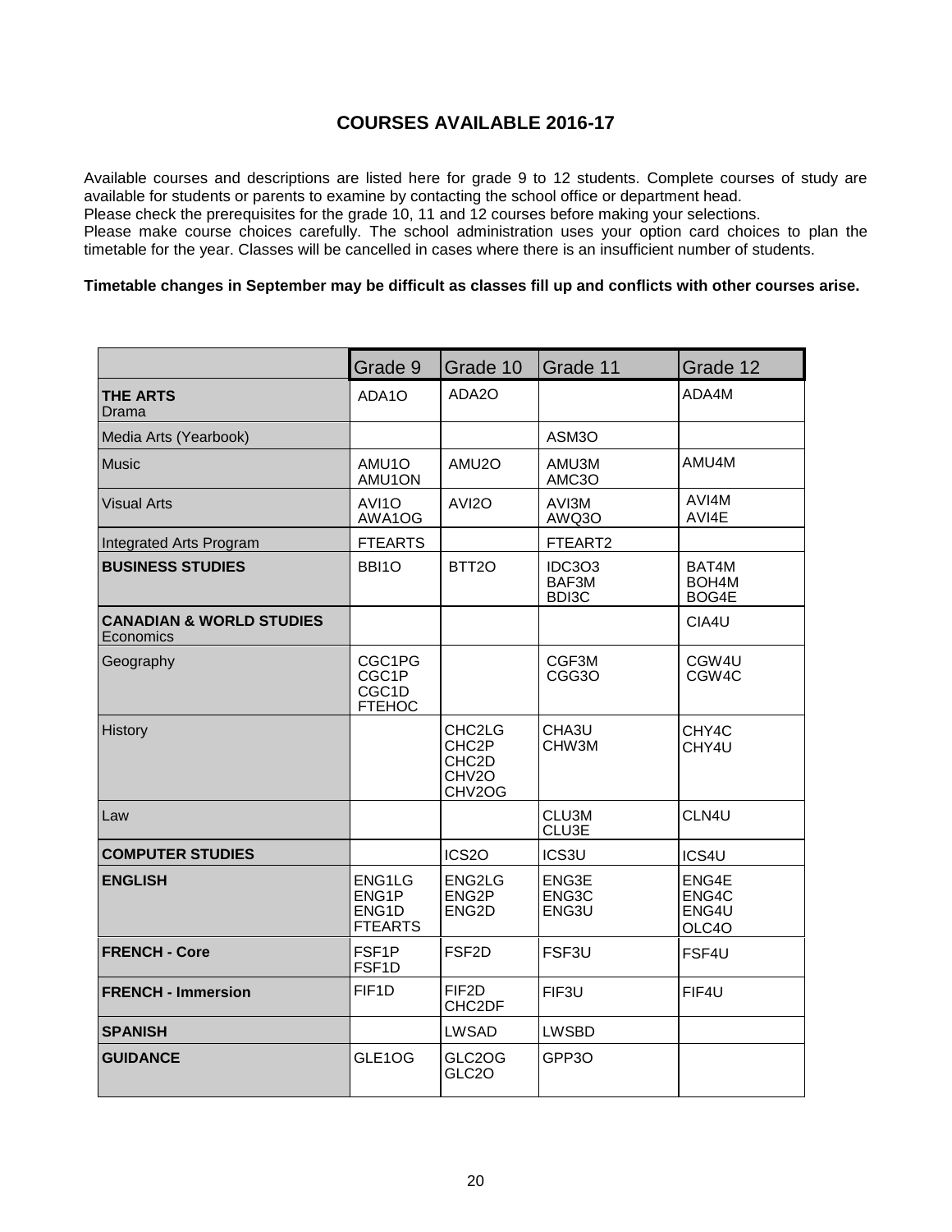## COURSES AVAILABLE 2016-17

Available courses and descriptions are listed here for grade 9 to 12 students. Complete courses of study are available for students or parents to examine by contacting the school office or department head.
Please check the prerequisites for the grade 10, 11 and 12 courses before making your selections.
Please make course choices carefully. The school administration uses your option card choices to plan the timetable for the year. Classes will be cancelled in cases where there is an insufficient number of students.

**Timetable changes in September may be difficult as classes fill up and conflicts with other courses arise.**

| | Grade 9 | Grade 10 | Grade 11 | Grade 12 |
|---|---|---|---|---|
| **THE ARTS** Drama | ADA1O | ADA2O | | ADA4M |
| Media Arts (Yearbook) | | | ASM3O | |
| Music | AMU1O AMU1ON | AMU2O | AMU3M AMC3O | AMU4M |
| Visual Arts | AVI1O AWA1OG | AVI2O | AVI3M AWQ3O | AVI4M AVI4E |
| Integrated Arts Program | FTEARTS | | FTEART2 | |
| **BUSINESS STUDIES** | BBI1O | BTT2O | IDC3O3 BAF3M BDI3C | BAT4M BOH4M BOG4E |
| **CANADIAN & WORLD STUDIES** Economics | | | | CIA4U |
| Geography | CGC1PG CGC1P CGC1D FTEHOC | | CGF3M CGG3O | CGW4U CGW4C |
| History | | CHC2LG CHC2P CHC2D CHV2O CHV2OG | CHA3U CHW3M | CHY4C CHY4U |
| Law | | | CLU3M CLU3E | CLN4U |
| **COMPUTER STUDIES** | | ICS2O | ICS3U | ICS4U |
| **ENGLISH** | ENG1LG ENG1P ENG1D FTEARTS | ENG2LG ENG2P ENG2D | ENG3E ENG3C ENG3U | ENG4E ENG4C ENG4U OLC4O |
| **FRENCH - Core** | FSF1P FSF1D | FSF2D | FSF3U | FSF4U |
| **FRENCH - Immersion** | FIF1D | FIF2D CHC2DF | FIF3U | FIF4U |
| **SPANISH** | | LWSAD | LWSBD | |
| **GUIDANCE** | GLE1OG | GLC2OG GLC2O | GPP3O | |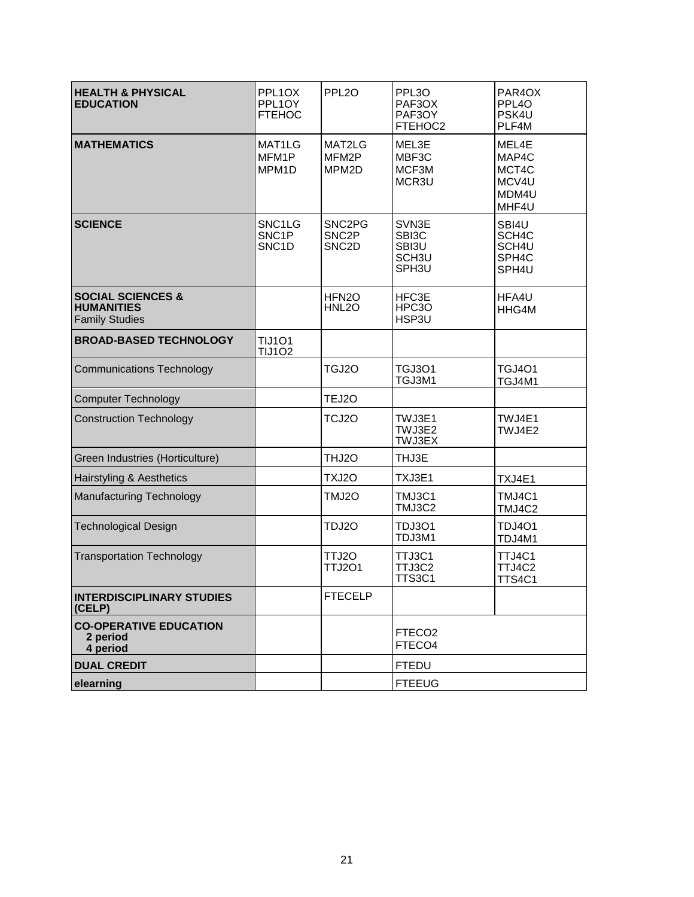| | | | | |
|---|---|---|---|---|
| **HEALTH & PHYSICAL EDUCATION** | PPL1OX<br>PPL1OY<br>FTEHOC | PPL2O | PPL3O<br>PAF3OX<br>PAF3OY<br>FTEHOC2 | PAR4OX<br>PPL4O<br>PSK4U<br>PLF4M |
| **MATHEMATICS** | MAT1LG<br>MFM1P<br>MPM1D | MAT2LG<br>MFM2P<br>MPM2D | MEL3E<br>MBF3C<br>MCF3M<br>MCR3U | MEL4E<br>MAP4C<br>MCT4C<br>MCV4U<br>MDM4U<br>MHF4U |
| **SCIENCE** | SNC1LG<br>SNC1P<br>SNC1D | SNC2PG<br>SNC2P<br>SNC2D | SVN3E<br>SBI3C<br>SBI3U<br>SCH3U<br>SPH3U | SBI4U<br>SCH4C<br>SCH4U<br>SPH4C<br>SPH4U |
| **SOCIAL SCIENCES & HUMANITIES**<br>Family Studies | | HFN2O<br>HNL2O | HFC3E<br>HPC3O<br>HSP3U | HFA4U<br>HHG4M |
| **BROAD-BASED TECHNOLOGY** | TIJ1O1<br>TIJ1O2 | | | |
| Communications Technology | | TGJ2O | TGJ3O1<br>TGJ3M1 | TGJ4O1<br>TGJ4M1 |
| Computer Technology | | TEJ2O | | |
| Construction Technology | | TCJ2O | TWJ3E1<br>TWJ3E2<br>TWJ3EX | TWJ4E1<br>TWJ4E2 |
| Green Industries (Horticulture) | | THJ2O | THJ3E | |
| Hairstyling & Aesthetics | | TXJ2O | TXJ3E1 | TXJ4E1 |
| Manufacturing Technology | | TMJ2O | TMJ3C1<br>TMJ3C2 | TMJ4C1<br>TMJ4C2 |
| Technological Design | | TDJ2O | TDJ3O1<br>TDJ3M1 | TDJ4O1<br>TDJ4M1 |
| Transportation Technology | | TTJ2O<br>TTJ2O1 | TTJ3C1<br>TTJ3C2<br>TTS3C1 | TTJ4C1<br>TTJ4C2<br>TTS4C1 |
| **INTERDISCIPLINARY STUDIES (CELP)** | | FTECELP | | |
| **CO-OPERATIVE EDUCATION**<br>**2 period**<br>**4 period** | | | FTECO2<br>FTECO4 | |
| **DUAL CREDIT** | | | FTEDU | |
| **elearning** | | | FTEEUG | |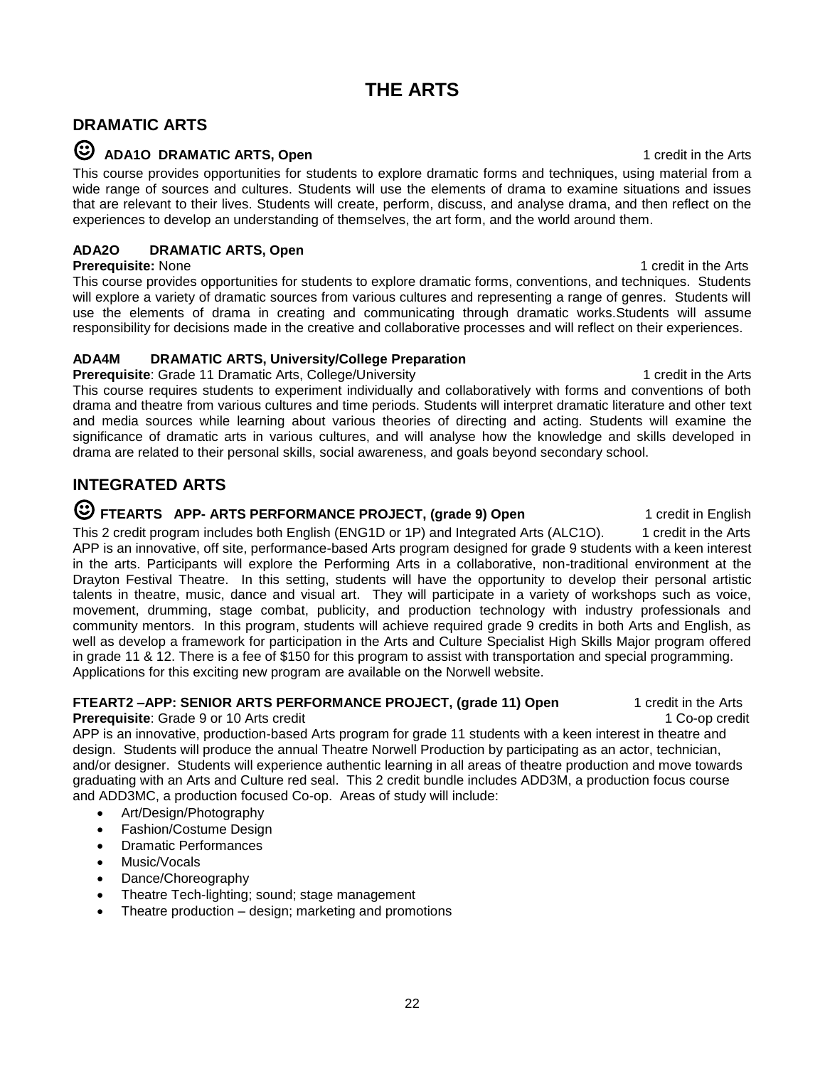# THE ARTS

## DRAMATIC ARTS

### ☺ ADA1O DRAMATIC ARTS, Open

1 credit in the Arts

This course provides opportunities for students to explore dramatic forms and techniques, using material from a wide range of sources and cultures. Students will use the elements of drama to examine situations and issues that are relevant to their lives. Students will create, perform, discuss, and analyse drama, and then reflect on the experiences to develop an understanding of themselves, the art form, and the world around them.

### ADA2O DRAMATIC ARTS, Open

**Prerequisite:** None

1 credit in the Arts

This course provides opportunities for students to explore dramatic forms, conventions, and techniques. Students will explore a variety of dramatic sources from various cultures and representing a range of genres. Students will use the elements of drama in creating and communicating through dramatic works.Students will assume responsibility for decisions made in the creative and collaborative processes and will reflect on their experiences.

### ADA4M DRAMATIC ARTS, University/College Preparation

**Prerequisite**: Grade 11 Dramatic Arts, College/University

1 credit in the Arts

This course requires students to experiment individually and collaboratively with forms and conventions of both drama and theatre from various cultures and time periods. Students will interpret dramatic literature and other text and media sources while learning about various theories of directing and acting. Students will examine the significance of dramatic arts in various cultures, and will analyse how the knowledge and skills developed in drama are related to their personal skills, social awareness, and goals beyond secondary school.

## INTEGRATED ARTS

### ☺ FTEARTS APP- ARTS PERFORMANCE PROJECT, (grade 9) Open

1 credit in English
1 credit in the Arts

This 2 credit program includes both English (ENG1D or 1P) and Integrated Arts (ALC1O). APP is an innovative, off site, performance-based Arts program designed for grade 9 students with a keen interest in the arts. Participants will explore the Performing Arts in a collaborative, non-traditional environment at the Drayton Festival Theatre. In this setting, students will have the opportunity to develop their personal artistic talents in theatre, music, dance and visual art. They will participate in a variety of workshops such as voice, movement, drumming, stage combat, publicity, and production technology with industry professionals and community mentors. In this program, students will achieve required grade 9 credits in both Arts and English, as well as develop a framework for participation in the Arts and Culture Specialist High Skills Major program offered in grade 11 & 12. There is a fee of $150 for this program to assist with transportation and special programming. Applications for this exciting new program are available on the Norwell website.

### FTEART2 –APP: SENIOR ARTS PERFORMANCE PROJECT, (grade 11) Open

**Prerequisite**: Grade 9 or 10 Arts credit

1 credit in the Arts
1 Co-op credit

APP is an innovative, production-based Arts program for grade 11 students with a keen interest in theatre and design. Students will produce the annual Theatre Norwell Production by participating as an actor, technician, and/or designer. Students will experience authentic learning in all areas of theatre production and move towards graduating with an Arts and Culture red seal. This 2 credit bundle includes ADD3M, a production focus course and ADD3MC, a production focused Co-op. Areas of study will include:

- Art/Design/Photography
- Fashion/Costume Design
- Dramatic Performances
- Music/Vocals
- Dance/Choreography
- Theatre Tech-lighting; sound; stage management
- Theatre production – design; marketing and promotions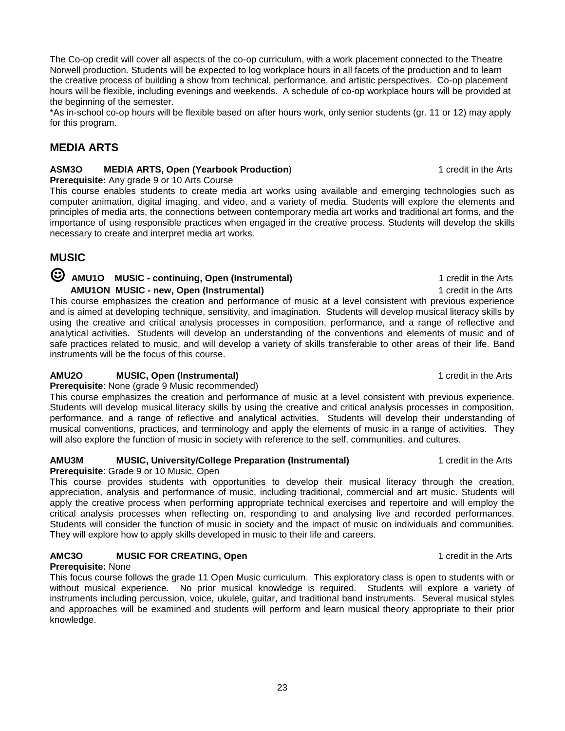The Co-op credit will cover all aspects of the co-op curriculum, with a work placement connected to the Theatre Norwell production. Students will be expected to log workplace hours in all facets of the production and to learn the creative process of building a show from technical, performance, and artistic perspectives. Co-op placement hours will be flexible, including evenings and weekends. A schedule of co-op workplace hours will be provided at the beginning of the semester.

*As in-school co-op hours will be flexible based on after hours work, only senior students (gr. 11 or 12) may apply for this program.

## MEDIA ARTS

**ASM3O MEDIA ARTS, Open (Yearbook Production)** 1 credit in the Arts

**Prerequisite:** Any grade 9 or 10 Arts Course

This course enables students to create media art works using available and emerging technologies such as computer animation, digital imaging, and video, and a variety of media. Students will explore the elements and principles of media arts, the connections between contemporary media art works and traditional art forms, and the importance of using responsible practices when engaged in the creative process. Students will develop the skills necessary to create and interpret media art works.

## MUSIC

☺ **AMU1O MUSIC - continuing, Open (Instrumental)** 1 credit in the Arts

**AMU1ON MUSIC - new, Open (Instrumental)** 1 credit in the Arts

This course emphasizes the creation and performance of music at a level consistent with previous experience and is aimed at developing technique, sensitivity, and imagination. Students will develop musical literacy skills by using the creative and critical analysis processes in composition, performance, and a range of reflective and analytical activities. Students will develop an understanding of the conventions and elements of music and of safe practices related to music, and will develop a variety of skills transferable to other areas of their life. Band instruments will be the focus of this course.

**AMU2O MUSIC, Open (Instrumental)** 1 credit in the Arts

**Prerequisite**: None (grade 9 Music recommended)

This course emphasizes the creation and performance of music at a level consistent with previous experience. Students will develop musical literacy skills by using the creative and critical analysis processes in composition, performance, and a range of reflective and analytical activities. Students will develop their understanding of musical conventions, practices, and terminology and apply the elements of music in a range of activities. They will also explore the function of music in society with reference to the self, communities, and cultures.

**AMU3M MUSIC, University/College Preparation (Instrumental)** 1 credit in the Arts

**Prerequisite**: Grade 9 or 10 Music, Open

This course provides students with opportunities to develop their musical literacy through the creation, appreciation, analysis and performance of music, including traditional, commercial and art music. Students will apply the creative process when performing appropriate technical exercises and repertoire and will employ the critical analysis processes when reflecting on, responding to and analysing live and recorded performances. Students will consider the function of music in society and the impact of music on individuals and communities. They will explore how to apply skills developed in music to their life and careers.

**AMC3O MUSIC FOR CREATING, Open** 1 credit in the Arts

**Prerequisite:** None

This focus course follows the grade 11 Open Music curriculum. This exploratory class is open to students with or without musical experience. No prior musical knowledge is required. Students will explore a variety of instruments including percussion, voice, ukulele, guitar, and traditional band instruments. Several musical styles and approaches will be examined and students will perform and learn musical theory appropriate to their prior knowledge.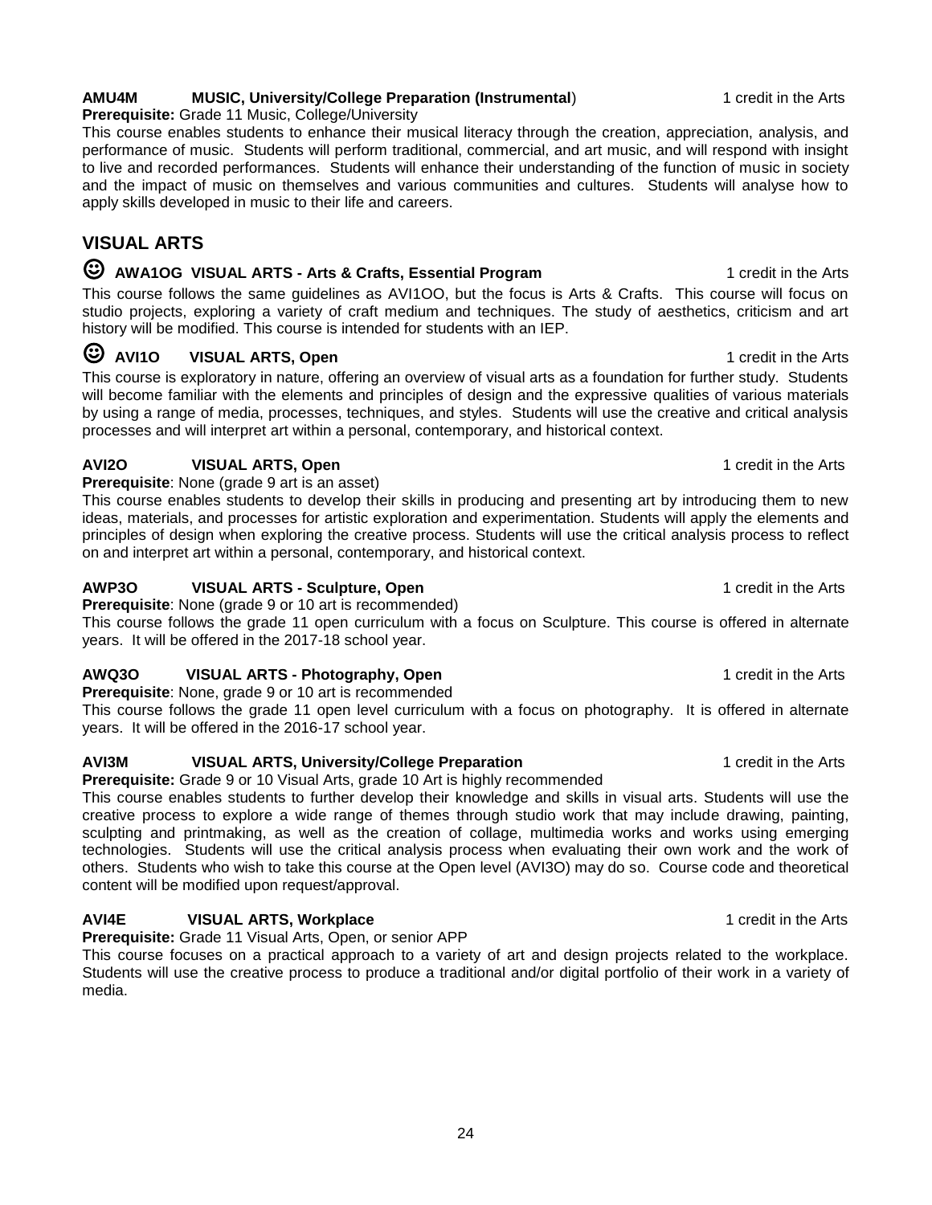**AMU4M MUSIC, University/College Preparation (Instrumental)** 1 credit in the Arts

**Prerequisite:** Grade 11 Music, College/University

This course enables students to enhance their musical literacy through the creation, appreciation, analysis, and performance of music. Students will perform traditional, commercial, and art music, and will respond with insight to live and recorded performances. Students will enhance their understanding of the function of music in society and the impact of music on themselves and various communities and cultures. Students will analyse how to apply skills developed in music to their life and careers.

## VISUAL ARTS

☺ **AWA1OG VISUAL ARTS - Arts & Crafts, Essential Program** 1 credit in the Arts

This course follows the same guidelines as AVI1OO, but the focus is Arts & Crafts. This course will focus on studio projects, exploring a variety of craft medium and techniques. The study of aesthetics, criticism and art history will be modified. This course is intended for students with an IEP.

☺ **AVI1O VISUAL ARTS, Open** 1 credit in the Arts

This course is exploratory in nature, offering an overview of visual arts as a foundation for further study. Students will become familiar with the elements and principles of design and the expressive qualities of various materials by using a range of media, processes, techniques, and styles. Students will use the creative and critical analysis processes and will interpret art within a personal, contemporary, and historical context.

**AVI2O VISUAL ARTS, Open** 1 credit in the Arts

**Prerequisite**: None (grade 9 art is an asset)

This course enables students to develop their skills in producing and presenting art by introducing them to new ideas, materials, and processes for artistic exploration and experimentation. Students will apply the elements and principles of design when exploring the creative process. Students will use the critical analysis process to reflect on and interpret art within a personal, contemporary, and historical context.

**AWP3O VISUAL ARTS - Sculpture, Open** 1 credit in the Arts

**Prerequisite**: None (grade 9 or 10 art is recommended)

This course follows the grade 11 open curriculum with a focus on Sculpture. This course is offered in alternate years. It will be offered in the 2017-18 school year.

**AWQ3O VISUAL ARTS - Photography, Open** 1 credit in the Arts

**Prerequisite**: None, grade 9 or 10 art is recommended

This course follows the grade 11 open level curriculum with a focus on photography. It is offered in alternate years. It will be offered in the 2016-17 school year.

**AVI3M VISUAL ARTS, University/College Preparation** 1 credit in the Arts

**Prerequisite:** Grade 9 or 10 Visual Arts, grade 10 Art is highly recommended

This course enables students to further develop their knowledge and skills in visual arts. Students will use the creative process to explore a wide range of themes through studio work that may include drawing, painting, sculpting and printmaking, as well as the creation of collage, multimedia works and works using emerging technologies. Students will use the critical analysis process when evaluating their own work and the work of others. Students who wish to take this course at the Open level (AVI3O) may do so. Course code and theoretical content will be modified upon request/approval.

**AVI4E VISUAL ARTS, Workplace** 1 credit in the Arts

**Prerequisite:** Grade 11 Visual Arts, Open, or senior APP

This course focuses on a practical approach to a variety of art and design projects related to the workplace. Students will use the creative process to produce a traditional and/or digital portfolio of their work in a variety of media.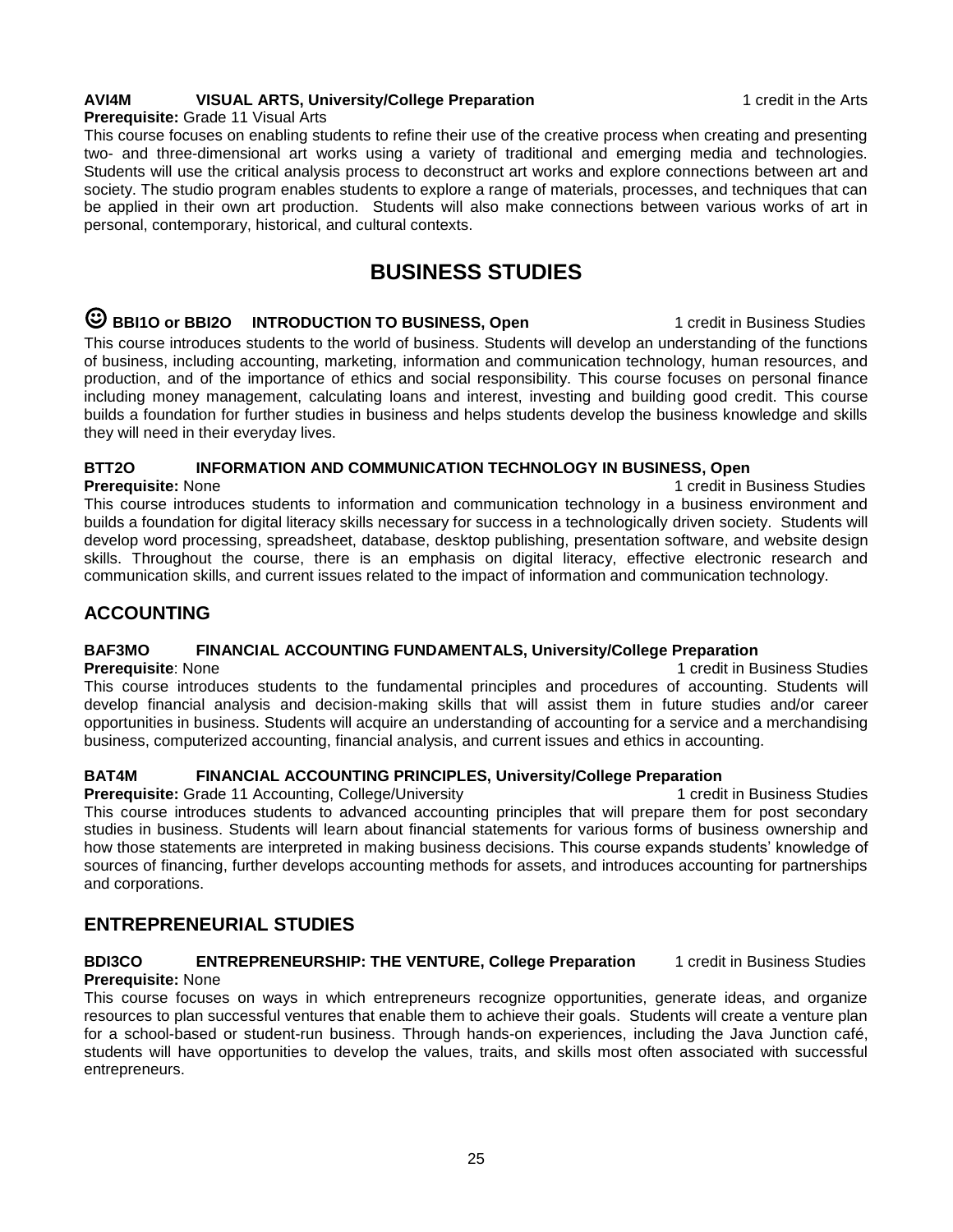**AVI4M VISUAL ARTS, University/College Preparation** 1 credit in the Arts

**Prerequisite:** Grade 11 Visual Arts

This course focuses on enabling students to refine their use of the creative process when creating and presenting two- and three-dimensional art works using a variety of traditional and emerging media and technologies. Students will use the critical analysis process to deconstruct art works and explore connections between art and society. The studio program enables students to explore a range of materials, processes, and techniques that can be applied in their own art production. Students will also make connections between various works of art in personal, contemporary, historical, and cultural contexts.

# BUSINESS STUDIES

**☺ BBI1O or BBI2O INTRODUCTION TO BUSINESS, Open** 1 credit in Business Studies

This course introduces students to the world of business. Students will develop an understanding of the functions of business, including accounting, marketing, information and communication technology, human resources, and production, and of the importance of ethics and social responsibility. This course focuses on personal finance including money management, calculating loans and interest, investing and building good credit. This course builds a foundation for further studies in business and helps students develop the business knowledge and skills they will need in their everyday lives.

**BTT2O INFORMATION AND COMMUNICATION TECHNOLOGY IN BUSINESS, Open**

**Prerequisite:** None 1 credit in Business Studies

This course introduces students to information and communication technology in a business environment and builds a foundation for digital literacy skills necessary for success in a technologically driven society. Students will develop word processing, spreadsheet, database, desktop publishing, presentation software, and website design skills. Throughout the course, there is an emphasis on digital literacy, effective electronic research and communication skills, and current issues related to the impact of information and communication technology.

## ACCOUNTING

**BAF3MO FINANCIAL ACCOUNTING FUNDAMENTALS, University/College Preparation**

**Prerequisite**: None 1 credit in Business Studies

This course introduces students to the fundamental principles and procedures of accounting. Students will develop financial analysis and decision-making skills that will assist them in future studies and/or career opportunities in business. Students will acquire an understanding of accounting for a service and a merchandising business, computerized accounting, financial analysis, and current issues and ethics in accounting.

**BAT4M FINANCIAL ACCOUNTING PRINCIPLES, University/College Preparation**

**Prerequisite:** Grade 11 Accounting, College/University 1 credit in Business Studies

This course introduces students to advanced accounting principles that will prepare them for post secondary studies in business. Students will learn about financial statements for various forms of business ownership and how those statements are interpreted in making business decisions. This course expands students' knowledge of sources of financing, further develops accounting methods for assets, and introduces accounting for partnerships and corporations.

## ENTREPRENEURIAL STUDIES

**BDI3CO ENTREPRENEURSHIP: THE VENTURE, College Preparation** 1 credit in Business Studies

**Prerequisite:** None

This course focuses on ways in which entrepreneurs recognize opportunities, generate ideas, and organize resources to plan successful ventures that enable them to achieve their goals. Students will create a venture plan for a school-based or student-run business. Through hands-on experiences, including the Java Junction café, students will have opportunities to develop the values, traits, and skills most often associated with successful entrepreneurs.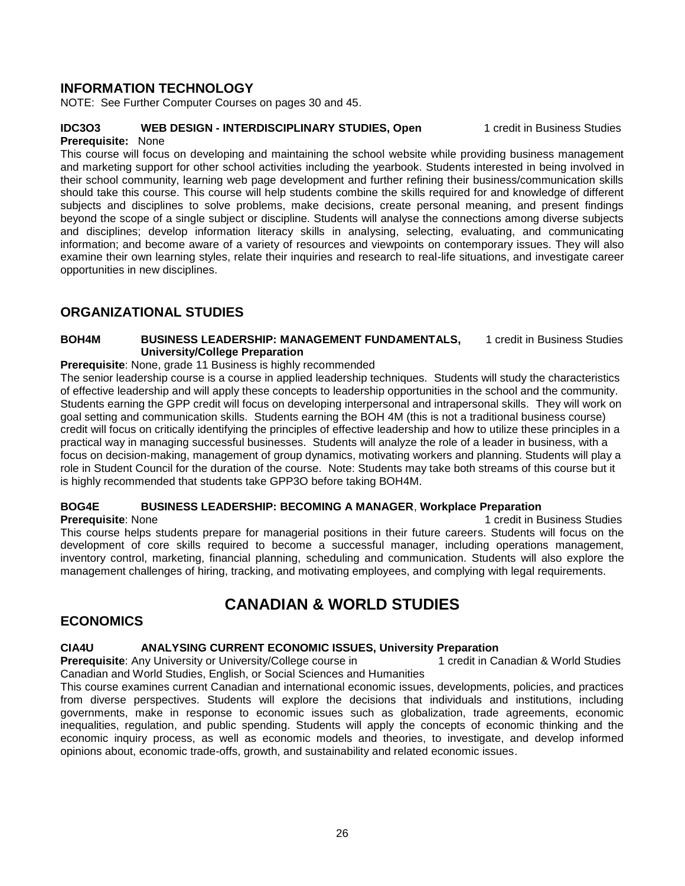## INFORMATION TECHNOLOGY

NOTE: See Further Computer Courses on pages 30 and 45.

**IDC3O3 WEB DESIGN - INTERDISCIPLINARY STUDIES, Open** 1 credit in Business Studies

**Prerequisite:** None

This course will focus on developing and maintaining the school website while providing business management and marketing support for other school activities including the yearbook. Students interested in being involved in their school community, learning web page development and further refining their business/communication skills should take this course. This course will help students combine the skills required for and knowledge of different subjects and disciplines to solve problems, make decisions, create personal meaning, and present findings beyond the scope of a single subject or discipline. Students will analyse the connections among diverse subjects and disciplines; develop information literacy skills in analysing, selecting, evaluating, and communicating information; and become aware of a variety of resources and viewpoints on contemporary issues. They will also examine their own learning styles, relate their inquiries and research to real-life situations, and investigate career opportunities in new disciplines.

## ORGANIZATIONAL STUDIES

**BOH4M BUSINESS LEADERSHIP: MANAGEMENT FUNDAMENTALS, University/College Preparation** 1 credit in Business Studies

**Prerequisite**: None, grade 11 Business is highly recommended

The senior leadership course is a course in applied leadership techniques. Students will study the characteristics of effective leadership and will apply these concepts to leadership opportunities in the school and the community. Students earning the GPP credit will focus on developing interpersonal and intrapersonal skills. They will work on goal setting and communication skills. Students earning the BOH 4M (this is not a traditional business course) credit will focus on critically identifying the principles of effective leadership and how to utilize these principles in a practical way in managing successful businesses. Students will analyze the role of a leader in business, with a focus on decision-making, management of group dynamics, motivating workers and planning. Students will play a role in Student Council for the duration of the course. Note: Students may take both streams of this course but it is highly recommended that students take GPP3O before taking BOH4M.

**BOG4E BUSINESS LEADERSHIP: BECOMING A MANAGER, Workplace Preparation**

**Prerequisite**: None 1 credit in Business Studies

This course helps students prepare for managerial positions in their future careers. Students will focus on the development of core skills required to become a successful manager, including operations management, inventory control, marketing, financial planning, scheduling and communication. Students will also explore the management challenges of hiring, tracking, and motivating employees, and complying with legal requirements.

# CANADIAN & WORLD STUDIES

## ECONOMICS

**CIA4U ANALYSING CURRENT ECONOMIC ISSUES, University Preparation**

**Prerequisite**: Any University or University/College course in Canadian and World Studies, English, or Social Sciences and Humanities 1 credit in Canadian & World Studies

This course examines current Canadian and international economic issues, developments, policies, and practices from diverse perspectives. Students will explore the decisions that individuals and institutions, including governments, make in response to economic issues such as globalization, trade agreements, economic inequalities, regulation, and public spending. Students will apply the concepts of economic thinking and the economic inquiry process, as well as economic models and theories, to investigate, and develop informed opinions about, economic trade-offs, growth, and sustainability and related economic issues.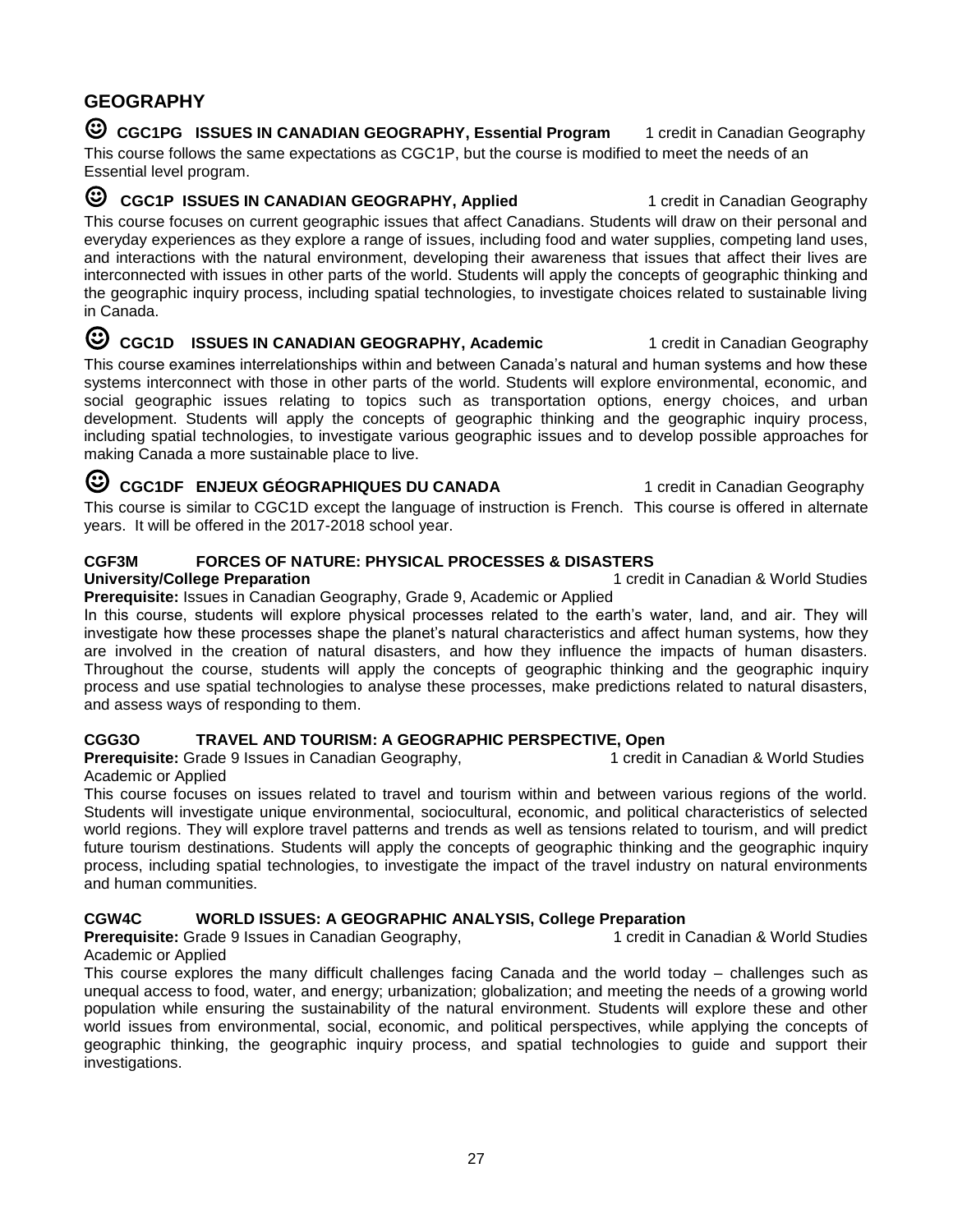## GEOGRAPHY

### ☺ CGC1PG ISSUES IN CANADIAN GEOGRAPHY, Essential Program — 1 credit in Canadian Geography

This course follows the same expectations as CGC1P, but the course is modified to meet the needs of an Essential level program.

### ☺ CGC1P ISSUES IN CANADIAN GEOGRAPHY, Applied — 1 credit in Canadian Geography

This course focuses on current geographic issues that affect Canadians. Students will draw on their personal and everyday experiences as they explore a range of issues, including food and water supplies, competing land uses, and interactions with the natural environment, developing their awareness that issues that affect their lives are interconnected with issues in other parts of the world. Students will apply the concepts of geographic thinking and the geographic inquiry process, including spatial technologies, to investigate choices related to sustainable living in Canada.

### ☺ CGC1D ISSUES IN CANADIAN GEOGRAPHY, Academic — 1 credit in Canadian Geography

This course examines interrelationships within and between Canada's natural and human systems and how these systems interconnect with those in other parts of the world. Students will explore environmental, economic, and social geographic issues relating to topics such as transportation options, energy choices, and urban development. Students will apply the concepts of geographic thinking and the geographic inquiry process, including spatial technologies, to investigate various geographic issues and to develop possible approaches for making Canada a more sustainable place to live.

### ☺ CGC1DF ENJEUX GÉOGRAPHIQUES DU CANADA — 1 credit in Canadian Geography

This course is similar to CGC1D except the language of instruction is French. This course is offered in alternate years. It will be offered in the 2017-2018 school year.

### CGF3M FORCES OF NATURE: PHYSICAL PROCESSES & DISASTERS

**University/College Preparation** — 1 credit in Canadian & World Studies

**Prerequisite:** Issues in Canadian Geography, Grade 9, Academic or Applied

In this course, students will explore physical processes related to the earth's water, land, and air. They will investigate how these processes shape the planet's natural characteristics and affect human systems, how they are involved in the creation of natural disasters, and how they influence the impacts of human disasters. Throughout the course, students will apply the concepts of geographic thinking and the geographic inquiry process and use spatial technologies to analyse these processes, make predictions related to natural disasters, and assess ways of responding to them.

### CGG3O TRAVEL AND TOURISM: A GEOGRAPHIC PERSPECTIVE, Open

**Prerequisite:** Grade 9 Issues in Canadian Geography, Academic or Applied — 1 credit in Canadian & World Studies

This course focuses on issues related to travel and tourism within and between various regions of the world. Students will investigate unique environmental, sociocultural, economic, and political characteristics of selected world regions. They will explore travel patterns and trends as well as tensions related to tourism, and will predict future tourism destinations. Students will apply the concepts of geographic thinking and the geographic inquiry process, including spatial technologies, to investigate the impact of the travel industry on natural environments and human communities.

### CGW4C WORLD ISSUES: A GEOGRAPHIC ANALYSIS, College Preparation

**Prerequisite:** Grade 9 Issues in Canadian Geography, Academic or Applied — 1 credit in Canadian & World Studies

This course explores the many difficult challenges facing Canada and the world today – challenges such as unequal access to food, water, and energy; urbanization; globalization; and meeting the needs of a growing world population while ensuring the sustainability of the natural environment. Students will explore these and other world issues from environmental, social, economic, and political perspectives, while applying the concepts of geographic thinking, the geographic inquiry process, and spatial technologies to guide and support their investigations.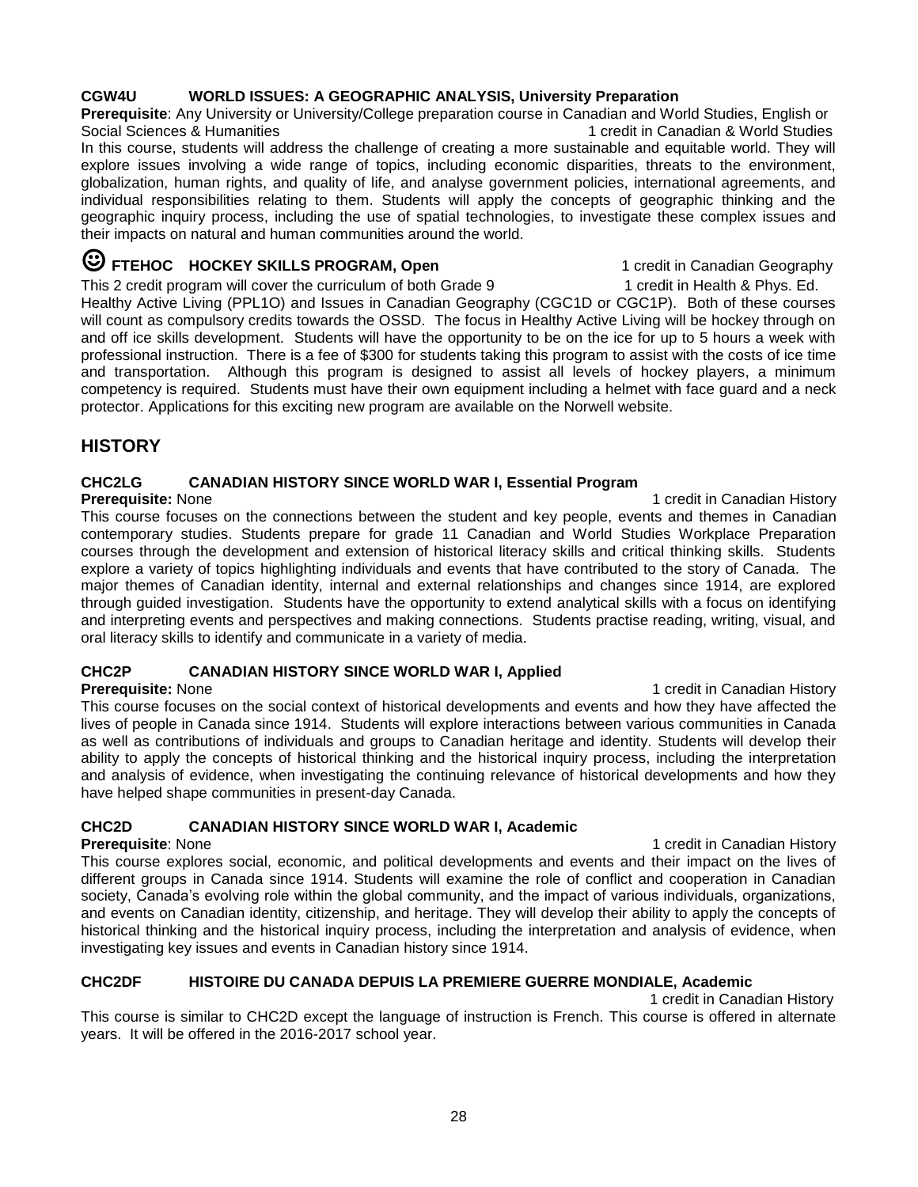**CGW4U WORLD ISSUES: A GEOGRAPHIC ANALYSIS, University Preparation**

**Prerequisite**: Any University or University/College preparation course in Canadian and World Studies, English or Social Sciences & Humanities — 1 credit in Canadian & World Studies

In this course, students will address the challenge of creating a more sustainable and equitable world. They will explore issues involving a wide range of topics, including economic disparities, threats to the environment, globalization, human rights, and quality of life, and analyse government policies, international agreements, and individual responsibilities relating to them. Students will apply the concepts of geographic thinking and the geographic inquiry process, including the use of spatial technologies, to investigate these complex issues and their impacts on natural and human communities around the world.

**☺ FTEHOC HOCKEY SKILLS PROGRAM, Open** — 1 credit in Canadian Geography, 1 credit in Health & Phys. Ed.

This 2 credit program will cover the curriculum of both Grade 9 Healthy Active Living (PPL1O) and Issues in Canadian Geography (CGC1D or CGC1P). Both of these courses will count as compulsory credits towards the OSSD. The focus in Healthy Active Living will be hockey through on and off ice skills development. Students will have the opportunity to be on the ice for up to 5 hours a week with professional instruction. There is a fee of $300 for students taking this program to assist with the costs of ice time and transportation. Although this program is designed to assist all levels of hockey players, a minimum competency is required. Students must have their own equipment including a helmet with face guard and a neck protector. Applications for this exciting new program are available on the Norwell website.

## HISTORY

**CHC2LG CANADIAN HISTORY SINCE WORLD WAR I, Essential Program**

**Prerequisite:** None — 1 credit in Canadian History

This course focuses on the connections between the student and key people, events and themes in Canadian contemporary studies. Students prepare for grade 11 Canadian and World Studies Workplace Preparation courses through the development and extension of historical literacy skills and critical thinking skills. Students explore a variety of topics highlighting individuals and events that have contributed to the story of Canada. The major themes of Canadian identity, internal and external relationships and changes since 1914, are explored through guided investigation. Students have the opportunity to extend analytical skills with a focus on identifying and interpreting events and perspectives and making connections. Students practise reading, writing, visual, and oral literacy skills to identify and communicate in a variety of media.

**CHC2P CANADIAN HISTORY SINCE WORLD WAR I, Applied**

**Prerequisite:** None — 1 credit in Canadian History

This course focuses on the social context of historical developments and events and how they have affected the lives of people in Canada since 1914. Students will explore interactions between various communities in Canada as well as contributions of individuals and groups to Canadian heritage and identity. Students will develop their ability to apply the concepts of historical thinking and the historical inquiry process, including the interpretation and analysis of evidence, when investigating the continuing relevance of historical developments and how they have helped shape communities in present-day Canada.

**CHC2D CANADIAN HISTORY SINCE WORLD WAR I, Academic**

**Prerequisite**: None — 1 credit in Canadian History

This course explores social, economic, and political developments and events and their impact on the lives of different groups in Canada since 1914. Students will examine the role of conflict and cooperation in Canadian society, Canada's evolving role within the global community, and the impact of various individuals, organizations, and events on Canadian identity, citizenship, and heritage. They will develop their ability to apply the concepts of historical thinking and the historical inquiry process, including the interpretation and analysis of evidence, when investigating key issues and events in Canadian history since 1914.

**CHC2DF HISTOIRE DU CANADA DEPUIS LA PREMIERE GUERRE MONDIALE, Academic**

1 credit in Canadian History

This course is similar to CHC2D except the language of instruction is French. This course is offered in alternate years. It will be offered in the 2016-2017 school year.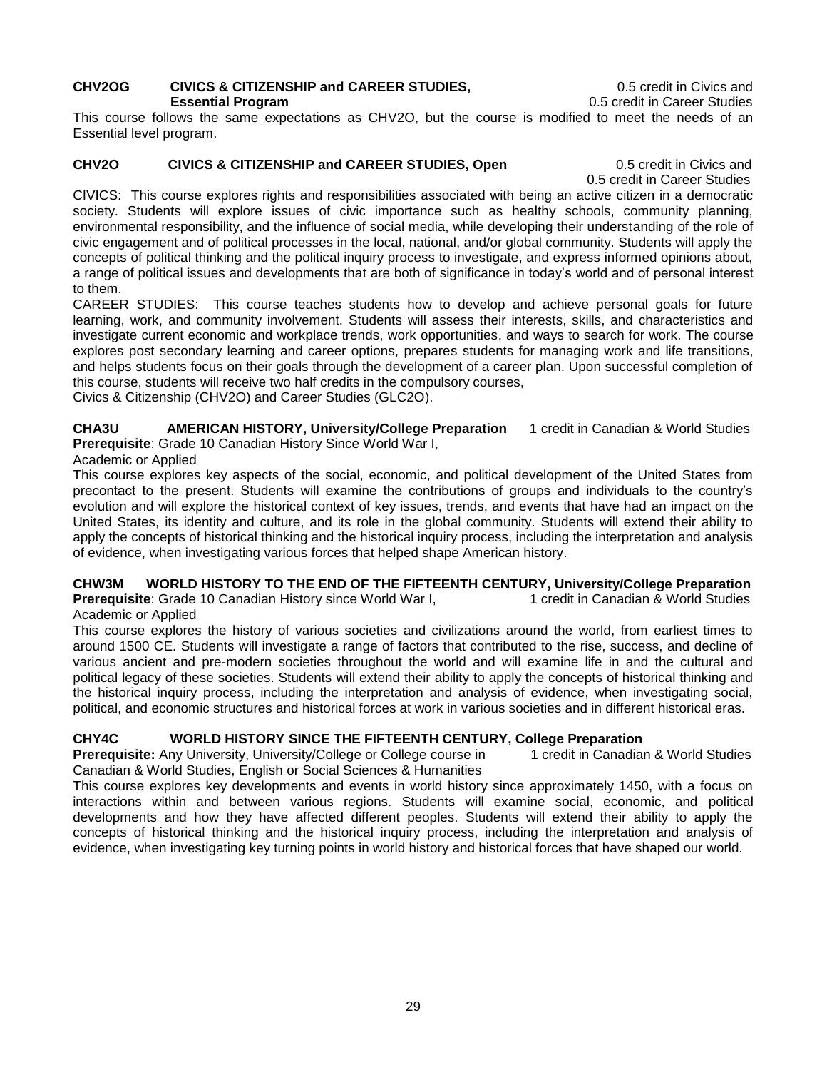**CHV2OG CIVICS & CITIZENSHIP and CAREER STUDIES, Essential Program** — 0.5 credit in Civics and 0.5 credit in Career Studies

This course follows the same expectations as CHV2O, but the course is modified to meet the needs of an Essential level program.

**CHV2O CIVICS & CITIZENSHIP and CAREER STUDIES, Open** — 0.5 credit in Civics and 0.5 credit in Career Studies

CIVICS: This course explores rights and responsibilities associated with being an active citizen in a democratic society. Students will explore issues of civic importance such as healthy schools, community planning, environmental responsibility, and the influence of social media, while developing their understanding of the role of civic engagement and of political processes in the local, national, and/or global community. Students will apply the concepts of political thinking and the political inquiry process to investigate, and express informed opinions about, a range of political issues and developments that are both of significance in today's world and of personal interest to them.

CAREER STUDIES: This course teaches students how to develop and achieve personal goals for future learning, work, and community involvement. Students will assess their interests, skills, and characteristics and investigate current economic and workplace trends, work opportunities, and ways to search for work. The course explores post secondary learning and career options, prepares students for managing work and life transitions, and helps students focus on their goals through the development of a career plan. Upon successful completion of this course, students will receive two half credits in the compulsory courses,
Civics & Citizenship (CHV2O) and Career Studies (GLC2O).

**CHA3U AMERICAN HISTORY, University/College Preparation** — 1 credit in Canadian & World Studies
**Prerequisite**: Grade 10 Canadian History Since World War I,
Academic or Applied

This course explores key aspects of the social, economic, and political development of the United States from precontact to the present. Students will examine the contributions of groups and individuals to the country's evolution and will explore the historical context of key issues, trends, and events that have had an impact on the United States, its identity and culture, and its role in the global community. Students will extend their ability to apply the concepts of historical thinking and the historical inquiry process, including the interpretation and analysis of evidence, when investigating various forces that helped shape American history.

**CHW3M WORLD HISTORY TO THE END OF THE FIFTEENTH CENTURY, University/College Preparation**
**Prerequisite**: Grade 10 Canadian History since World War I, Academic or Applied — 1 credit in Canadian & World Studies

This course explores the history of various societies and civilizations around the world, from earliest times to around 1500 CE. Students will investigate a range of factors that contributed to the rise, success, and decline of various ancient and pre-modern societies throughout the world and will examine life in and the cultural and political legacy of these societies. Students will extend their ability to apply the concepts of historical thinking and the historical inquiry process, including the interpretation and analysis of evidence, when investigating social, political, and economic structures and historical forces at work in various societies and in different historical eras.

**CHY4C WORLD HISTORY SINCE THE FIFTEENTH CENTURY, College Preparation**
**Prerequisite:** Any University, University/College or College course in Canadian & World Studies, English or Social Sciences & Humanities — 1 credit in Canadian & World Studies

This course explores key developments and events in world history since approximately 1450, with a focus on interactions within and between various regions. Students will examine social, economic, and political developments and how they have affected different peoples. Students will extend their ability to apply the concepts of historical thinking and the historical inquiry process, including the interpretation and analysis of evidence, when investigating key turning points in world history and historical forces that have shaped our world.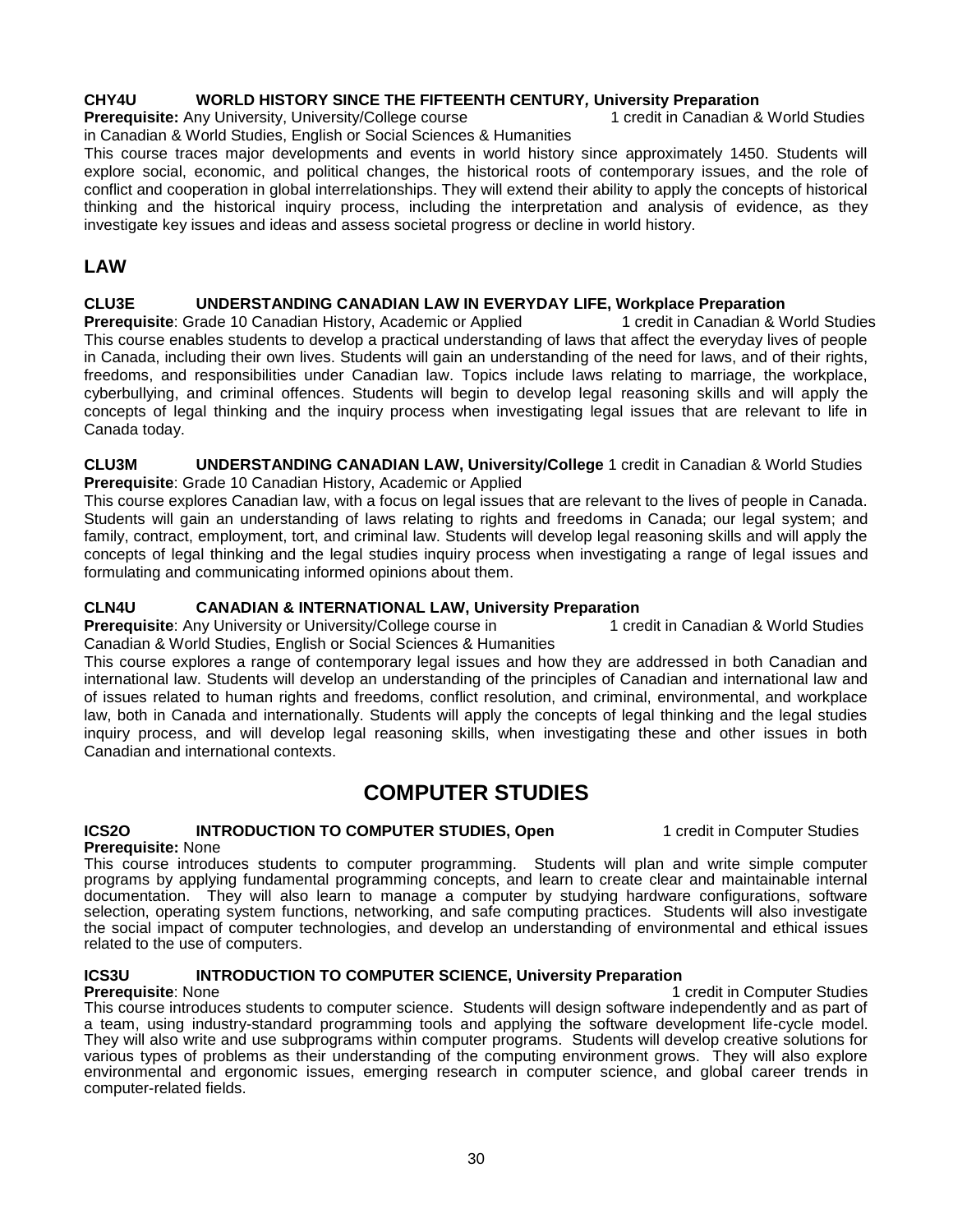#### CHY4U WORLD HISTORY SINCE THE FIFTEENTH CENTURY, University Preparation

**Prerequisite:** Any University, University/College course in Canadian & World Studies, English or Social Sciences & Humanities — 1 credit in Canadian & World Studies

This course traces major developments and events in world history since approximately 1450. Students will explore social, economic, and political changes, the historical roots of contemporary issues, and the role of conflict and cooperation in global interrelationships. They will extend their ability to apply the concepts of historical thinking and the historical inquiry process, including the interpretation and analysis of evidence, as they investigate key issues and ideas and assess societal progress or decline in world history.

## LAW

#### CLU3E UNDERSTANDING CANADIAN LAW IN EVERYDAY LIFE, Workplace Preparation

**Prerequisite**: Grade 10 Canadian History, Academic or Applied — 1 credit in Canadian & World Studies

This course enables students to develop a practical understanding of laws that affect the everyday lives of people in Canada, including their own lives. Students will gain an understanding of the need for laws, and of their rights, freedoms, and responsibilities under Canadian law. Topics include laws relating to marriage, the workplace, cyberbullying, and criminal offences. Students will begin to develop legal reasoning skills and will apply the concepts of legal thinking and the inquiry process when investigating legal issues that are relevant to life in Canada today.

#### CLU3M UNDERSTANDING CANADIAN LAW, University/College — 1 credit in Canadian & World Studies

**Prerequisite**: Grade 10 Canadian History, Academic or Applied

This course explores Canadian law, with a focus on legal issues that are relevant to the lives of people in Canada. Students will gain an understanding of laws relating to rights and freedoms in Canada; our legal system; and family, contract, employment, tort, and criminal law. Students will develop legal reasoning skills and will apply the concepts of legal thinking and the legal studies inquiry process when investigating a range of legal issues and formulating and communicating informed opinions about them.

#### CLN4U CANADIAN & INTERNATIONAL LAW, University Preparation

**Prerequisite**: Any University or University/College course in Canadian & World Studies, English or Social Sciences & Humanities — 1 credit in Canadian & World Studies

This course explores a range of contemporary legal issues and how they are addressed in both Canadian and international law. Students will develop an understanding of the principles of Canadian and international law and of issues related to human rights and freedoms, conflict resolution, and criminal, environmental, and workplace law, both in Canada and internationally. Students will apply the concepts of legal thinking and the legal studies inquiry process, and will develop legal reasoning skills, when investigating these and other issues in both Canadian and international contexts.

# COMPUTER STUDIES

#### ICS2O INTRODUCTION TO COMPUTER STUDIES, Open — 1 credit in Computer Studies

**Prerequisite:** None

This course introduces students to computer programming. Students will plan and write simple computer programs by applying fundamental programming concepts, and learn to create clear and maintainable internal documentation. They will also learn to manage a computer by studying hardware configurations, software selection, operating system functions, networking, and safe computing practices. Students will also investigate the social impact of computer technologies, and develop an understanding of environmental and ethical issues related to the use of computers.

#### ICS3U INTRODUCTION TO COMPUTER SCIENCE, University Preparation

**Prerequisite**: None — 1 credit in Computer Studies

This course introduces students to computer science. Students will design software independently and as part of a team, using industry-standard programming tools and applying the software development life-cycle model. They will also write and use subprograms within computer programs. Students will develop creative solutions for various types of problems as their understanding of the computing environment grows. They will also explore environmental and ergonomic issues, emerging research in computer science, and global career trends in computer-related fields.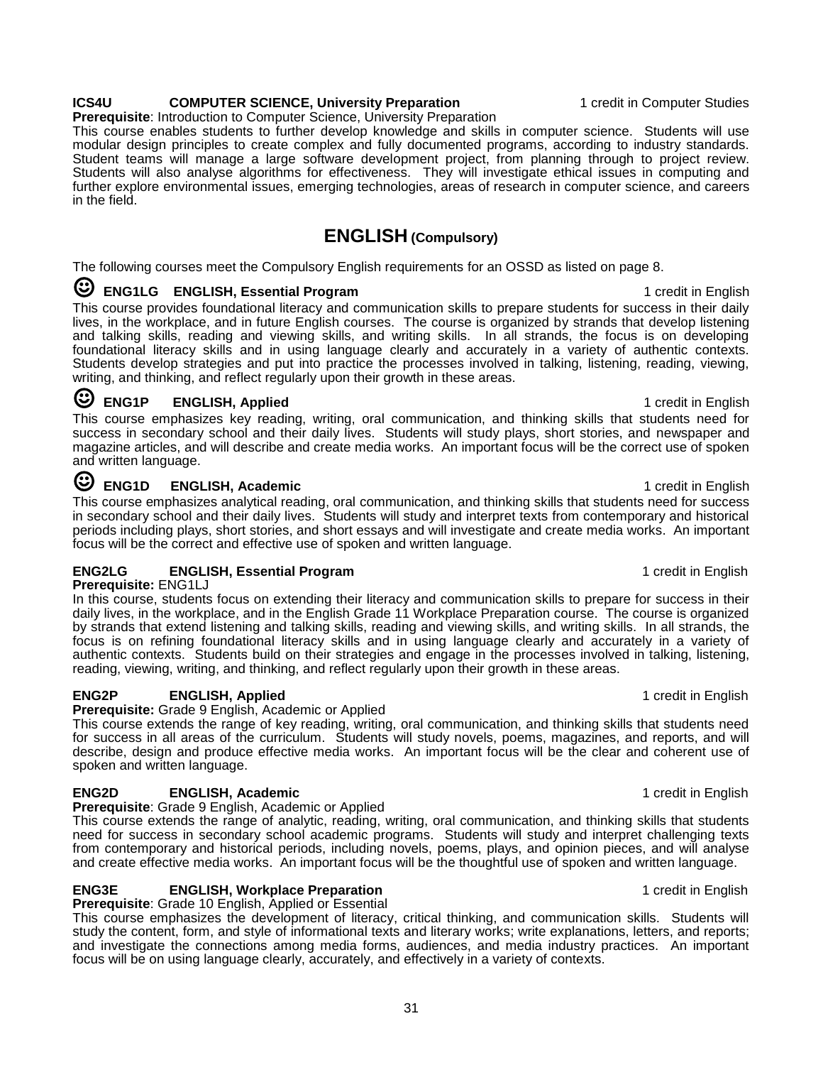**ICS4U COMPUTER SCIENCE, University Preparation** 1 credit in Computer Studies
**Prerequisite**: Introduction to Computer Science, University Preparation
This course enables students to further develop knowledge and skills in computer science. Students will use modular design principles to create complex and fully documented programs, according to industry standards. Student teams will manage a large software development project, from planning through to project review. Students will also analyse algorithms for effectiveness. They will investigate ethical issues in computing and further explore environmental issues, emerging technologies, areas of research in computer science, and careers in the field.

## ENGLISH (Compulsory)

The following courses meet the Compulsory English requirements for an OSSD as listed on page 8.

☺ **ENG1LG ENGLISH, Essential Program** 1 credit in English
This course provides foundational literacy and communication skills to prepare students for success in their daily lives, in the workplace, and in future English courses. The course is organized by strands that develop listening and talking skills, reading and viewing skills, and writing skills. In all strands, the focus is on developing foundational literacy skills and in using language clearly and accurately in a variety of authentic contexts. Students develop strategies and put into practice the processes involved in talking, listening, reading, viewing, writing, and thinking, and reflect regularly upon their growth in these areas.

☺ **ENG1P ENGLISH, Applied** 1 credit in English
This course emphasizes key reading, writing, oral communication, and thinking skills that students need for success in secondary school and their daily lives. Students will study plays, short stories, and newspaper and magazine articles, and will describe and create media works. An important focus will be the correct use of spoken and written language.

☺ **ENG1D ENGLISH, Academic** 1 credit in English
This course emphasizes analytical reading, oral communication, and thinking skills that students need for success in secondary school and their daily lives. Students will study and interpret texts from contemporary and historical periods including plays, short stories, and short essays and will investigate and create media works. An important focus will be the correct and effective use of spoken and written language.

**ENG2LG ENGLISH, Essential Program** 1 credit in English
**Prerequisite:** ENG1LJ
In this course, students focus on extending their literacy and communication skills to prepare for success in their daily lives, in the workplace, and in the English Grade 11 Workplace Preparation course. The course is organized by strands that extend listening and talking skills, reading and viewing skills, and writing skills. In all strands, the focus is on refining foundational literacy skills and in using language clearly and accurately in a variety of authentic contexts. Students build on their strategies and engage in the processes involved in talking, listening, reading, viewing, writing, and thinking, and reflect regularly upon their growth in these areas.

**ENG2P ENGLISH, Applied** 1 credit in English
**Prerequisite:** Grade 9 English, Academic or Applied
This course extends the range of key reading, writing, oral communication, and thinking skills that students need for success in all areas of the curriculum. Students will study novels, poems, magazines, and reports, and will describe, design and produce effective media works. An important focus will be the clear and coherent use of spoken and written language.

**ENG2D ENGLISH, Academic** 1 credit in English
**Prerequisite**: Grade 9 English, Academic or Applied
This course extends the range of analytic, reading, writing, oral communication, and thinking skills that students need for success in secondary school academic programs. Students will study and interpret challenging texts from contemporary and historical periods, including novels, poems, plays, and opinion pieces, and will analyse and create effective media works. An important focus will be the thoughtful use of spoken and written language.

**ENG3E ENGLISH, Workplace Preparation** 1 credit in English
**Prerequisite**: Grade 10 English, Applied or Essential
This course emphasizes the development of literacy, critical thinking, and communication skills. Students will study the content, form, and style of informational texts and literary works; write explanations, letters, and reports; and investigate the connections among media forms, audiences, and media industry practices. An important focus will be on using language clearly, accurately, and effectively in a variety of contexts.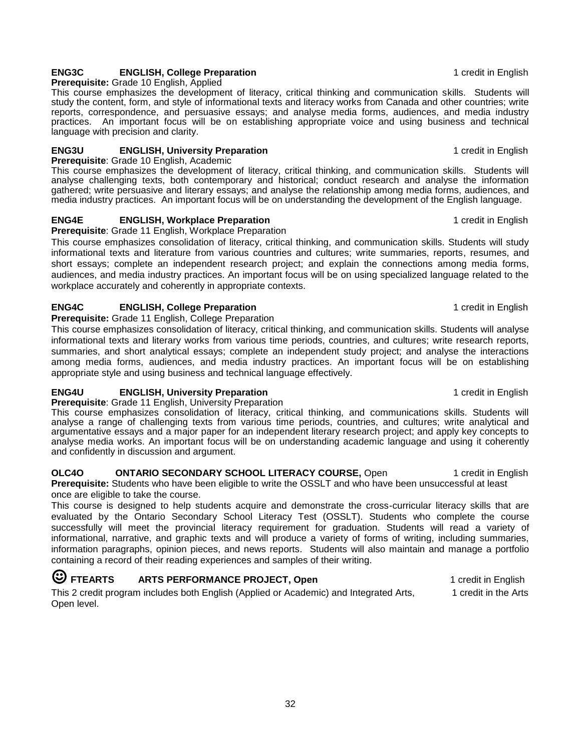**ENG3C ENGLISH, College Preparation** 1 credit in English

**Prerequisite:** Grade 10 English, Applied

This course emphasizes the development of literacy, critical thinking and communication skills. Students will study the content, form, and style of informational texts and literacy works from Canada and other countries; write reports, correspondence, and persuasive essays; and analyse media forms, audiences, and media industry practices. An important focus will be on establishing appropriate voice and using business and technical language with precision and clarity.

**ENG3U ENGLISH, University Preparation** 1 credit in English

**Prerequisite**: Grade 10 English, Academic

This course emphasizes the development of literacy, critical thinking, and communication skills. Students will analyse challenging texts, both contemporary and historical; conduct research and analyse the information gathered; write persuasive and literary essays; and analyse the relationship among media forms, audiences, and media industry practices. An important focus will be on understanding the development of the English language.

**ENG4E ENGLISH, Workplace Preparation** 1 credit in English

**Prerequisite**: Grade 11 English, Workplace Preparation

This course emphasizes consolidation of literacy, critical thinking, and communication skills. Students will study informational texts and literature from various countries and cultures; write summaries, reports, resumes, and short essays; complete an independent research project; and explain the connections among media forms, audiences, and media industry practices. An important focus will be on using specialized language related to the workplace accurately and coherently in appropriate contexts.

**ENG4C ENGLISH, College Preparation** 1 credit in English

**Prerequisite:** Grade 11 English, College Preparation

This course emphasizes consolidation of literacy, critical thinking, and communication skills. Students will analyse informational texts and literary works from various time periods, countries, and cultures; write research reports, summaries, and short analytical essays; complete an independent study project; and analyse the interactions among media forms, audiences, and media industry practices. An important focus will be on establishing appropriate style and using business and technical language effectively.

**ENG4U ENGLISH, University Preparation** 1 credit in English

**Prerequisite**: Grade 11 English, University Preparation

This course emphasizes consolidation of literacy, critical thinking, and communications skills. Students will analyse a range of challenging texts from various time periods, countries, and cultures; write analytical and argumentative essays and a major paper for an independent literary research project; and apply key concepts to analyse media works. An important focus will be on understanding academic language and using it coherently and confidently in discussion and argument.

**OLC4O ONTARIO SECONDARY SCHOOL LITERACY COURSE,** Open 1 credit in English

**Prerequisite:** Students who have been eligible to write the OSSLT and who have been unsuccessful at least once are eligible to take the course.

This course is designed to help students acquire and demonstrate the cross-curricular literacy skills that are evaluated by the Ontario Secondary School Literacy Test (OSSLT). Students who complete the course successfully will meet the provincial literacy requirement for graduation. Students will read a variety of informational, narrative, and graphic texts and will produce a variety of forms of writing, including summaries, information paragraphs, opinion pieces, and news reports. Students will also maintain and manage a portfolio containing a record of their reading experiences and samples of their writing.

☺ **FTEARTS ARTS PERFORMANCE PROJECT, Open** 1 credit in English

This 2 credit program includes both English (Applied or Academic) and Integrated Arts, Open level. 1 credit in the Arts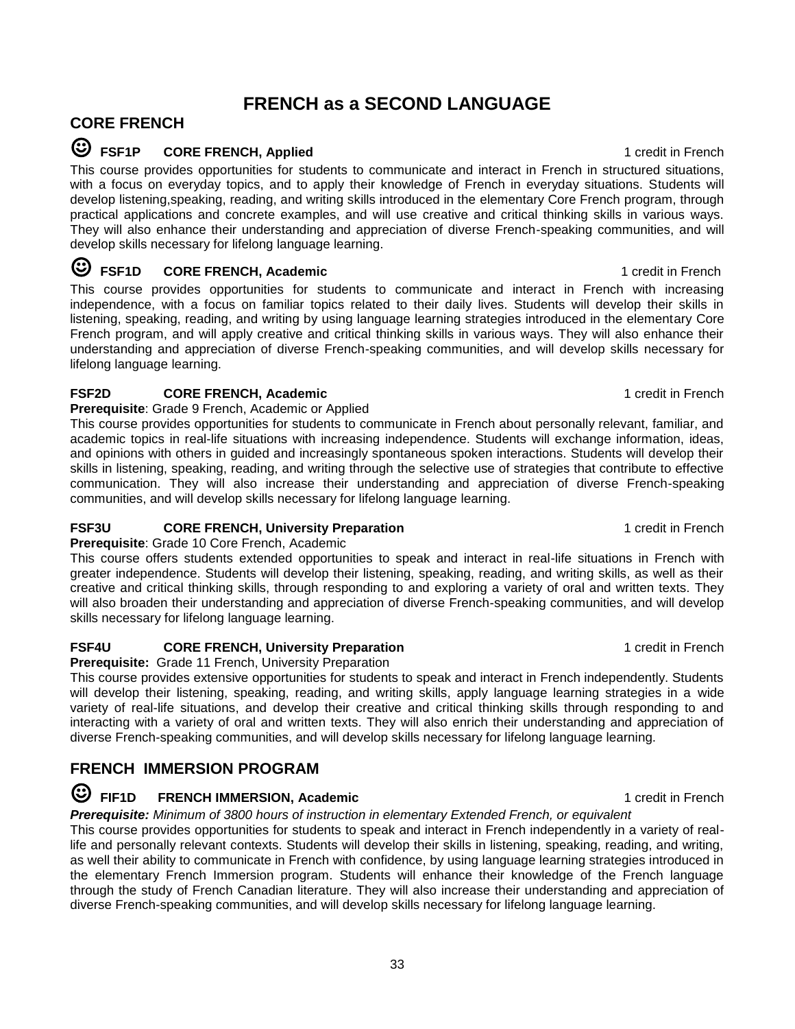# FRENCH as a SECOND LANGUAGE

## CORE FRENCH

### ☺ FSF1P CORE FRENCH, Applied — 1 credit in French

This course provides opportunities for students to communicate and interact in French in structured situations, with a focus on everyday topics, and to apply their knowledge of French in everyday situations. Students will develop listening,speaking, reading, and writing skills introduced in the elementary Core French program, through practical applications and concrete examples, and will use creative and critical thinking skills in various ways. They will also enhance their understanding and appreciation of diverse French-speaking communities, and will develop skills necessary for lifelong language learning.

### ☺ FSF1D CORE FRENCH, Academic — 1 credit in French

This course provides opportunities for students to communicate and interact in French with increasing independence, with a focus on familiar topics related to their daily lives. Students will develop their skills in listening, speaking, reading, and writing by using language learning strategies introduced in the elementary Core French program, and will apply creative and critical thinking skills in various ways. They will also enhance their understanding and appreciation of diverse French-speaking communities, and will develop skills necessary for lifelong language learning.

### FSF2D CORE FRENCH, Academic — 1 credit in French

**Prerequisite**: Grade 9 French, Academic or Applied

This course provides opportunities for students to communicate in French about personally relevant, familiar, and academic topics in real-life situations with increasing independence. Students will exchange information, ideas, and opinions with others in guided and increasingly spontaneous spoken interactions. Students will develop their skills in listening, speaking, reading, and writing through the selective use of strategies that contribute to effective communication. They will also increase their understanding and appreciation of diverse French-speaking communities, and will develop skills necessary for lifelong language learning.

### FSF3U CORE FRENCH, University Preparation — 1 credit in French

**Prerequisite**: Grade 10 Core French, Academic

This course offers students extended opportunities to speak and interact in real-life situations in French with greater independence. Students will develop their listening, speaking, reading, and writing skills, as well as their creative and critical thinking skills, through responding to and exploring a variety of oral and written texts. They will also broaden their understanding and appreciation of diverse French-speaking communities, and will develop skills necessary for lifelong language learning.

### FSF4U CORE FRENCH, University Preparation — 1 credit in French

**Prerequisite:** Grade 11 French, University Preparation

This course provides extensive opportunities for students to speak and interact in French independently. Students will develop their listening, speaking, reading, and writing skills, apply language learning strategies in a wide variety of real-life situations, and develop their creative and critical thinking skills through responding to and interacting with a variety of oral and written texts. They will also enrich their understanding and appreciation of diverse French-speaking communities, and will develop skills necessary for lifelong language learning.

## FRENCH IMMERSION PROGRAM

### ☺ FIF1D FRENCH IMMERSION, Academic — 1 credit in French

***Prerequisite:*** *Minimum of 3800 hours of instruction in elementary Extended French, or equivalent*

This course provides opportunities for students to speak and interact in French independently in a variety of real-life and personally relevant contexts. Students will develop their skills in listening, speaking, reading, and writing, as well their ability to communicate in French with confidence, by using language learning strategies introduced in the elementary French Immersion program. Students will enhance their knowledge of the French language through the study of French Canadian literature. They will also increase their understanding and appreciation of diverse French-speaking communities, and will develop skills necessary for lifelong language learning.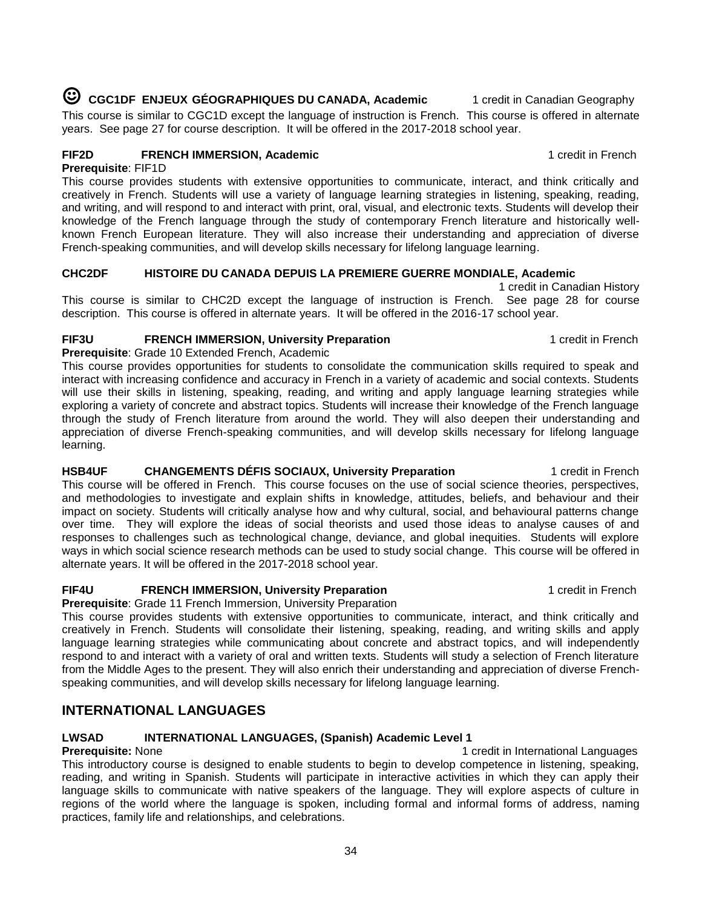☺ **CGC1DF ENJEUX GÉOGRAPHIQUES DU CANADA, Academic** 1 credit in Canadian Geography

This course is similar to CGC1D except the language of instruction is French. This course is offered in alternate years. See page 27 for course description. It will be offered in the 2017-2018 school year.

**FIF2D FRENCH IMMERSION, Academic** 1 credit in French

**Prerequisite**: FIF1D

This course provides students with extensive opportunities to communicate, interact, and think critically and creatively in French. Students will use a variety of language learning strategies in listening, speaking, reading, and writing, and will respond to and interact with print, oral, visual, and electronic texts. Students will develop their knowledge of the French language through the study of contemporary French literature and historically well-known French European literature. They will also increase their understanding and appreciation of diverse French-speaking communities, and will develop skills necessary for lifelong language learning.

**CHC2DF HISTOIRE DU CANADA DEPUIS LA PREMIERE GUERRE MONDIALE, Academic**

1 credit in Canadian History

This course is similar to CHC2D except the language of instruction is French. See page 28 for course description. This course is offered in alternate years. It will be offered in the 2016-17 school year.

**FIF3U FRENCH IMMERSION, University Preparation** 1 credit in French

**Prerequisite**: Grade 10 Extended French, Academic

This course provides opportunities for students to consolidate the communication skills required to speak and interact with increasing confidence and accuracy in French in a variety of academic and social contexts. Students will use their skills in listening, speaking, reading, and writing and apply language learning strategies while exploring a variety of concrete and abstract topics. Students will increase their knowledge of the French language through the study of French literature from around the world. They will also deepen their understanding and appreciation of diverse French-speaking communities, and will develop skills necessary for lifelong language learning.

**HSB4UF CHANGEMENTS DÉFIS SOCIAUX, University Preparation** 1 credit in French

This course will be offered in French. This course focuses on the use of social science theories, perspectives, and methodologies to investigate and explain shifts in knowledge, attitudes, beliefs, and behaviour and their impact on society. Students will critically analyse how and why cultural, social, and behavioural patterns change over time. They will explore the ideas of social theorists and used those ideas to analyse causes of and responses to challenges such as technological change, deviance, and global inequities. Students will explore ways in which social science research methods can be used to study social change. This course will be offered in alternate years. It will be offered in the 2017-2018 school year.

**FIF4U FRENCH IMMERSION, University Preparation** 1 credit in French

**Prerequisite**: Grade 11 French Immersion, University Preparation

This course provides students with extensive opportunities to communicate, interact, and think critically and creatively in French. Students will consolidate their listening, speaking, reading, and writing skills and apply language learning strategies while communicating about concrete and abstract topics, and will independently respond to and interact with a variety of oral and written texts. Students will study a selection of French literature from the Middle Ages to the present. They will also enrich their understanding and appreciation of diverse French-speaking communities, and will develop skills necessary for lifelong language learning.

## INTERNATIONAL LANGUAGES

**LWSAD INTERNATIONAL LANGUAGES, (Spanish) Academic Level 1**

**Prerequisite:** None 1 credit in International Languages

This introductory course is designed to enable students to begin to develop competence in listening, speaking, reading, and writing in Spanish. Students will participate in interactive activities in which they can apply their language skills to communicate with native speakers of the language. They will explore aspects of culture in regions of the world where the language is spoken, including formal and informal forms of address, naming practices, family life and relationships, and celebrations.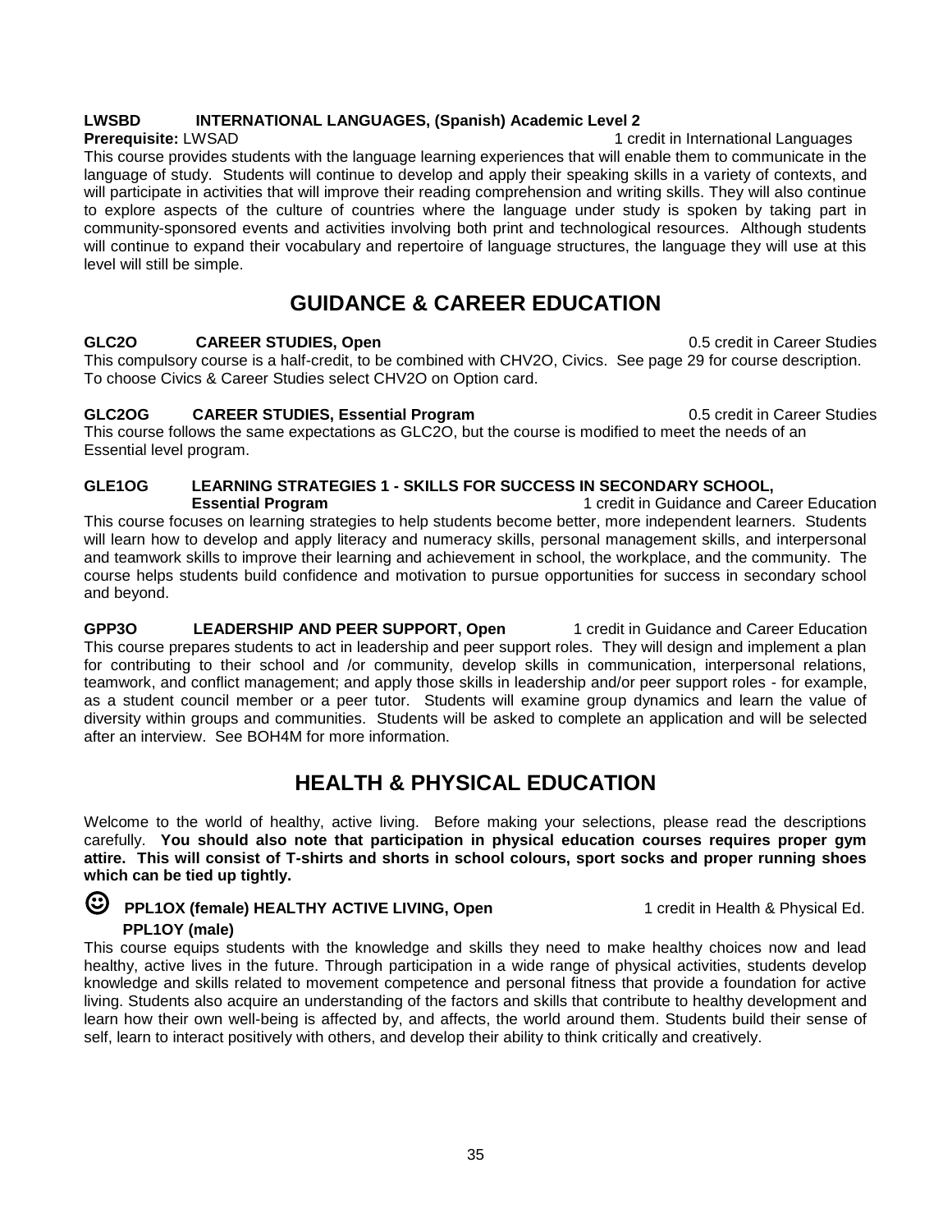**LWSBD INTERNATIONAL LANGUAGES, (Spanish) Academic Level 2**

**Prerequisite:** LWSAD 1 credit in International Languages

This course provides students with the language learning experiences that will enable them to communicate in the language of study. Students will continue to develop and apply their speaking skills in a variety of contexts, and will participate in activities that will improve their reading comprehension and writing skills. They will also continue to explore aspects of the culture of countries where the language under study is spoken by taking part in community-sponsored events and activities involving both print and technological resources. Although students will continue to expand their vocabulary and repertoire of language structures, the language they will use at this level will still be simple.

## GUIDANCE & CAREER EDUCATION

**GLC2O CAREER STUDIES, Open** 0.5 credit in Career Studies

This compulsory course is a half-credit, to be combined with CHV2O, Civics. See page 29 for course description. To choose Civics & Career Studies select CHV2O on Option card.

**GLC2OG CAREER STUDIES, Essential Program** 0.5 credit in Career Studies

This course follows the same expectations as GLC2O, but the course is modified to meet the needs of an Essential level program.

**GLE1OG LEARNING STRATEGIES 1 - SKILLS FOR SUCCESS IN SECONDARY SCHOOL, Essential Program** 1 credit in Guidance and Career Education

This course focuses on learning strategies to help students become better, more independent learners. Students will learn how to develop and apply literacy and numeracy skills, personal management skills, and interpersonal and teamwork skills to improve their learning and achievement in school, the workplace, and the community. The course helps students build confidence and motivation to pursue opportunities for success in secondary school and beyond.

**GPP3O LEADERSHIP AND PEER SUPPORT, Open** 1 credit in Guidance and Career Education

This course prepares students to act in leadership and peer support roles. They will design and implement a plan for contributing to their school and /or community, develop skills in communication, interpersonal relations, teamwork, and conflict management; and apply those skills in leadership and/or peer support roles - for example, as a student council member or a peer tutor. Students will examine group dynamics and learn the value of diversity within groups and communities. Students will be asked to complete an application and will be selected after an interview. See BOH4M for more information.

## HEALTH & PHYSICAL EDUCATION

Welcome to the world of healthy, active living. Before making your selections, please read the descriptions carefully. **You should also note that participation in physical education courses requires proper gym attire. This will consist of T-shirts and shorts in school colours, sport socks and proper running shoes which can be tied up tightly.**

☺ **PPL1OX (female) HEALTHY ACTIVE LIVING, Open** 1 credit in Health & Physical Ed.
**PPL1OY (male)**

This course equips students with the knowledge and skills they need to make healthy choices now and lead healthy, active lives in the future. Through participation in a wide range of physical activities, students develop knowledge and skills related to movement competence and personal fitness that provide a foundation for active living. Students also acquire an understanding of the factors and skills that contribute to healthy development and learn how their own well-being is affected by, and affects, the world around them. Students build their sense of self, learn to interact positively with others, and develop their ability to think critically and creatively.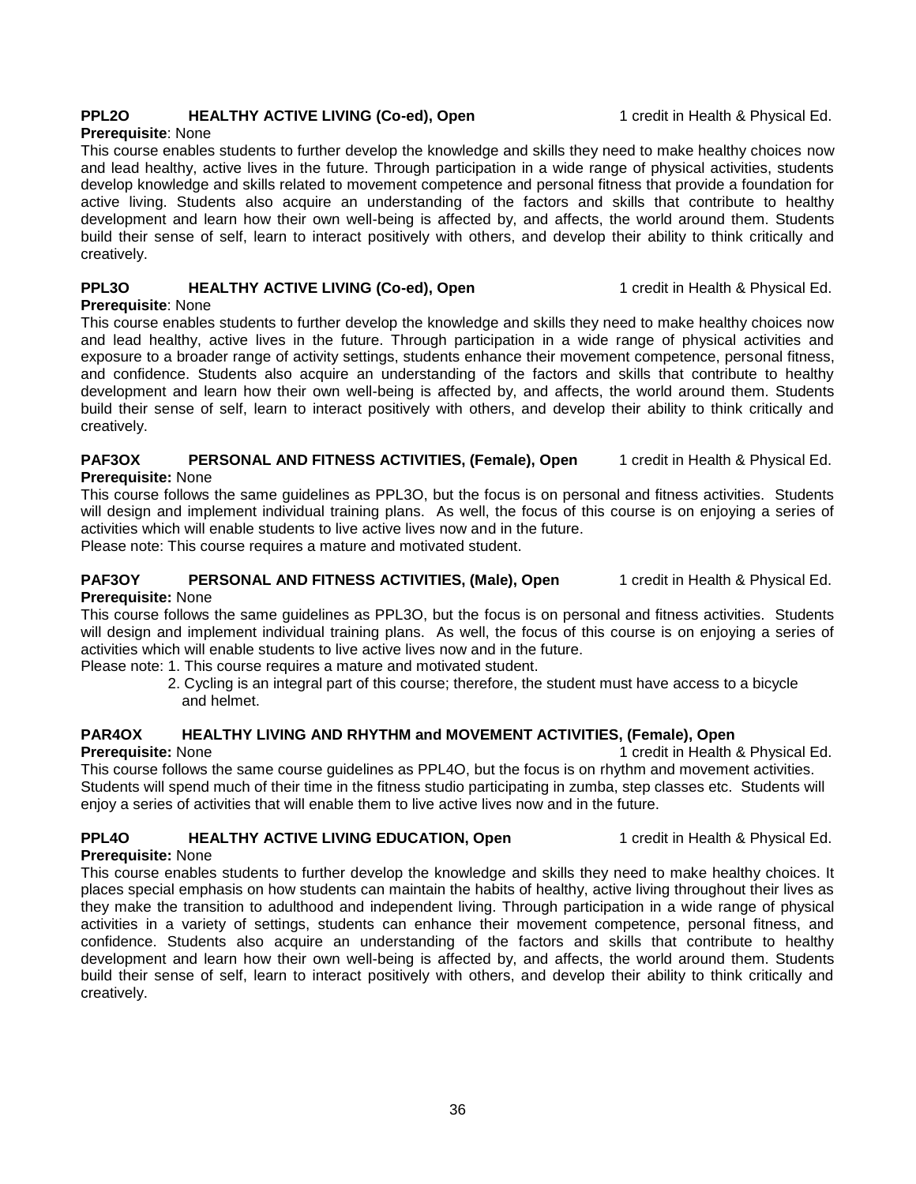**PPL2O HEALTHY ACTIVE LIVING (Co-ed), Open** 1 credit in Health & Physical Ed.

**Prerequisite**: None

This course enables students to further develop the knowledge and skills they need to make healthy choices now and lead healthy, active lives in the future. Through participation in a wide range of physical activities, students develop knowledge and skills related to movement competence and personal fitness that provide a foundation for active living. Students also acquire an understanding of the factors and skills that contribute to healthy development and learn how their own well-being is affected by, and affects, the world around them. Students build their sense of self, learn to interact positively with others, and develop their ability to think critically and creatively.

**PPL3O HEALTHY ACTIVE LIVING (Co-ed), Open** 1 credit in Health & Physical Ed.

**Prerequisite**: None

This course enables students to further develop the knowledge and skills they need to make healthy choices now and lead healthy, active lives in the future. Through participation in a wide range of physical activities and exposure to a broader range of activity settings, students enhance their movement competence, personal fitness, and confidence. Students also acquire an understanding of the factors and skills that contribute to healthy development and learn how their own well-being is affected by, and affects, the world around them. Students build their sense of self, learn to interact positively with others, and develop their ability to think critically and creatively.

**PAF3OX PERSONAL AND FITNESS ACTIVITIES, (Female), Open** 1 credit in Health & Physical Ed.

**Prerequisite:** None

This course follows the same guidelines as PPL3O, but the focus is on personal and fitness activities. Students will design and implement individual training plans. As well, the focus of this course is on enjoying a series of activities which will enable students to live active lives now and in the future.

Please note: This course requires a mature and motivated student.

**PAF3OY PERSONAL AND FITNESS ACTIVITIES, (Male), Open** 1 credit in Health & Physical Ed.

**Prerequisite:** None

This course follows the same guidelines as PPL3O, but the focus is on personal and fitness activities. Students will design and implement individual training plans. As well, the focus of this course is on enjoying a series of activities which will enable students to live active lives now and in the future.

Please note: 1. This course requires a mature and motivated student.
2. Cycling is an integral part of this course; therefore, the student must have access to a bicycle and helmet.

**PAR4OX HEALTHY LIVING AND RHYTHM and MOVEMENT ACTIVITIES, (Female), Open**

**Prerequisite:** None 1 credit in Health & Physical Ed.

This course follows the same course guidelines as PPL4O, but the focus is on rhythm and movement activities. Students will spend much of their time in the fitness studio participating in zumba, step classes etc. Students will enjoy a series of activities that will enable them to live active lives now and in the future.

**PPL4O HEALTHY ACTIVE LIVING EDUCATION, Open** 1 credit in Health & Physical Ed.

**Prerequisite:** None

This course enables students to further develop the knowledge and skills they need to make healthy choices. It places special emphasis on how students can maintain the habits of healthy, active living throughout their lives as they make the transition to adulthood and independent living. Through participation in a wide range of physical activities in a variety of settings, students can enhance their movement competence, personal fitness, and confidence. Students also acquire an understanding of the factors and skills that contribute to healthy development and learn how their own well-being is affected by, and affects, the world around them. Students build their sense of self, learn to interact positively with others, and develop their ability to think critically and creatively.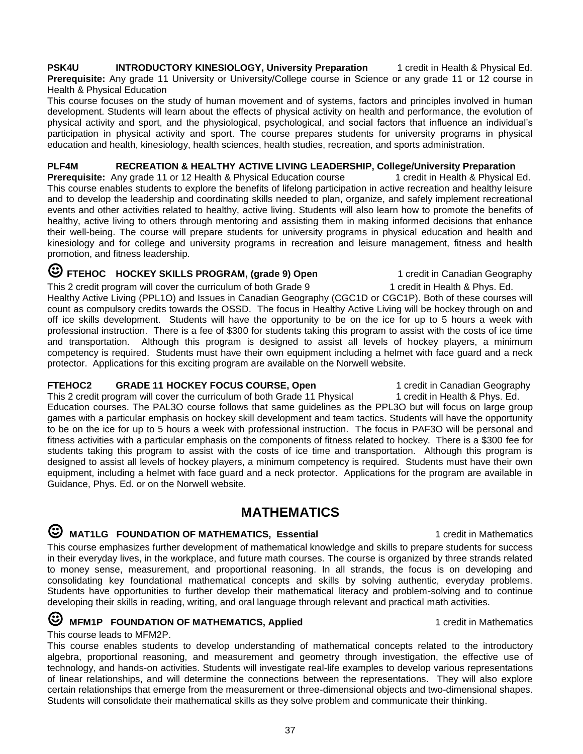**PSK4U INTRODUCTORY KINESIOLOGY, University Preparation** 1 credit in Health & Physical Ed.

**Prerequisite:** Any grade 11 University or University/College course in Science or any grade 11 or 12 course in Health & Physical Education

This course focuses on the study of human movement and of systems, factors and principles involved in human development. Students will learn about the effects of physical activity on health and performance, the evolution of physical activity and sport, and the physiological, psychological, and social factors that influence an individual's participation in physical activity and sport. The course prepares students for university programs in physical education and health, kinesiology, health sciences, health studies, recreation, and sports administration.

**PLF4M RECREATION & HEALTHY ACTIVE LIVING LEADERSHIP, College/University Preparation**

**Prerequisite:** Any grade 11 or 12 Health & Physical Education course 1 credit in Health & Physical Ed.

This course enables students to explore the benefits of lifelong participation in active recreation and healthy leisure and to develop the leadership and coordinating skills needed to plan, organize, and safely implement recreational events and other activities related to healthy, active living. Students will also learn how to promote the benefits of healthy, active living to others through mentoring and assisting them in making informed decisions that enhance their well-being. The course will prepare students for university programs in physical education and health and kinesiology and for college and university programs in recreation and leisure management, fitness and health promotion, and fitness leadership.

☺ **FTEHOC HOCKEY SKILLS PROGRAM, (grade 9) Open** 1 credit in Canadian Geography
1 credit in Health & Phys. Ed.

This 2 credit program will cover the curriculum of both Grade 9 Healthy Active Living (PPL1O) and Issues in Canadian Geography (CGC1D or CGC1P). Both of these courses will count as compulsory credits towards the OSSD. The focus in Healthy Active Living will be hockey through on and off ice skills development. Students will have the opportunity to be on the ice for up to 5 hours a week with professional instruction. There is a fee of $300 for students taking this program to assist with the costs of ice time and transportation. Although this program is designed to assist all levels of hockey players, a minimum competency is required. Students must have their own equipment including a helmet with face guard and a neck protector. Applications for this exciting program are available on the Norwell website.

**FTEHOC2 GRADE 11 HOCKEY FOCUS COURSE, Open** 1 credit in Canadian Geography
1 credit in Health & Phys. Ed.

This 2 credit program will cover the curriculum of both Grade 11 Physical Education courses. The PAL3O course follows that same guidelines as the PPL3O but will focus on large group games with a particular emphasis on hockey skill development and team tactics. Students will have the opportunity to be on the ice for up to 5 hours a week with professional instruction. The focus in PAF3O will be personal and fitness activities with a particular emphasis on the components of fitness related to hockey. There is a $300 fee for students taking this program to assist with the costs of ice time and transportation. Although this program is designed to assist all levels of hockey players, a minimum competency is required. Students must have their own equipment, including a helmet with face guard and a neck protector. Applications for the program are available in Guidance, Phys. Ed. or on the Norwell website.

# MATHEMATICS

☺ **MAT1LG FOUNDATION OF MATHEMATICS, Essential** 1 credit in Mathematics

This course emphasizes further development of mathematical knowledge and skills to prepare students for success in their everyday lives, in the workplace, and future math courses. The course is organized by three strands related to money sense, measurement, and proportional reasoning. In all strands, the focus is on developing and consolidating key foundational mathematical concepts and skills by solving authentic, everyday problems. Students have opportunities to further develop their mathematical literacy and problem-solving and to continue developing their skills in reading, writing, and oral language through relevant and practical math activities.

☺ **MFM1P FOUNDATION OF MATHEMATICS, Applied** 1 credit in Mathematics

This course leads to MFM2P.

This course enables students to develop understanding of mathematical concepts related to the introductory algebra, proportional reasoning, and measurement and geometry through investigation, the effective use of technology, and hands-on activities. Students will investigate real-life examples to develop various representations of linear relationships, and will determine the connections between the representations. They will also explore certain relationships that emerge from the measurement or three-dimensional objects and two-dimensional shapes. Students will consolidate their mathematical skills as they solve problem and communicate their thinking.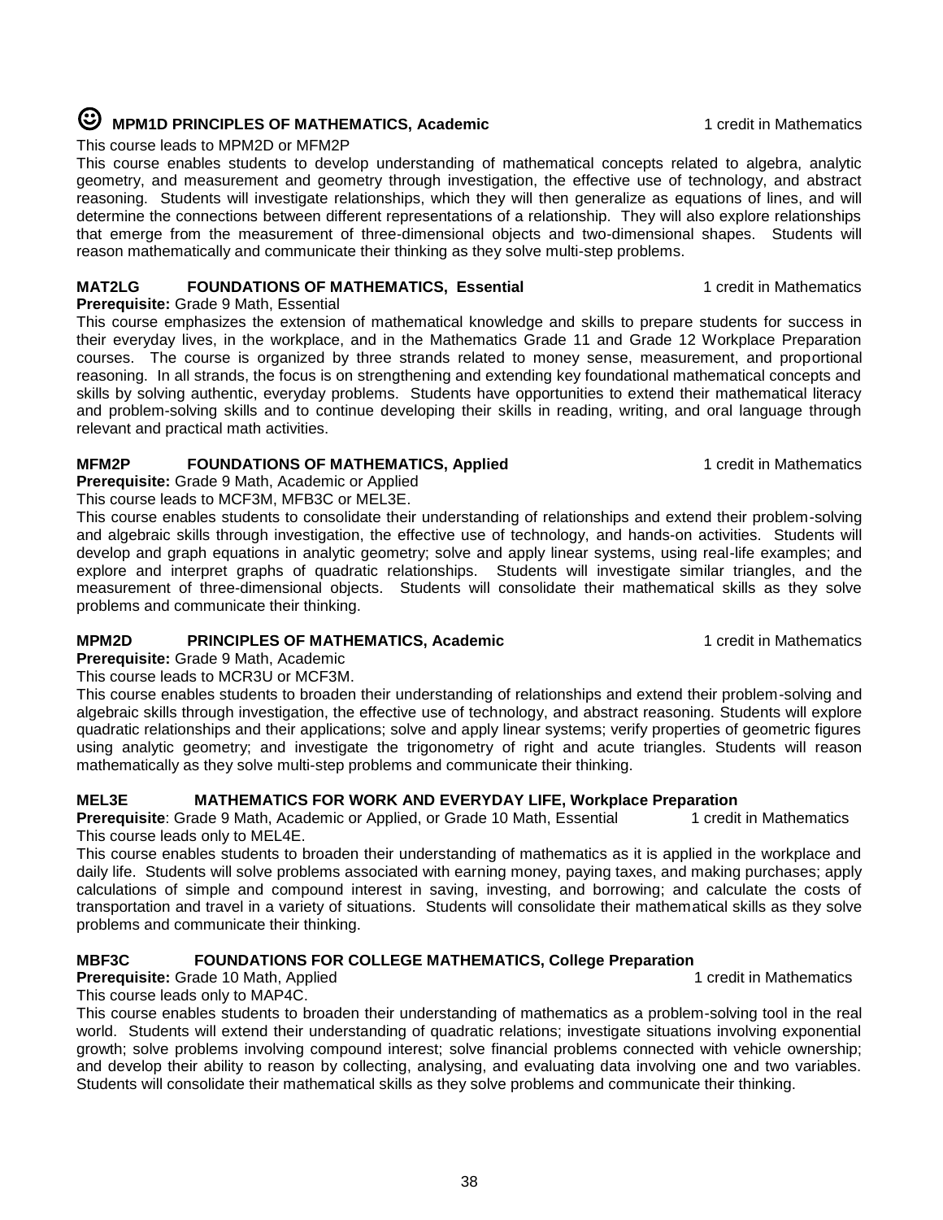### ☺ MPM1D PRINCIPLES OF MATHEMATICS, Academic — 1 credit in Mathematics

This course leads to MPM2D or MFM2P

This course enables students to develop understanding of mathematical concepts related to algebra, analytic geometry, and measurement and geometry through investigation, the effective use of technology, and abstract reasoning. Students will investigate relationships, which they will then generalize as equations of lines, and will determine the connections between different representations of a relationship. They will also explore relationships that emerge from the measurement of three-dimensional objects and two-dimensional shapes. Students will reason mathematically and communicate their thinking as they solve multi-step problems.

### MAT2LG FOUNDATIONS OF MATHEMATICS, Essential — 1 credit in Mathematics

**Prerequisite:** Grade 9 Math, Essential

This course emphasizes the extension of mathematical knowledge and skills to prepare students for success in their everyday lives, in the workplace, and in the Mathematics Grade 11 and Grade 12 Workplace Preparation courses. The course is organized by three strands related to money sense, measurement, and proportional reasoning. In all strands, the focus is on strengthening and extending key foundational mathematical concepts and skills by solving authentic, everyday problems. Students have opportunities to extend their mathematical literacy and problem-solving skills and to continue developing their skills in reading, writing, and oral language through relevant and practical math activities.

### MFM2P FOUNDATIONS OF MATHEMATICS, Applied — 1 credit in Mathematics

**Prerequisite:** Grade 9 Math, Academic or Applied

This course leads to MCF3M, MFB3C or MEL3E.

This course enables students to consolidate their understanding of relationships and extend their problem-solving and algebraic skills through investigation, the effective use of technology, and hands-on activities. Students will develop and graph equations in analytic geometry; solve and apply linear systems, using real-life examples; and explore and interpret graphs of quadratic relationships. Students will investigate similar triangles, and the measurement of three-dimensional objects. Students will consolidate their mathematical skills as they solve problems and communicate their thinking.

### MPM2D PRINCIPLES OF MATHEMATICS, Academic — 1 credit in Mathematics

**Prerequisite:** Grade 9 Math, Academic

This course leads to MCR3U or MCF3M.

This course enables students to broaden their understanding of relationships and extend their problem-solving and algebraic skills through investigation, the effective use of technology, and abstract reasoning. Students will explore quadratic relationships and their applications; solve and apply linear systems; verify properties of geometric figures using analytic geometry; and investigate the trigonometry of right and acute triangles. Students will reason mathematically as they solve multi-step problems and communicate their thinking.

### MEL3E MATHEMATICS FOR WORK AND EVERYDAY LIFE, Workplace Preparation

**Prerequisite**: Grade 9 Math, Academic or Applied, or Grade 10 Math, Essential — 1 credit in Mathematics

This course leads only to MEL4E.

This course enables students to broaden their understanding of mathematics as it is applied in the workplace and daily life. Students will solve problems associated with earning money, paying taxes, and making purchases; apply calculations of simple and compound interest in saving, investing, and borrowing; and calculate the costs of transportation and travel in a variety of situations. Students will consolidate their mathematical skills as they solve problems and communicate their thinking.

### MBF3C FOUNDATIONS FOR COLLEGE MATHEMATICS, College Preparation

**Prerequisite:** Grade 10 Math, Applied — 1 credit in Mathematics

This course leads only to MAP4C.

This course enables students to broaden their understanding of mathematics as a problem-solving tool in the real world. Students will extend their understanding of quadratic relations; investigate situations involving exponential growth; solve problems involving compound interest; solve financial problems connected with vehicle ownership; and develop their ability to reason by collecting, analysing, and evaluating data involving one and two variables. Students will consolidate their mathematical skills as they solve problems and communicate their thinking.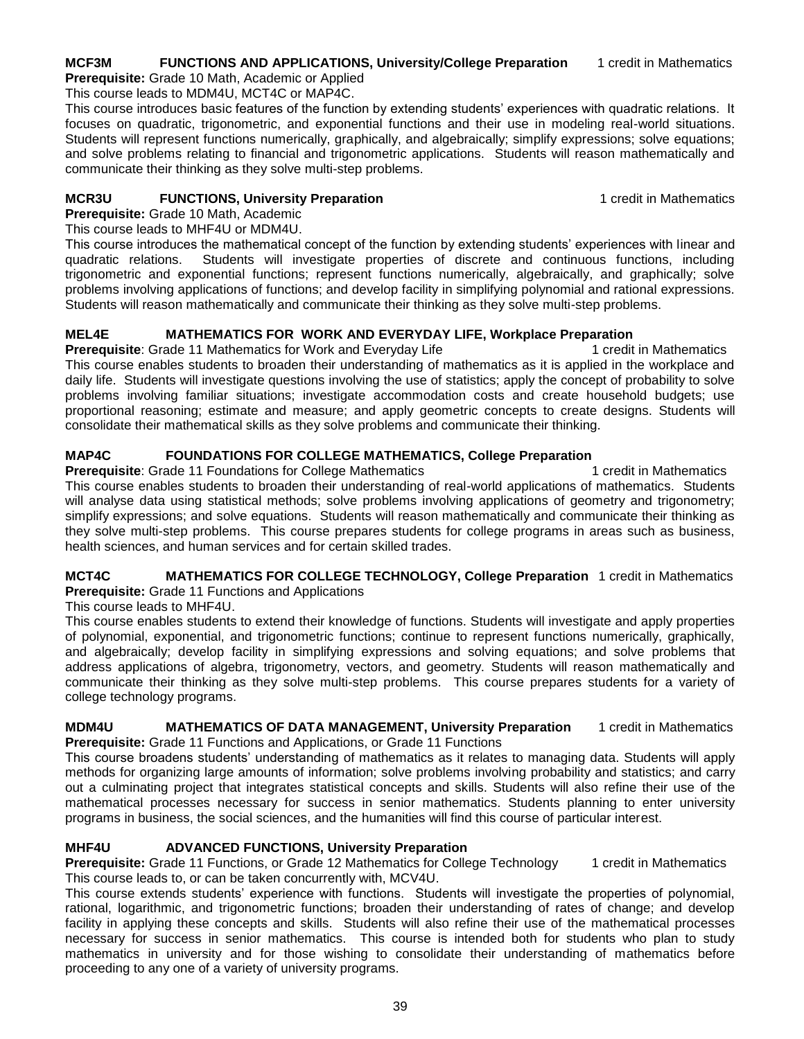**MCF3M FUNCTIONS AND APPLICATIONS, University/College Preparation** 1 credit in Mathematics
**Prerequisite:** Grade 10 Math, Academic or Applied
This course leads to MDM4U, MCT4C or MAP4C.
This course introduces basic features of the function by extending students' experiences with quadratic relations. It focuses on quadratic, trigonometric, and exponential functions and their use in modeling real-world situations. Students will represent functions numerically, graphically, and algebraically; simplify expressions; solve equations; and solve problems relating to financial and trigonometric applications. Students will reason mathematically and communicate their thinking as they solve multi-step problems.

**MCR3U FUNCTIONS, University Preparation** 1 credit in Mathematics
**Prerequisite:** Grade 10 Math, Academic
This course leads to MHF4U or MDM4U.
This course introduces the mathematical concept of the function by extending students' experiences with linear and quadratic relations. Students will investigate properties of discrete and continuous functions, including trigonometric and exponential functions; represent functions numerically, algebraically, and graphically; solve problems involving applications of functions; and develop facility in simplifying polynomial and rational expressions. Students will reason mathematically and communicate their thinking as they solve multi-step problems.

**MEL4E MATHEMATICS FOR WORK AND EVERYDAY LIFE, Workplace Preparation**
**Prerequisite**: Grade 11 Mathematics for Work and Everyday Life 1 credit in Mathematics
This course enables students to broaden their understanding of mathematics as it is applied in the workplace and daily life. Students will investigate questions involving the use of statistics; apply the concept of probability to solve problems involving familiar situations; investigate accommodation costs and create household budgets; use proportional reasoning; estimate and measure; and apply geometric concepts to create designs. Students will consolidate their mathematical skills as they solve problems and communicate their thinking.

**MAP4C FOUNDATIONS FOR COLLEGE MATHEMATICS, College Preparation**
**Prerequisite**: Grade 11 Foundations for College Mathematics 1 credit in Mathematics
This course enables students to broaden their understanding of real-world applications of mathematics. Students will analyse data using statistical methods; solve problems involving applications of geometry and trigonometry; simplify expressions; and solve equations. Students will reason mathematically and communicate their thinking as they solve multi-step problems. This course prepares students for college programs in areas such as business, health sciences, and human services and for certain skilled trades.

**MCT4C MATHEMATICS FOR COLLEGE TECHNOLOGY, College Preparation** 1 credit in Mathematics
**Prerequisite:** Grade 11 Functions and Applications
This course leads to MHF4U.
This course enables students to extend their knowledge of functions. Students will investigate and apply properties of polynomial, exponential, and trigonometric functions; continue to represent functions numerically, graphically, and algebraically; develop facility in simplifying expressions and solving equations; and solve problems that address applications of algebra, trigonometry, vectors, and geometry. Students will reason mathematically and communicate their thinking as they solve multi-step problems. This course prepares students for a variety of college technology programs.

**MDM4U MATHEMATICS OF DATA MANAGEMENT, University Preparation** 1 credit in Mathematics
**Prerequisite:** Grade 11 Functions and Applications, or Grade 11 Functions
This course broadens students' understanding of mathematics as it relates to managing data. Students will apply methods for organizing large amounts of information; solve problems involving probability and statistics; and carry out a culminating project that integrates statistical concepts and skills. Students will also refine their use of the mathematical processes necessary for success in senior mathematics. Students planning to enter university programs in business, the social sciences, and the humanities will find this course of particular interest.

**MHF4U ADVANCED FUNCTIONS, University Preparation**
**Prerequisite:** Grade 11 Functions, or Grade 12 Mathematics for College Technology 1 credit in Mathematics
This course leads to, or can be taken concurrently with, MCV4U.
This course extends students' experience with functions. Students will investigate the properties of polynomial, rational, logarithmic, and trigonometric functions; broaden their understanding of rates of change; and develop facility in applying these concepts and skills. Students will also refine their use of the mathematical processes necessary for success in senior mathematics. This course is intended both for students who plan to study mathematics in university and for those wishing to consolidate their understanding of mathematics before proceeding to any one of a variety of university programs.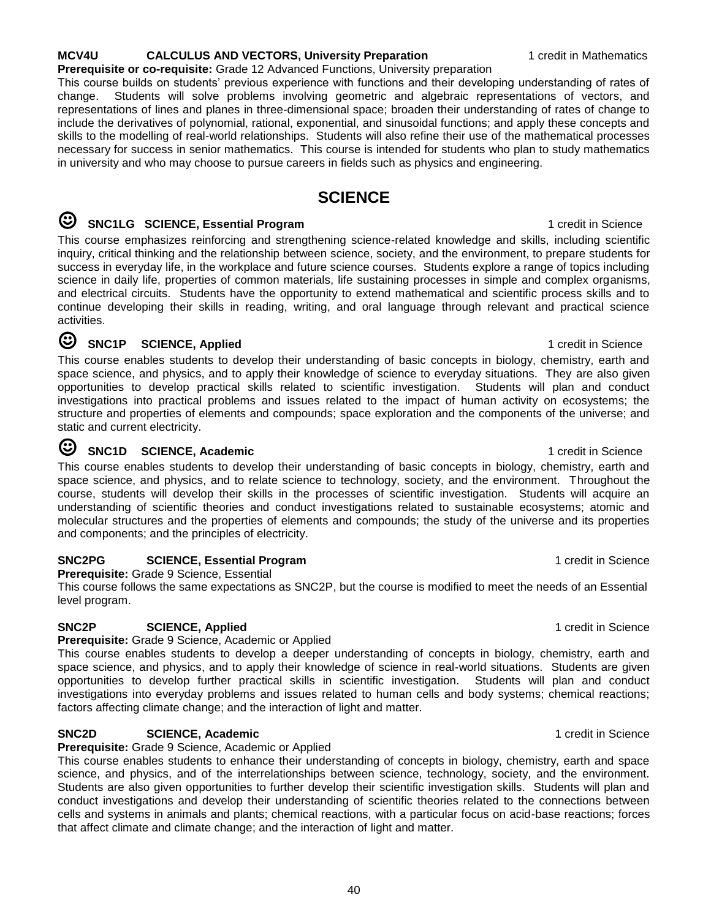**MCV4U CALCULUS AND VECTORS, University Preparation** 1 credit in Mathematics

**Prerequisite or co-requisite:** Grade 12 Advanced Functions, University preparation

This course builds on students' previous experience with functions and their developing understanding of rates of change. Students will solve problems involving geometric and algebraic representations of vectors, and representations of lines and planes in three-dimensional space; broaden their understanding of rates of change to include the derivatives of polynomial, rational, exponential, and sinusoidal functions; and apply these concepts and skills to the modelling of real-world relationships. Students will also refine their use of the mathematical processes necessary for success in senior mathematics. This course is intended for students who plan to study mathematics in university and who may choose to pursue careers in fields such as physics and engineering.

# SCIENCE

☺ **SNC1LG SCIENCE, Essential Program** 1 credit in Science

This course emphasizes reinforcing and strengthening science-related knowledge and skills, including scientific inquiry, critical thinking and the relationship between science, society, and the environment, to prepare students for success in everyday life, in the workplace and future science courses. Students explore a range of topics including science in daily life, properties of common materials, life sustaining processes in simple and complex organisms, and electrical circuits. Students have the opportunity to extend mathematical and scientific process skills and to continue developing their skills in reading, writing, and oral language through relevant and practical science activities.

☺ **SNC1P SCIENCE, Applied** 1 credit in Science

This course enables students to develop their understanding of basic concepts in biology, chemistry, earth and space science, and physics, and to apply their knowledge of science to everyday situations. They are also given opportunities to develop practical skills related to scientific investigation. Students will plan and conduct investigations into practical problems and issues related to the impact of human activity on ecosystems; the structure and properties of elements and compounds; space exploration and the components of the universe; and static and current electricity.

☺ **SNC1D SCIENCE, Academic** 1 credit in Science

This course enables students to develop their understanding of basic concepts in biology, chemistry, earth and space science, and physics, and to relate science to technology, society, and the environment. Throughout the course, students will develop their skills in the processes of scientific investigation. Students will acquire an understanding of scientific theories and conduct investigations related to sustainable ecosystems; atomic and molecular structures and the properties of elements and compounds; the study of the universe and its properties and components; and the principles of electricity.

**SNC2PG SCIENCE, Essential Program** 1 credit in Science

**Prerequisite:** Grade 9 Science, Essential

This course follows the same expectations as SNC2P, but the course is modified to meet the needs of an Essential level program.

**SNC2P SCIENCE, Applied** 1 credit in Science

**Prerequisite:** Grade 9 Science, Academic or Applied

This course enables students to develop a deeper understanding of concepts in biology, chemistry, earth and space science, and physics, and to apply their knowledge of science in real-world situations. Students are given opportunities to develop further practical skills in scientific investigation. Students will plan and conduct investigations into everyday problems and issues related to human cells and body systems; chemical reactions; factors affecting climate change; and the interaction of light and matter.

**SNC2D SCIENCE, Academic** 1 credit in Science

**Prerequisite:** Grade 9 Science, Academic or Applied

This course enables students to enhance their understanding of concepts in biology, chemistry, earth and space science, and physics, and of the interrelationships between science, technology, society, and the environment. Students are also given opportunities to further develop their scientific investigation skills. Students will plan and conduct investigations and develop their understanding of scientific theories related to the connections between cells and systems in animals and plants; chemical reactions, with a particular focus on acid-base reactions; forces that affect climate and climate change; and the interaction of light and matter.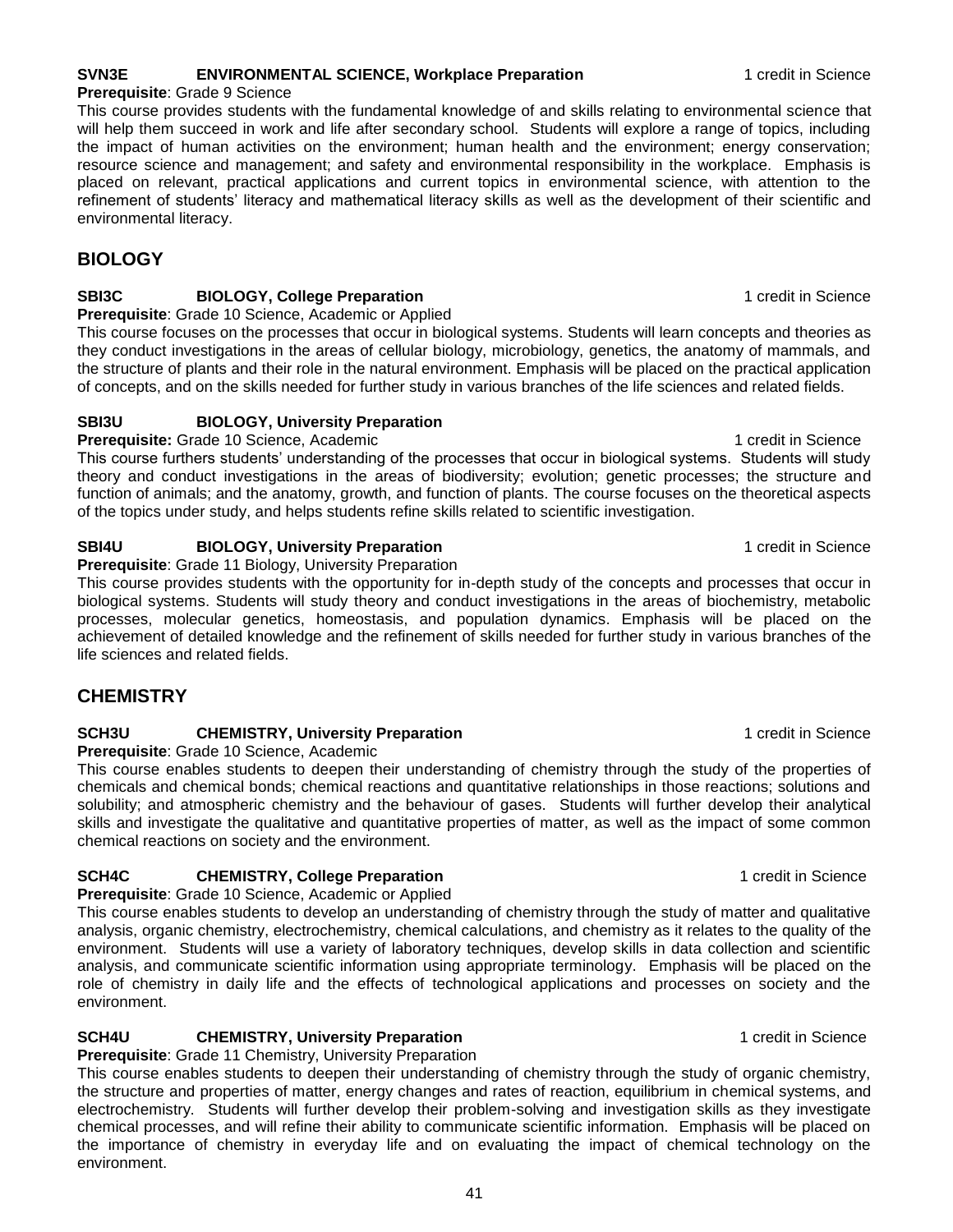**SVN3E ENVIRONMENTAL SCIENCE, Workplace Preparation** 1 credit in Science

**Prerequisite**: Grade 9 Science

This course provides students with the fundamental knowledge of and skills relating to environmental science that will help them succeed in work and life after secondary school. Students will explore a range of topics, including the impact of human activities on the environment; human health and the environment; energy conservation; resource science and management; and safety and environmental responsibility in the workplace. Emphasis is placed on relevant, practical applications and current topics in environmental science, with attention to the refinement of students' literacy and mathematical literacy skills as well as the development of their scientific and environmental literacy.

## BIOLOGY

**SBI3C BIOLOGY, College Preparation** 1 credit in Science

**Prerequisite**: Grade 10 Science, Academic or Applied

This course focuses on the processes that occur in biological systems. Students will learn concepts and theories as they conduct investigations in the areas of cellular biology, microbiology, genetics, the anatomy of mammals, and the structure of plants and their role in the natural environment. Emphasis will be placed on the practical application of concepts, and on the skills needed for further study in various branches of the life sciences and related fields.

**SBI3U BIOLOGY, University Preparation**

**Prerequisite:** Grade 10 Science, Academic 1 credit in Science

This course furthers students' understanding of the processes that occur in biological systems. Students will study theory and conduct investigations in the areas of biodiversity; evolution; genetic processes; the structure and function of animals; and the anatomy, growth, and function of plants. The course focuses on the theoretical aspects of the topics under study, and helps students refine skills related to scientific investigation.

**SBI4U BIOLOGY, University Preparation** 1 credit in Science

**Prerequisite**: Grade 11 Biology, University Preparation

This course provides students with the opportunity for in-depth study of the concepts and processes that occur in biological systems. Students will study theory and conduct investigations in the areas of biochemistry, metabolic processes, molecular genetics, homeostasis, and population dynamics. Emphasis will be placed on the achievement of detailed knowledge and the refinement of skills needed for further study in various branches of the life sciences and related fields.

## CHEMISTRY

**SCH3U CHEMISTRY, University Preparation** 1 credit in Science

**Prerequisite**: Grade 10 Science, Academic

This course enables students to deepen their understanding of chemistry through the study of the properties of chemicals and chemical bonds; chemical reactions and quantitative relationships in those reactions; solutions and solubility; and atmospheric chemistry and the behaviour of gases. Students will further develop their analytical skills and investigate the qualitative and quantitative properties of matter, as well as the impact of some common chemical reactions on society and the environment.

**SCH4C CHEMISTRY, College Preparation** 1 credit in Science

**Prerequisite**: Grade 10 Science, Academic or Applied

This course enables students to develop an understanding of chemistry through the study of matter and qualitative analysis, organic chemistry, electrochemistry, chemical calculations, and chemistry as it relates to the quality of the environment. Students will use a variety of laboratory techniques, develop skills in data collection and scientific analysis, and communicate scientific information using appropriate terminology. Emphasis will be placed on the role of chemistry in daily life and the effects of technological applications and processes on society and the environment.

**SCH4U CHEMISTRY, University Preparation** 1 credit in Science

**Prerequisite**: Grade 11 Chemistry, University Preparation

This course enables students to deepen their understanding of chemistry through the study of organic chemistry, the structure and properties of matter, energy changes and rates of reaction, equilibrium in chemical systems, and electrochemistry. Students will further develop their problem-solving and investigation skills as they investigate chemical processes, and will refine their ability to communicate scientific information. Emphasis will be placed on the importance of chemistry in everyday life and on evaluating the impact of chemical technology on the environment.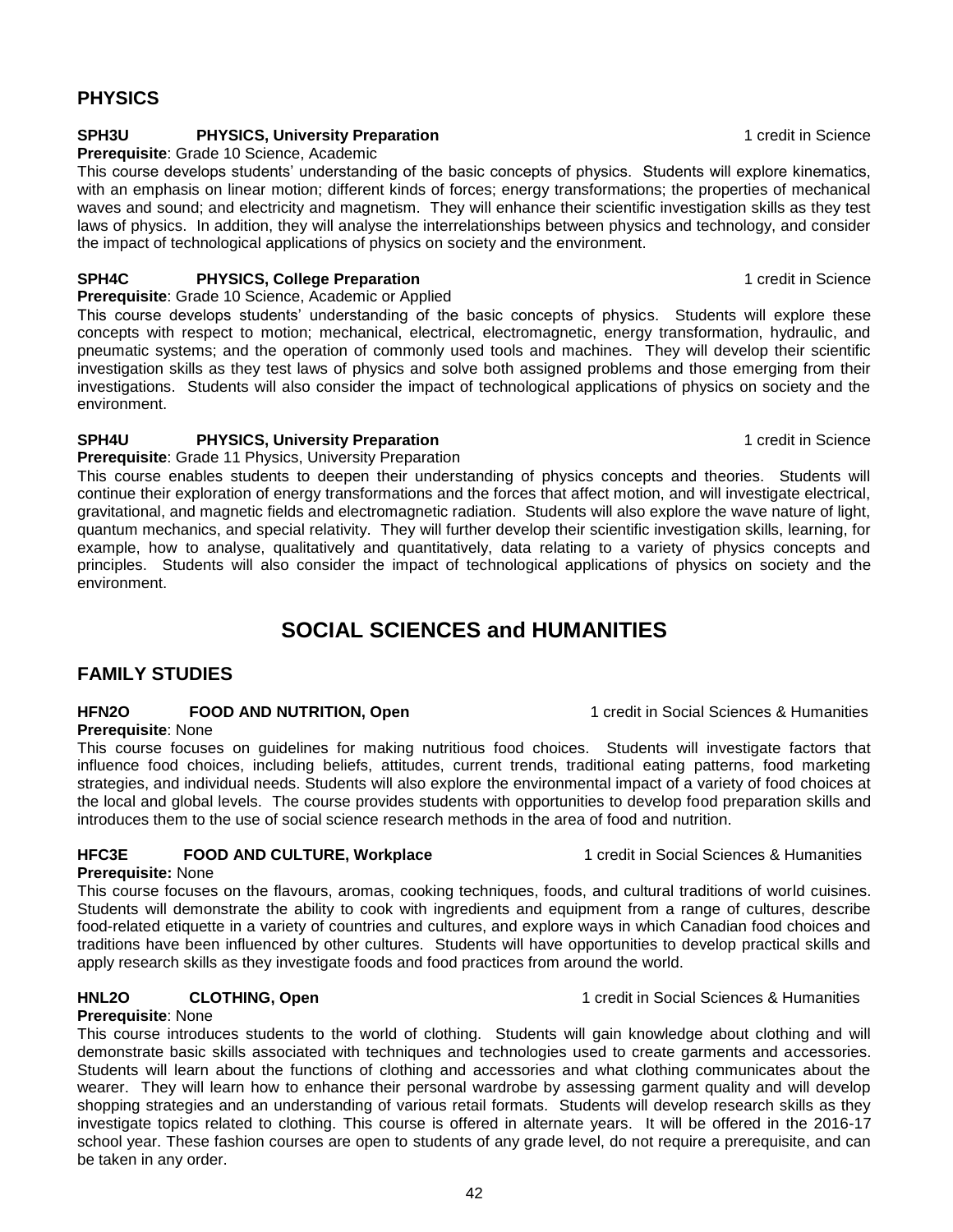## PHYSICS

**SPH3U PHYSICS, University Preparation** 1 credit in Science
**Prerequisite**: Grade 10 Science, Academic

This course develops students' understanding of the basic concepts of physics. Students will explore kinematics, with an emphasis on linear motion; different kinds of forces; energy transformations; the properties of mechanical waves and sound; and electricity and magnetism. They will enhance their scientific investigation skills as they test laws of physics. In addition, they will analyse the interrelationships between physics and technology, and consider the impact of technological applications of physics on society and the environment.

**SPH4C PHYSICS, College Preparation** 1 credit in Science
**Prerequisite**: Grade 10 Science, Academic or Applied

This course develops students' understanding of the basic concepts of physics. Students will explore these concepts with respect to motion; mechanical, electrical, electromagnetic, energy transformation, hydraulic, and pneumatic systems; and the operation of commonly used tools and machines. They will develop their scientific investigation skills as they test laws of physics and solve both assigned problems and those emerging from their investigations. Students will also consider the impact of technological applications of physics on society and the environment.

**SPH4U PHYSICS, University Preparation** 1 credit in Science
**Prerequisite**: Grade 11 Physics, University Preparation

This course enables students to deepen their understanding of physics concepts and theories. Students will continue their exploration of energy transformations and the forces that affect motion, and will investigate electrical, gravitational, and magnetic fields and electromagnetic radiation. Students will also explore the wave nature of light, quantum mechanics, and special relativity. They will further develop their scientific investigation skills, learning, for example, how to analyse, qualitatively and quantitatively, data relating to a variety of physics concepts and principles. Students will also consider the impact of technological applications of physics on society and the environment.

# SOCIAL SCIENCES and HUMANITIES

## FAMILY STUDIES

**HFN2O FOOD AND NUTRITION, Open** 1 credit in Social Sciences & Humanities
**Prerequisite**: None

This course focuses on guidelines for making nutritious food choices. Students will investigate factors that influence food choices, including beliefs, attitudes, current trends, traditional eating patterns, food marketing strategies, and individual needs. Students will also explore the environmental impact of a variety of food choices at the local and global levels. The course provides students with opportunities to develop food preparation skills and introduces them to the use of social science research methods in the area of food and nutrition.

**HFC3E FOOD AND CULTURE, Workplace** 1 credit in Social Sciences & Humanities
**Prerequisite:** None

This course focuses on the flavours, aromas, cooking techniques, foods, and cultural traditions of world cuisines. Students will demonstrate the ability to cook with ingredients and equipment from a range of cultures, describe food-related etiquette in a variety of countries and cultures, and explore ways in which Canadian food choices and traditions have been influenced by other cultures. Students will have opportunities to develop practical skills and apply research skills as they investigate foods and food practices from around the world.

**HNL2O CLOTHING, Open** 1 credit in Social Sciences & Humanities
**Prerequisite**: None

This course introduces students to the world of clothing. Students will gain knowledge about clothing and will demonstrate basic skills associated with techniques and technologies used to create garments and accessories. Students will learn about the functions of clothing and accessories and what clothing communicates about the wearer. They will learn how to enhance their personal wardrobe by assessing garment quality and will develop shopping strategies and an understanding of various retail formats. Students will develop research skills as they investigate topics related to clothing. This course is offered in alternate years. It will be offered in the 2016-17 school year. These fashion courses are open to students of any grade level, do not require a prerequisite, and can be taken in any order.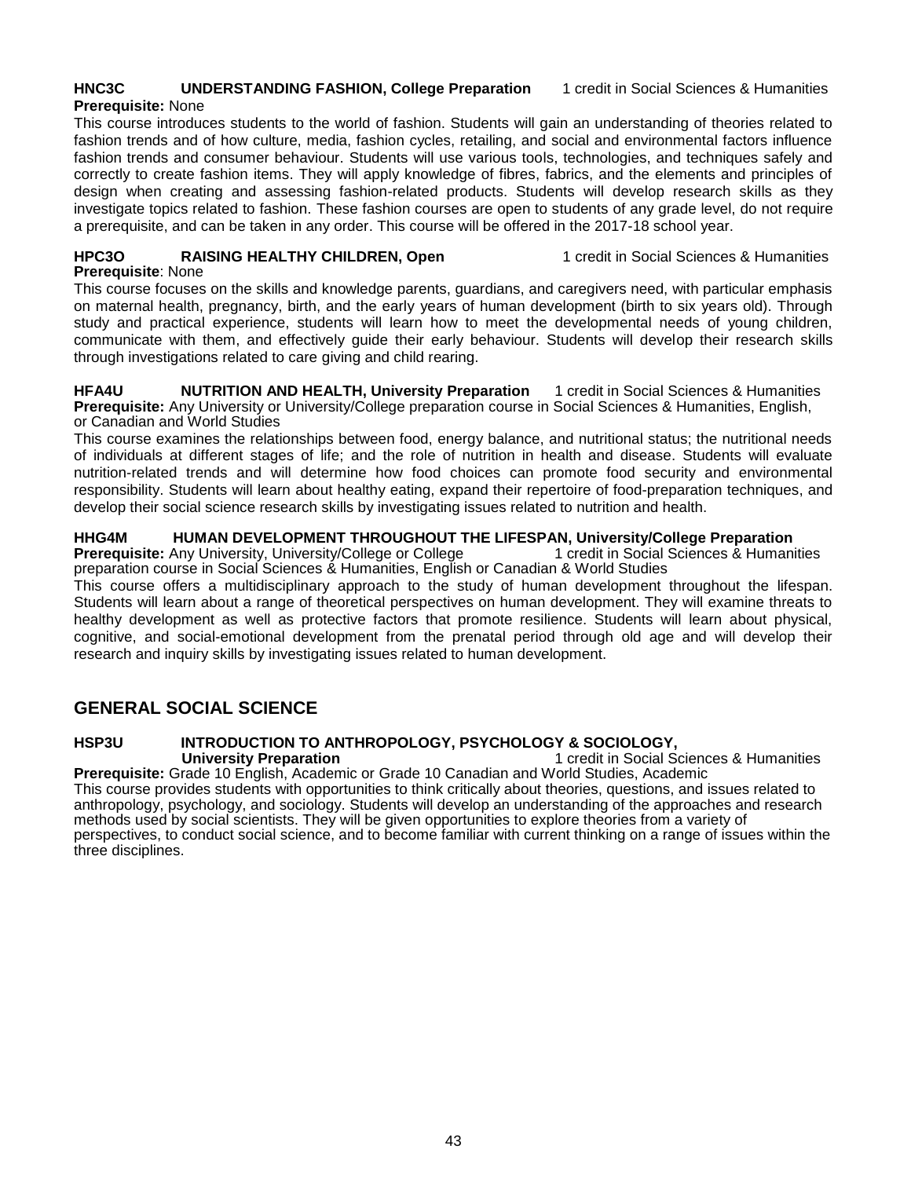**HNC3C UNDERSTANDING FASHION, College Preparation** 1 credit in Social Sciences & Humanities
**Prerequisite:** None

This course introduces students to the world of fashion. Students will gain an understanding of theories related to fashion trends and of how culture, media, fashion cycles, retailing, and social and environmental factors influence fashion trends and consumer behaviour. Students will use various tools, technologies, and techniques safely and correctly to create fashion items. They will apply knowledge of fibres, fabrics, and the elements and principles of design when creating and assessing fashion-related products. Students will develop research skills as they investigate topics related to fashion. These fashion courses are open to students of any grade level, do not require a prerequisite, and can be taken in any order. This course will be offered in the 2017-18 school year.

**HPC3O RAISING HEALTHY CHILDREN, Open** 1 credit in Social Sciences & Humanities
**Prerequisite**: None

This course focuses on the skills and knowledge parents, guardians, and caregivers need, with particular emphasis on maternal health, pregnancy, birth, and the early years of human development (birth to six years old). Through study and practical experience, students will learn how to meet the developmental needs of young children, communicate with them, and effectively guide their early behaviour. Students will develop their research skills through investigations related to care giving and child rearing.

**HFA4U NUTRITION AND HEALTH, University Preparation** 1 credit in Social Sciences & Humanities
**Prerequisite:** Any University or University/College preparation course in Social Sciences & Humanities, English, or Canadian and World Studies

This course examines the relationships between food, energy balance, and nutritional status; the nutritional needs of individuals at different stages of life; and the role of nutrition in health and disease. Students will evaluate nutrition-related trends and will determine how food choices can promote food security and environmental responsibility. Students will learn about healthy eating, expand their repertoire of food-preparation techniques, and develop their social science research skills by investigating issues related to nutrition and health.

**HHG4M HUMAN DEVELOPMENT THROUGHOUT THE LIFESPAN, University/College Preparation**
**Prerequisite:** Any University, University/College or College preparation course in Social Sciences & Humanities, English or Canadian & World Studies 1 credit in Social Sciences & Humanities

This course offers a multidisciplinary approach to the study of human development throughout the lifespan. Students will learn about a range of theoretical perspectives on human development. They will examine threats to healthy development as well as protective factors that promote resilience. Students will learn about physical, cognitive, and social-emotional development from the prenatal period through old age and will develop their research and inquiry skills by investigating issues related to human development.

## GENERAL SOCIAL SCIENCE

**HSP3U INTRODUCTION TO ANTHROPOLOGY, PSYCHOLOGY & SOCIOLOGY, University Preparation** 1 credit in Social Sciences & Humanities
**Prerequisite:** Grade 10 English, Academic or Grade 10 Canadian and World Studies, Academic

This course provides students with opportunities to think critically about theories, questions, and issues related to anthropology, psychology, and sociology. Students will develop an understanding of the approaches and research methods used by social scientists. They will be given opportunities to explore theories from a variety of perspectives, to conduct social science, and to become familiar with current thinking on a range of issues within the three disciplines.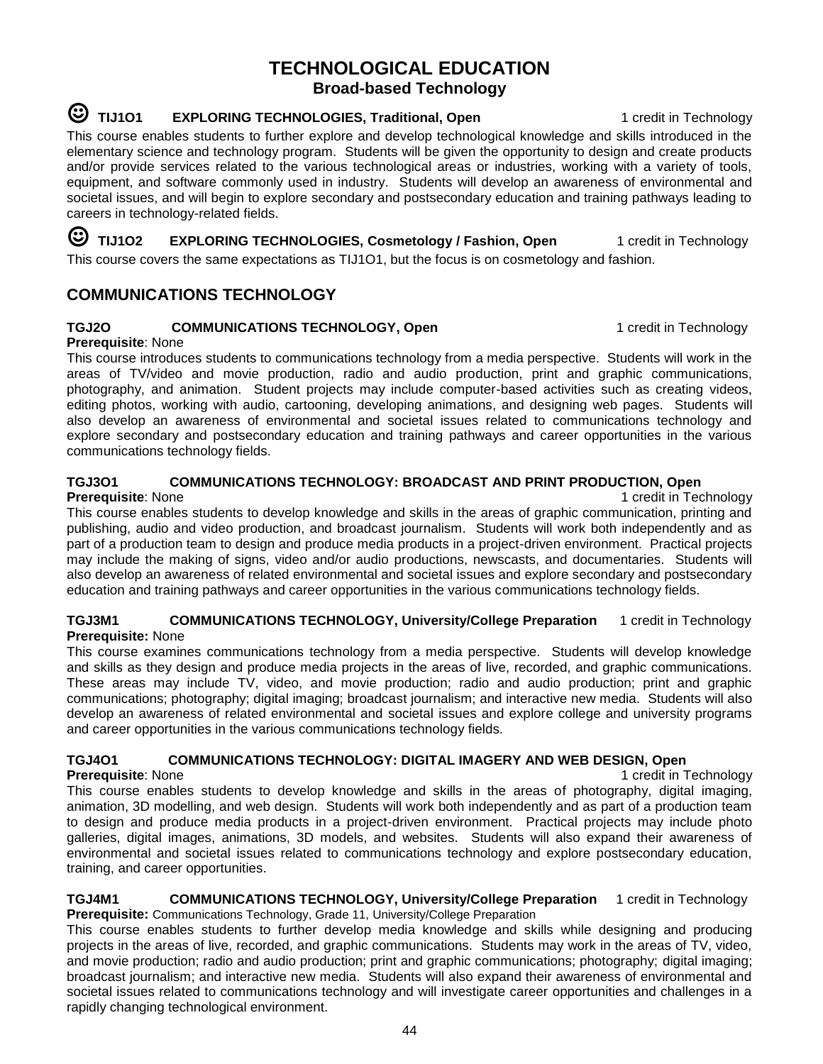# TECHNOLOGICAL EDUCATION

## Broad-based Technology

☺ **TIJ1O1 EXPLORING TECHNOLOGIES, Traditional, Open** 1 credit in Technology

This course enables students to further explore and develop technological knowledge and skills introduced in the elementary science and technology program. Students will be given the opportunity to design and create products and/or provide services related to the various technological areas or industries, working with a variety of tools, equipment, and software commonly used in industry. Students will develop an awareness of environmental and societal issues, and will begin to explore secondary and postsecondary education and training pathways leading to careers in technology-related fields.

☺ **TIJ1O2 EXPLORING TECHNOLOGIES, Cosmetology / Fashion, Open** 1 credit in Technology

This course covers the same expectations as TIJ1O1, but the focus is on cosmetology and fashion.

## COMMUNICATIONS TECHNOLOGY

**TGJ2O COMMUNICATIONS TECHNOLOGY, Open** 1 credit in Technology
**Prerequisite**: None

This course introduces students to communications technology from a media perspective. Students will work in the areas of TV/video and movie production, radio and audio production, print and graphic communications, photography, and animation. Student projects may include computer-based activities such as creating videos, editing photos, working with audio, cartooning, developing animations, and designing web pages. Students will also develop an awareness of environmental and societal issues related to communications technology and explore secondary and postsecondary education and training pathways and career opportunities in the various communications technology fields.

**TGJ3O1 COMMUNICATIONS TECHNOLOGY: BROADCAST AND PRINT PRODUCTION, Open**
**Prerequisite**: None 1 credit in Technology

This course enables students to develop knowledge and skills in the areas of graphic communication, printing and publishing, audio and video production, and broadcast journalism. Students will work both independently and as part of a production team to design and produce media products in a project-driven environment. Practical projects may include the making of signs, video and/or audio productions, newscasts, and documentaries. Students will also develop an awareness of related environmental and societal issues and explore secondary and postsecondary education and training pathways and career opportunities in the various communications technology fields.

**TGJ3M1 COMMUNICATIONS TECHNOLOGY, University/College Preparation** 1 credit in Technology
**Prerequisite:** None

This course examines communications technology from a media perspective. Students will develop knowledge and skills as they design and produce media projects in the areas of live, recorded, and graphic communications. These areas may include TV, video, and movie production; radio and audio production; print and graphic communications; photography; digital imaging; broadcast journalism; and interactive new media. Students will also develop an awareness of related environmental and societal issues and explore college and university programs and career opportunities in the various communications technology fields.

**TGJ4O1 COMMUNICATIONS TECHNOLOGY: DIGITAL IMAGERY AND WEB DESIGN, Open**
**Prerequisite**: None 1 credit in Technology

This course enables students to develop knowledge and skills in the areas of photography, digital imaging, animation, 3D modelling, and web design. Students will work both independently and as part of a production team to design and produce media products in a project-driven environment. Practical projects may include photo galleries, digital images, animations, 3D models, and websites. Students will also expand their awareness of environmental and societal issues related to communications technology and explore postsecondary education, training, and career opportunities.

**TGJ4M1 COMMUNICATIONS TECHNOLOGY, University/College Preparation** 1 credit in Technology
**Prerequisite:** Communications Technology, Grade 11, University/College Preparation

This course enables students to further develop media knowledge and skills while designing and producing projects in the areas of live, recorded, and graphic communications. Students may work in the areas of TV, video, and movie production; radio and audio production; print and graphic communications; photography; digital imaging; broadcast journalism; and interactive new media. Students will also expand their awareness of environmental and societal issues related to communications technology and will investigate career opportunities and challenges in a rapidly changing technological environment.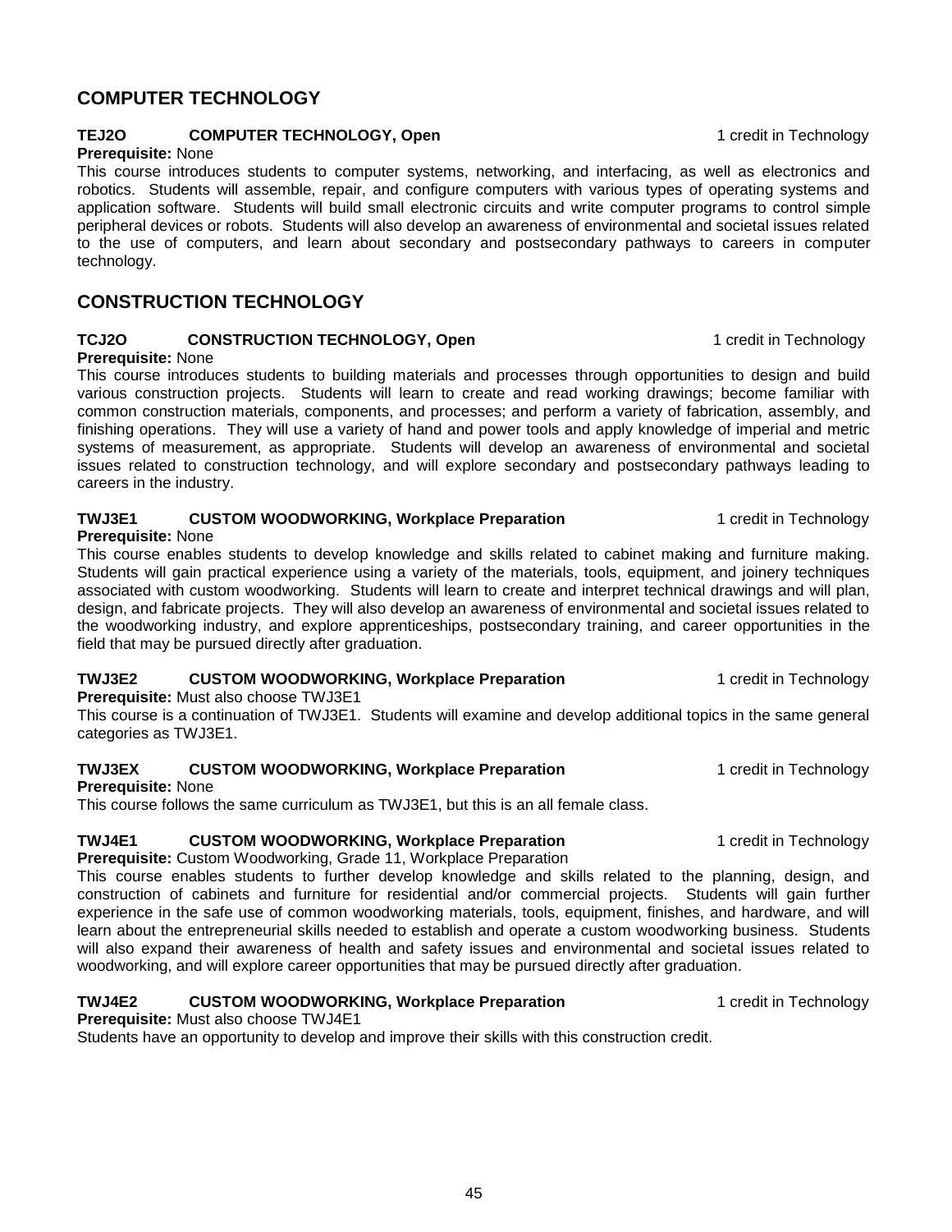## COMPUTER TECHNOLOGY

**TEJ2O COMPUTER TECHNOLOGY, Open** 1 credit in Technology

**Prerequisite:** None

This course introduces students to computer systems, networking, and interfacing, as well as electronics and robotics. Students will assemble, repair, and configure computers with various types of operating systems and application software. Students will build small electronic circuits and write computer programs to control simple peripheral devices or robots. Students will also develop an awareness of environmental and societal issues related to the use of computers, and learn about secondary and postsecondary pathways to careers in computer technology.

## CONSTRUCTION TECHNOLOGY

**TCJ2O CONSTRUCTION TECHNOLOGY, Open** 1 credit in Technology

**Prerequisite:** None

This course introduces students to building materials and processes through opportunities to design and build various construction projects. Students will learn to create and read working drawings; become familiar with common construction materials, components, and processes; and perform a variety of fabrication, assembly, and finishing operations. They will use a variety of hand and power tools and apply knowledge of imperial and metric systems of measurement, as appropriate. Students will develop an awareness of environmental and societal issues related to construction technology, and will explore secondary and postsecondary pathways leading to careers in the industry.

**TWJ3E1 CUSTOM WOODWORKING, Workplace Preparation** 1 credit in Technology

**Prerequisite:** None

This course enables students to develop knowledge and skills related to cabinet making and furniture making. Students will gain practical experience using a variety of the materials, tools, equipment, and joinery techniques associated with custom woodworking. Students will learn to create and interpret technical drawings and will plan, design, and fabricate projects. They will also develop an awareness of environmental and societal issues related to the woodworking industry, and explore apprenticeships, postsecondary training, and career opportunities in the field that may be pursued directly after graduation.

**TWJ3E2 CUSTOM WOODWORKING, Workplace Preparation** 1 credit in Technology

**Prerequisite:** Must also choose TWJ3E1

This course is a continuation of TWJ3E1. Students will examine and develop additional topics in the same general categories as TWJ3E1.

**TWJ3EX CUSTOM WOODWORKING, Workplace Preparation** 1 credit in Technology

**Prerequisite:** None

This course follows the same curriculum as TWJ3E1, but this is an all female class.

**TWJ4E1 CUSTOM WOODWORKING, Workplace Preparation** 1 credit in Technology

**Prerequisite:** Custom Woodworking, Grade 11, Workplace Preparation

This course enables students to further develop knowledge and skills related to the planning, design, and construction of cabinets and furniture for residential and/or commercial projects. Students will gain further experience in the safe use of common woodworking materials, tools, equipment, finishes, and hardware, and will learn about the entrepreneurial skills needed to establish and operate a custom woodworking business. Students will also expand their awareness of health and safety issues and environmental and societal issues related to woodworking, and will explore career opportunities that may be pursued directly after graduation.

**TWJ4E2 CUSTOM WOODWORKING, Workplace Preparation** 1 credit in Technology

**Prerequisite:** Must also choose TWJ4E1

Students have an opportunity to develop and improve their skills with this construction credit.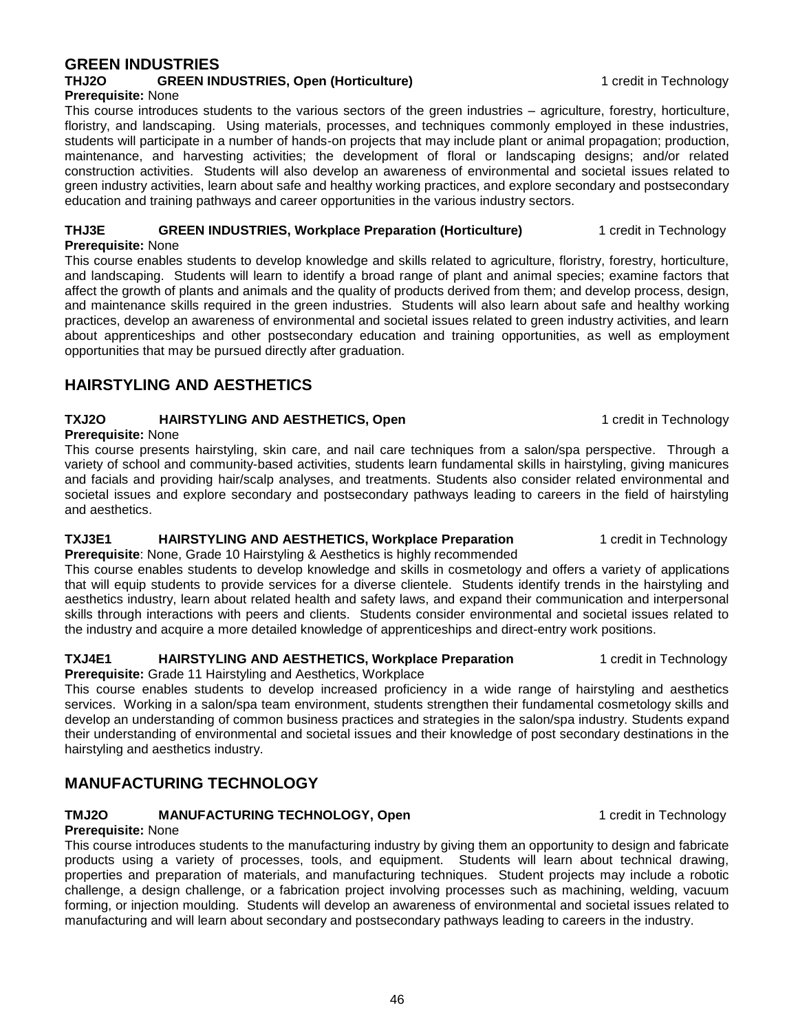## GREEN INDUSTRIES

**THJ2O GREEN INDUSTRIES, Open (Horticulture)** 1 credit in Technology

**Prerequisite:** None

This course introduces students to the various sectors of the green industries – agriculture, forestry, horticulture, floristry, and landscaping. Using materials, processes, and techniques commonly employed in these industries, students will participate in a number of hands-on projects that may include plant or animal propagation; production, maintenance, and harvesting activities; the development of floral or landscaping designs; and/or related construction activities. Students will also develop an awareness of environmental and societal issues related to green industry activities, learn about safe and healthy working practices, and explore secondary and postsecondary education and training pathways and career opportunities in the various industry sectors.

**THJ3E GREEN INDUSTRIES, Workplace Preparation (Horticulture)** 1 credit in Technology

**Prerequisite:** None

This course enables students to develop knowledge and skills related to agriculture, floristry, forestry, horticulture, and landscaping. Students will learn to identify a broad range of plant and animal species; examine factors that affect the growth of plants and animals and the quality of products derived from them; and develop process, design, and maintenance skills required in the green industries. Students will also learn about safe and healthy working practices, develop an awareness of environmental and societal issues related to green industry activities, and learn about apprenticeships and other postsecondary education and training opportunities, as well as employment opportunities that may be pursued directly after graduation.

## HAIRSTYLING AND AESTHETICS

**TXJ2O HAIRSTYLING AND AESTHETICS, Open** 1 credit in Technology

**Prerequisite:** None

This course presents hairstyling, skin care, and nail care techniques from a salon/spa perspective. Through a variety of school and community-based activities, students learn fundamental skills in hairstyling, giving manicures and facials and providing hair/scalp analyses, and treatments. Students also consider related environmental and societal issues and explore secondary and postsecondary pathways leading to careers in the field of hairstyling and aesthetics.

**TXJ3E1 HAIRSTYLING AND AESTHETICS, Workplace Preparation** 1 credit in Technology

**Prerequisite**: None, Grade 10 Hairstyling & Aesthetics is highly recommended

This course enables students to develop knowledge and skills in cosmetology and offers a variety of applications that will equip students to provide services for a diverse clientele. Students identify trends in the hairstyling and aesthetics industry, learn about related health and safety laws, and expand their communication and interpersonal skills through interactions with peers and clients. Students consider environmental and societal issues related to the industry and acquire a more detailed knowledge of apprenticeships and direct-entry work positions.

**TXJ4E1 HAIRSTYLING AND AESTHETICS, Workplace Preparation** 1 credit in Technology

**Prerequisite:** Grade 11 Hairstyling and Aesthetics, Workplace

This course enables students to develop increased proficiency in a wide range of hairstyling and aesthetics services. Working in a salon/spa team environment, students strengthen their fundamental cosmetology skills and develop an understanding of common business practices and strategies in the salon/spa industry. Students expand their understanding of environmental and societal issues and their knowledge of post secondary destinations in the hairstyling and aesthetics industry.

## MANUFACTURING TECHNOLOGY

**TMJ2O MANUFACTURING TECHNOLOGY, Open** 1 credit in Technology

**Prerequisite:** None

This course introduces students to the manufacturing industry by giving them an opportunity to design and fabricate products using a variety of processes, tools, and equipment. Students will learn about technical drawing, properties and preparation of materials, and manufacturing techniques. Student projects may include a robotic challenge, a design challenge, or a fabrication project involving processes such as machining, welding, vacuum forming, or injection moulding. Students will develop an awareness of environmental and societal issues related to manufacturing and will learn about secondary and postsecondary pathways leading to careers in the industry.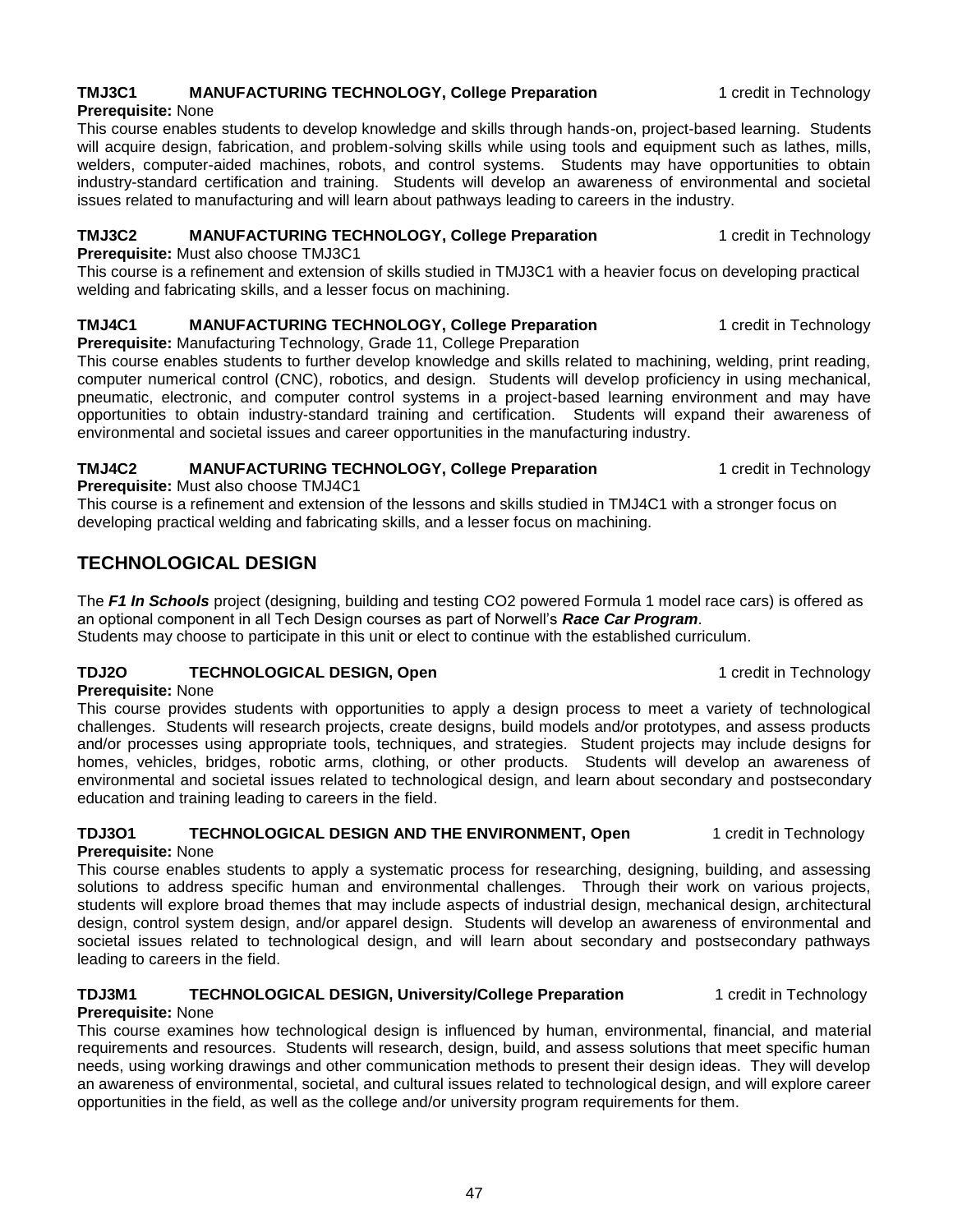**TMJ3C1 MANUFACTURING TECHNOLOGY, College Preparation** 1 credit in Technology

**Prerequisite:** None

This course enables students to develop knowledge and skills through hands-on, project-based learning. Students will acquire design, fabrication, and problem-solving skills while using tools and equipment such as lathes, mills, welders, computer-aided machines, robots, and control systems. Students may have opportunities to obtain industry-standard certification and training. Students will develop an awareness of environmental and societal issues related to manufacturing and will learn about pathways leading to careers in the industry.

**TMJ3C2 MANUFACTURING TECHNOLOGY, College Preparation** 1 credit in Technology

**Prerequisite:** Must also choose TMJ3C1

This course is a refinement and extension of skills studied in TMJ3C1 with a heavier focus on developing practical welding and fabricating skills, and a lesser focus on machining.

**TMJ4C1 MANUFACTURING TECHNOLOGY, College Preparation** 1 credit in Technology

**Prerequisite:** Manufacturing Technology, Grade 11, College Preparation

This course enables students to further develop knowledge and skills related to machining, welding, print reading, computer numerical control (CNC), robotics, and design. Students will develop proficiency in using mechanical, pneumatic, electronic, and computer control systems in a project-based learning environment and may have opportunities to obtain industry-standard training and certification. Students will expand their awareness of environmental and societal issues and career opportunities in the manufacturing industry.

**TMJ4C2 MANUFACTURING TECHNOLOGY, College Preparation** 1 credit in Technology

**Prerequisite:** Must also choose TMJ4C1

This course is a refinement and extension of the lessons and skills studied in TMJ4C1 with a stronger focus on developing practical welding and fabricating skills, and a lesser focus on machining.

## TECHNOLOGICAL DESIGN

The ***F1 In Schools*** project (designing, building and testing CO2 powered Formula 1 model race cars) is offered as an optional component in all Tech Design courses as part of Norwell's ***Race Car Program***.
Students may choose to participate in this unit or elect to continue with the established curriculum.

**TDJ2O TECHNOLOGICAL DESIGN, Open** 1 credit in Technology

**Prerequisite:** None

This course provides students with opportunities to apply a design process to meet a variety of technological challenges. Students will research projects, create designs, build models and/or prototypes, and assess products and/or processes using appropriate tools, techniques, and strategies. Student projects may include designs for homes, vehicles, bridges, robotic arms, clothing, or other products. Students will develop an awareness of environmental and societal issues related to technological design, and learn about secondary and postsecondary education and training leading to careers in the field.

**TDJ3O1 TECHNOLOGICAL DESIGN AND THE ENVIRONMENT, Open** 1 credit in Technology

**Prerequisite:** None

This course enables students to apply a systematic process for researching, designing, building, and assessing solutions to address specific human and environmental challenges. Through their work on various projects, students will explore broad themes that may include aspects of industrial design, mechanical design, architectural design, control system design, and/or apparel design. Students will develop an awareness of environmental and societal issues related to technological design, and will learn about secondary and postsecondary pathways leading to careers in the field.

**TDJ3M1 TECHNOLOGICAL DESIGN, University/College Preparation** 1 credit in Technology

**Prerequisite:** None

This course examines how technological design is influenced by human, environmental, financial, and material requirements and resources. Students will research, design, build, and assess solutions that meet specific human needs, using working drawings and other communication methods to present their design ideas. They will develop an awareness of environmental, societal, and cultural issues related to technological design, and will explore career opportunities in the field, as well as the college and/or university program requirements for them.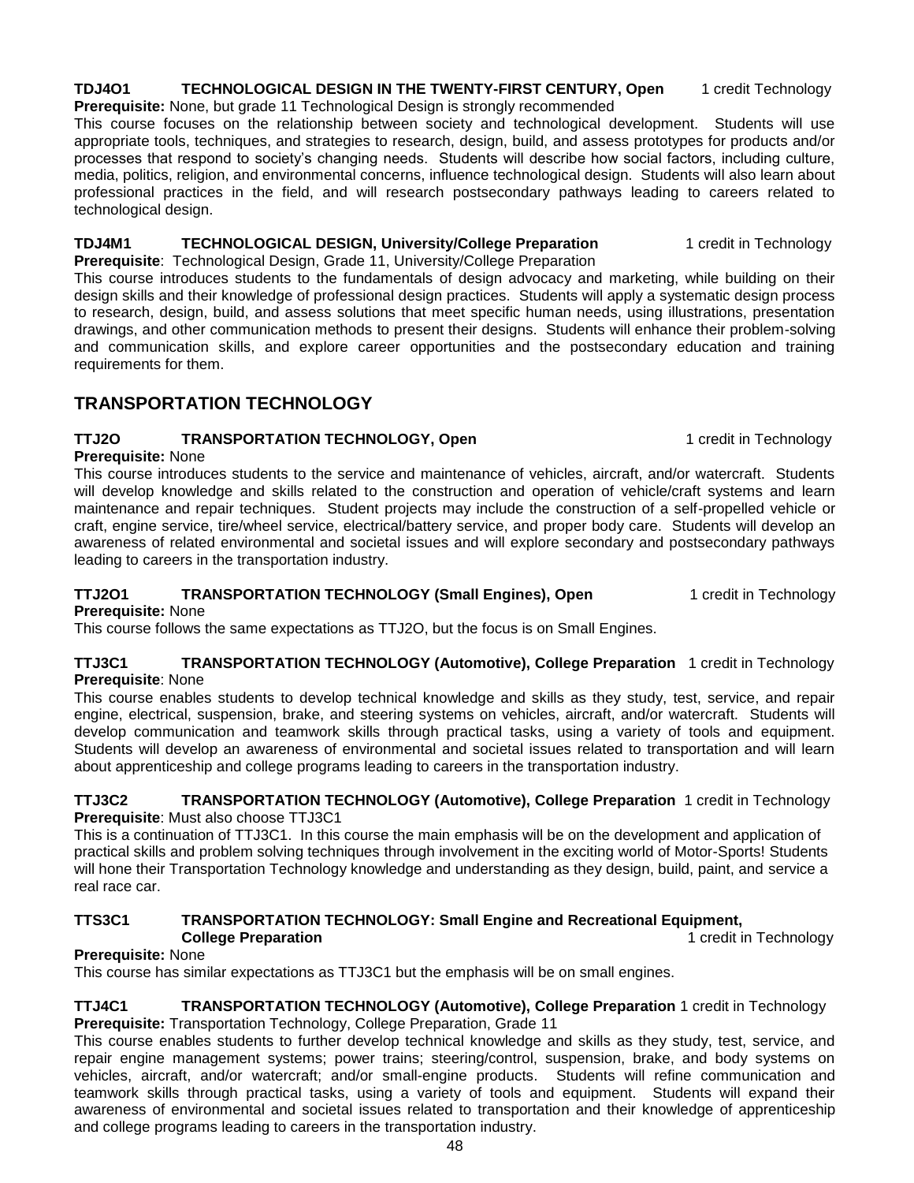**TDJ4O1 TECHNOLOGICAL DESIGN IN THE TWENTY-FIRST CENTURY, Open** 1 credit Technology
**Prerequisite:** None, but grade 11 Technological Design is strongly recommended
This course focuses on the relationship between society and technological development. Students will use appropriate tools, techniques, and strategies to research, design, build, and assess prototypes for products and/or processes that respond to society's changing needs. Students will describe how social factors, including culture, media, politics, religion, and environmental concerns, influence technological design. Students will also learn about professional practices in the field, and will research postsecondary pathways leading to careers related to technological design.

**TDJ4M1 TECHNOLOGICAL DESIGN, University/College Preparation** 1 credit in Technology
**Prerequisite**: Technological Design, Grade 11, University/College Preparation
This course introduces students to the fundamentals of design advocacy and marketing, while building on their design skills and their knowledge of professional design practices. Students will apply a systematic design process to research, design, build, and assess solutions that meet specific human needs, using illustrations, presentation drawings, and other communication methods to present their designs. Students will enhance their problem-solving and communication skills, and explore career opportunities and the postsecondary education and training requirements for them.

## TRANSPORTATION TECHNOLOGY

**TTJ2O TRANSPORTATION TECHNOLOGY, Open** 1 credit in Technology
**Prerequisite:** None
This course introduces students to the service and maintenance of vehicles, aircraft, and/or watercraft. Students will develop knowledge and skills related to the construction and operation of vehicle/craft systems and learn maintenance and repair techniques. Student projects may include the construction of a self-propelled vehicle or craft, engine service, tire/wheel service, electrical/battery service, and proper body care. Students will develop an awareness of related environmental and societal issues and will explore secondary and postsecondary pathways leading to careers in the transportation industry.

**TTJ2O1 TRANSPORTATION TECHNOLOGY (Small Engines), Open** 1 credit in Technology
**Prerequisite:** None
This course follows the same expectations as TTJ2O, but the focus is on Small Engines.

**TTJ3C1 TRANSPORTATION TECHNOLOGY (Automotive), College Preparation** 1 credit in Technology
**Prerequisite**: None
This course enables students to develop technical knowledge and skills as they study, test, service, and repair engine, electrical, suspension, brake, and steering systems on vehicles, aircraft, and/or watercraft. Students will develop communication and teamwork skills through practical tasks, using a variety of tools and equipment. Students will develop an awareness of environmental and societal issues related to transportation and will learn about apprenticeship and college programs leading to careers in the transportation industry.

**TTJ3C2 TRANSPORTATION TECHNOLOGY (Automotive), College Preparation** 1 credit in Technology
**Prerequisite**: Must also choose TTJ3C1
This is a continuation of TTJ3C1. In this course the main emphasis will be on the development and application of practical skills and problem solving techniques through involvement in the exciting world of Motor-Sports! Students will hone their Transportation Technology knowledge and understanding as they design, build, paint, and service a real race car.

**TTS3C1 TRANSPORTATION TECHNOLOGY: Small Engine and Recreational Equipment, College Preparation** 1 credit in Technology
**Prerequisite:** None
This course has similar expectations as TTJ3C1 but the emphasis will be on small engines.

**TTJ4C1 TRANSPORTATION TECHNOLOGY (Automotive), College Preparation** 1 credit in Technology
**Prerequisite:** Transportation Technology, College Preparation, Grade 11
This course enables students to further develop technical knowledge and skills as they study, test, service, and repair engine management systems; power trains; steering/control, suspension, brake, and body systems on vehicles, aircraft, and/or watercraft; and/or small-engine products. Students will refine communication and teamwork skills through practical tasks, using a variety of tools and equipment. Students will expand their awareness of environmental and societal issues related to transportation and their knowledge of apprenticeship and college programs leading to careers in the transportation industry.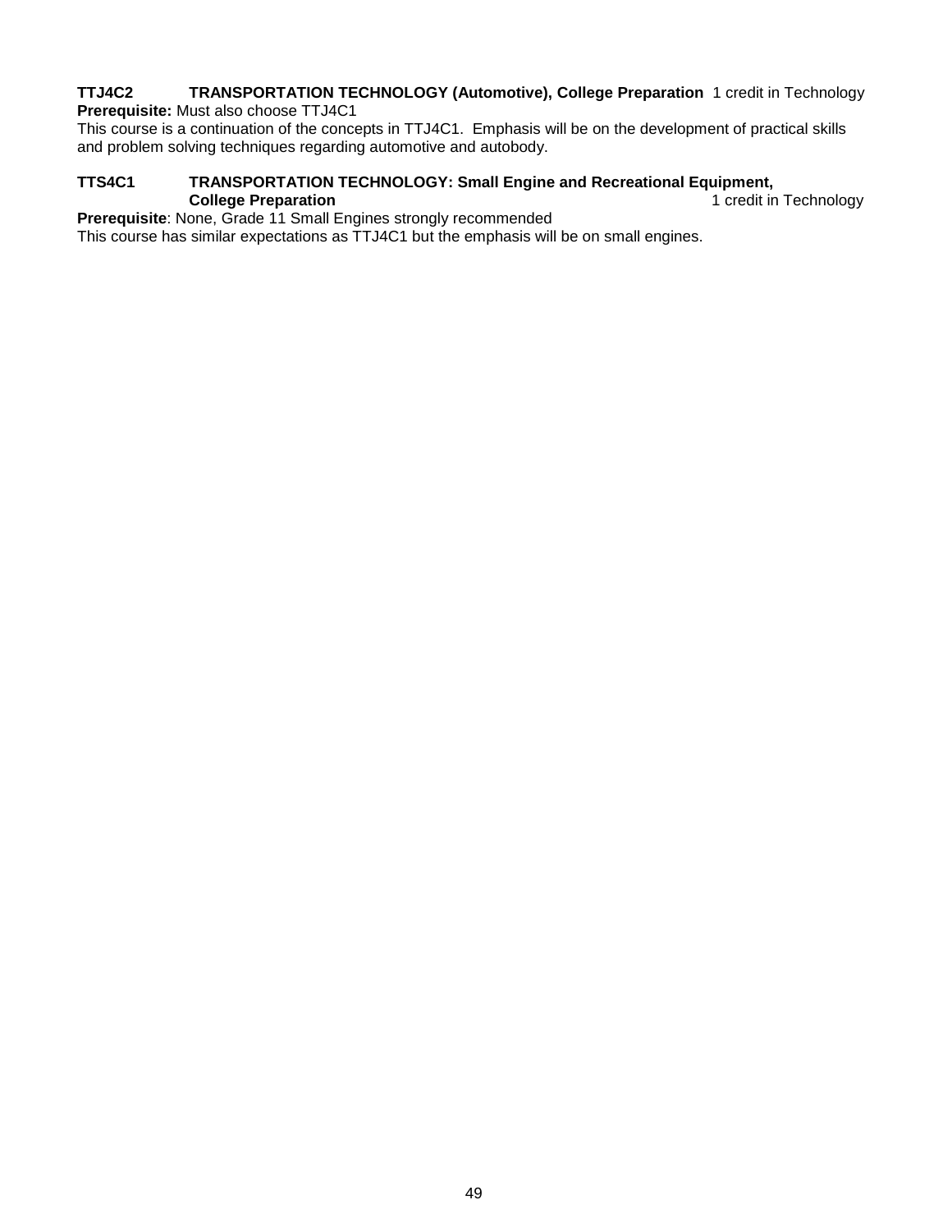**TTJ4C2 TRANSPORTATION TECHNOLOGY (Automotive), College Preparation** 1 credit in Technology

**Prerequisite:** Must also choose TTJ4C1

This course is a continuation of the concepts in TTJ4C1. Emphasis will be on the development of practical skills and problem solving techniques regarding automotive and autobody.

**TTS4C1 TRANSPORTATION TECHNOLOGY: Small Engine and Recreational Equipment, College Preparation** 1 credit in Technology

**Prerequisite**: None, Grade 11 Small Engines strongly recommended

This course has similar expectations as TTJ4C1 but the emphasis will be on small engines.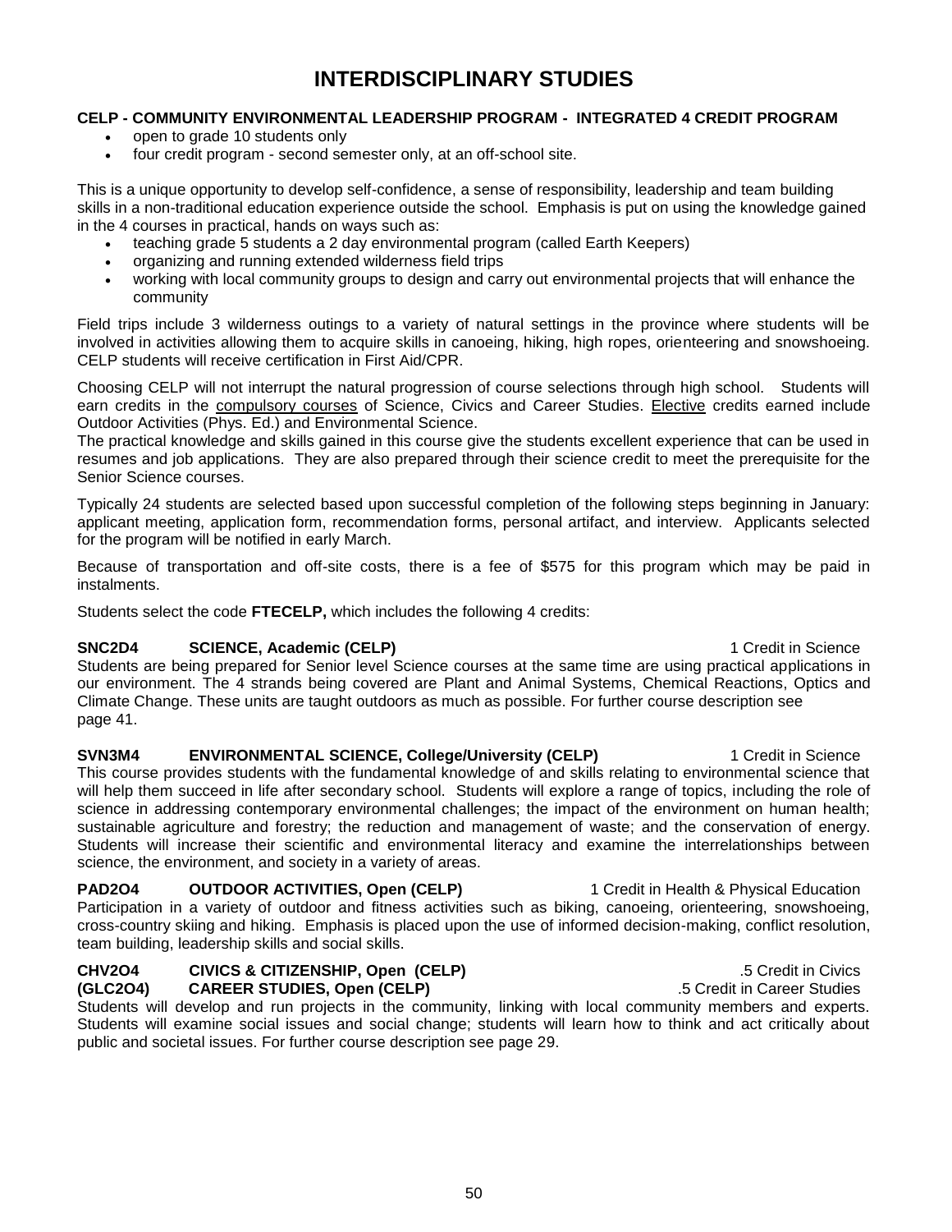# INTERDISCIPLINARY STUDIES

**CELP - COMMUNITY ENVIRONMENTAL LEADERSHIP PROGRAM - INTEGRATED 4 CREDIT PROGRAM**

- open to grade 10 students only
- four credit program - second semester only, at an off-school site.

This is a unique opportunity to develop self-confidence, a sense of responsibility, leadership and team building skills in a non-traditional education experience outside the school. Emphasis is put on using the knowledge gained in the 4 courses in practical, hands on ways such as:

- teaching grade 5 students a 2 day environmental program (called Earth Keepers)
- organizing and running extended wilderness field trips
- working with local community groups to design and carry out environmental projects that will enhance the community

Field trips include 3 wilderness outings to a variety of natural settings in the province where students will be involved in activities allowing them to acquire skills in canoeing, hiking, high ropes, orienteering and snowshoeing. CELP students will receive certification in First Aid/CPR.

Choosing CELP will not interrupt the natural progression of course selections through high school. Students will earn credits in the compulsory courses of Science, Civics and Career Studies. Elective credits earned include Outdoor Activities (Phys. Ed.) and Environmental Science.
The practical knowledge and skills gained in this course give the students excellent experience that can be used in resumes and job applications. They are also prepared through their science credit to meet the prerequisite for the Senior Science courses.

Typically 24 students are selected based upon successful completion of the following steps beginning in January: applicant meeting, application form, recommendation forms, personal artifact, and interview. Applicants selected for the program will be notified in early March.

Because of transportation and off-site costs, there is a fee of $575 for this program which may be paid in instalments.

Students select the code **FTECELP,** which includes the following 4 credits:

**SNC2D4 SCIENCE, Academic (CELP)** — 1 Credit in Science
Students are being prepared for Senior level Science courses at the same time are using practical applications in our environment. The 4 strands being covered are Plant and Animal Systems, Chemical Reactions, Optics and Climate Change. These units are taught outdoors as much as possible. For further course description see page 41.

**SVN3M4 ENVIRONMENTAL SCIENCE, College/University (CELP)** — 1 Credit in Science
This course provides students with the fundamental knowledge of and skills relating to environmental science that will help them succeed in life after secondary school. Students will explore a range of topics, including the role of science in addressing contemporary environmental challenges; the impact of the environment on human health; sustainable agriculture and forestry; the reduction and management of waste; and the conservation of energy. Students will increase their scientific and environmental literacy and examine the interrelationships between science, the environment, and society in a variety of areas.

**PAD2O4 OUTDOOR ACTIVITIES, Open (CELP)** — 1 Credit in Health & Physical Education
Participation in a variety of outdoor and fitness activities such as biking, canoeing, orienteering, snowshoeing, cross-country skiing and hiking. Emphasis is placed upon the use of informed decision-making, conflict resolution, team building, leadership skills and social skills.

**CHV2O4 CIVICS & CITIZENSHIP, Open (CELP)** — .5 Credit in Civics
**(GLC2O4) CAREER STUDIES, Open (CELP)** — .5 Credit in Career Studies
Students will develop and run projects in the community, linking with local community members and experts. Students will examine social issues and social change; students will learn how to think and act critically about public and societal issues. For further course description see page 29.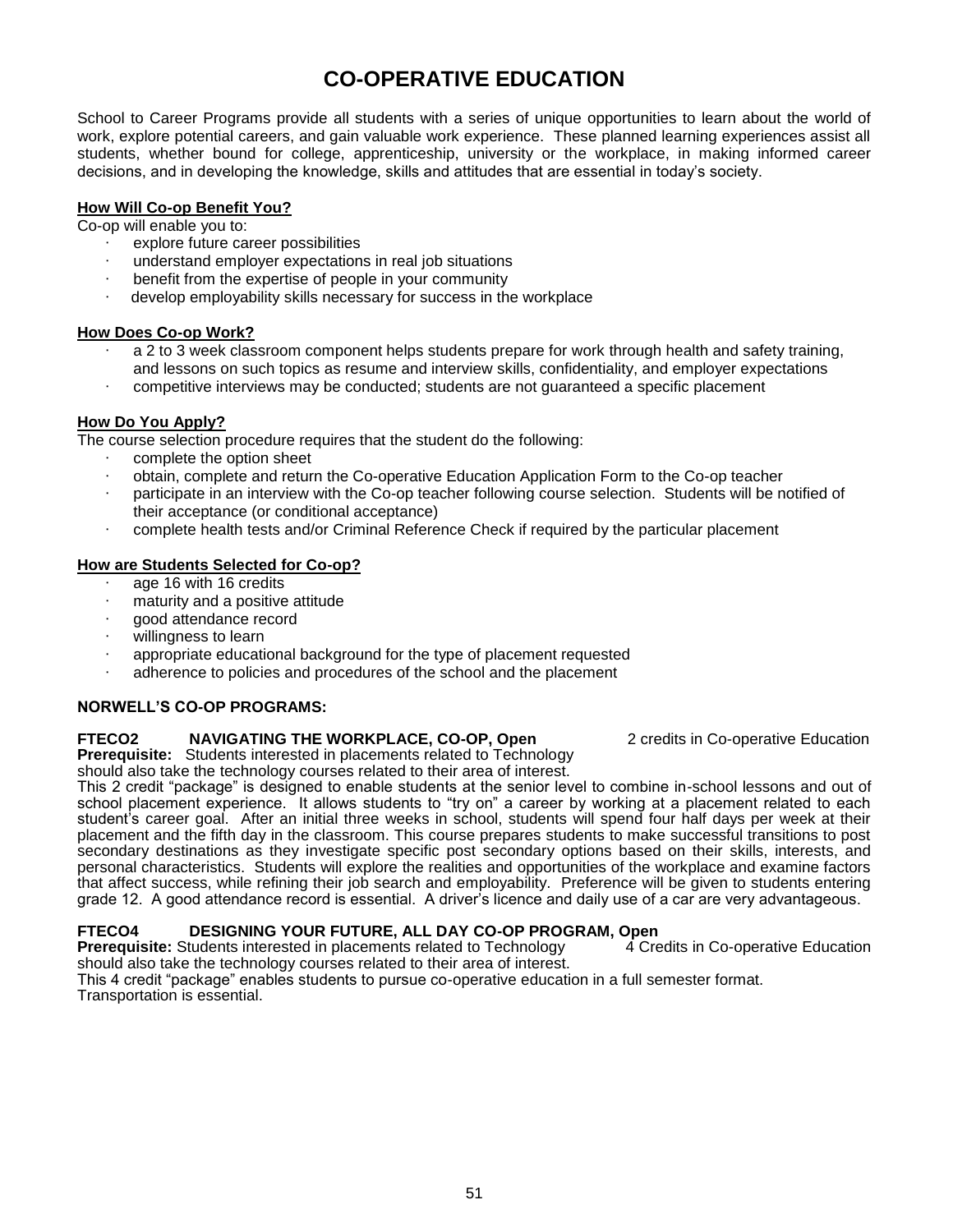# CO-OPERATIVE EDUCATION

School to Career Programs provide all students with a series of unique opportunities to learn about the world of work, explore potential careers, and gain valuable work experience. These planned learning experiences assist all students, whether bound for college, apprenticeship, university or the workplace, in making informed career decisions, and in developing the knowledge, skills and attitudes that are essential in today's society.

**How Will Co-op Benefit You?**

Co-op will enable you to:

- explore future career possibilities
- understand employer expectations in real job situations
- benefit from the expertise of people in your community
- develop employability skills necessary for success in the workplace

**How Does Co-op Work?**

- a 2 to 3 week classroom component helps students prepare for work through health and safety training, and lessons on such topics as resume and interview skills, confidentiality, and employer expectations
- competitive interviews may be conducted; students are not guaranteed a specific placement

**How Do You Apply?**

The course selection procedure requires that the student do the following:

- complete the option sheet
- obtain, complete and return the Co-operative Education Application Form to the Co-op teacher
- participate in an interview with the Co-op teacher following course selection. Students will be notified of their acceptance (or conditional acceptance)
- complete health tests and/or Criminal Reference Check if required by the particular placement

**How are Students Selected for Co-op?**

- age 16 with 16 credits
- maturity and a positive attitude
- good attendance record
- willingness to learn
- appropriate educational background for the type of placement requested
- adherence to policies and procedures of the school and the placement

**NORWELL'S CO-OP PROGRAMS:**

**FTECO2 NAVIGATING THE WORKPLACE, CO-OP, Open** — 2 credits in Co-operative Education

**Prerequisite:** Students interested in placements related to Technology should also take the technology courses related to their area of interest.

This 2 credit "package" is designed to enable students at the senior level to combine in-school lessons and out of school placement experience. It allows students to "try on" a career by working at a placement related to each student's career goal. After an initial three weeks in school, students will spend four half days per week at their placement and the fifth day in the classroom. This course prepares students to make successful transitions to post secondary destinations as they investigate specific post secondary options based on their skills, interests, and personal characteristics. Students will explore the realities and opportunities of the workplace and examine factors that affect success, while refining their job search and employability. Preference will be given to students entering grade 12. A good attendance record is essential. A driver's licence and daily use of a car are very advantageous.

**FTECO4 DESIGNING YOUR FUTURE, ALL DAY CO-OP PROGRAM, Open** — 4 Credits in Co-operative Education

**Prerequisite:** Students interested in placements related to Technology should also take the technology courses related to their area of interest.

This 4 credit "package" enables students to pursue co-operative education in a full semester format. Transportation is essential.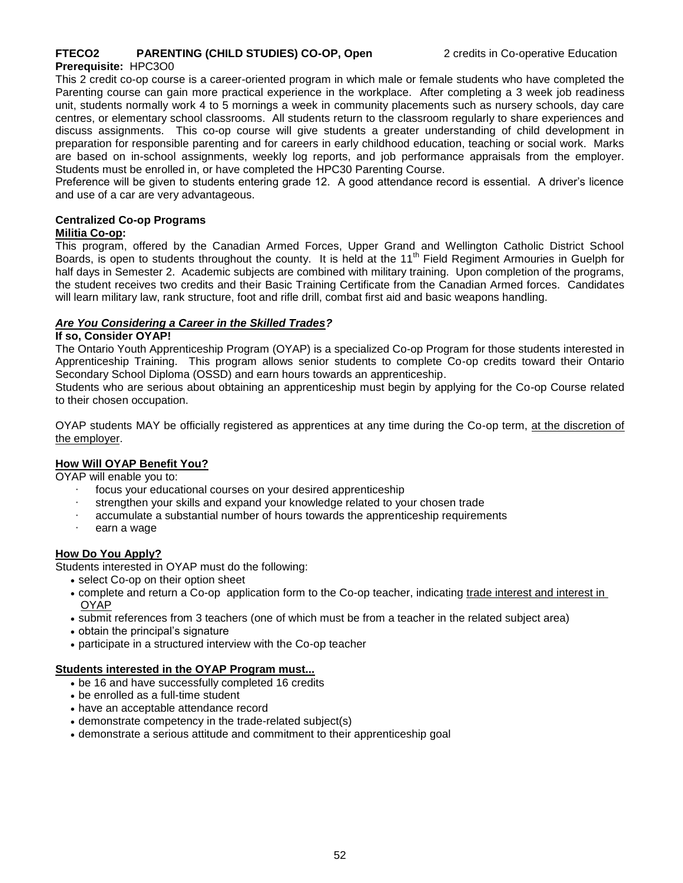**FTECO2 PARENTING (CHILD STUDIES) CO-OP, Open** 2 credits in Co-operative Education

**Prerequisite:** HPC3O0

This 2 credit co-op course is a career-oriented program in which male or female students who have completed the Parenting course can gain more practical experience in the workplace. After completing a 3 week job readiness unit, students normally work 4 to 5 mornings a week in community placements such as nursery schools, day care centres, or elementary school classrooms. All students return to the classroom regularly to share experiences and discuss assignments. This co-op course will give students a greater understanding of child development in preparation for responsible parenting and for careers in early childhood education, teaching or social work. Marks are based on in-school assignments, weekly log reports, and job performance appraisals from the employer. Students must be enrolled in, or have completed the HPC30 Parenting Course.

Preference will be given to students entering grade 12. A good attendance record is essential. A driver's licence and use of a car are very advantageous.

**Centralized Co-op Programs**

**Militia Co-op:**

This program, offered by the Canadian Armed Forces, Upper Grand and Wellington Catholic District School Boards, is open to students throughout the county. It is held at the 11th Field Regiment Armouries in Guelph for half days in Semester 2. Academic subjects are combined with military training. Upon completion of the programs, the student receives two credits and their Basic Training Certificate from the Canadian Armed forces. Candidates will learn military law, rank structure, foot and rifle drill, combat first aid and basic weapons handling.

***Are You Considering a Career in the Skilled Trades?***

**If so, Consider OYAP!**

The Ontario Youth Apprenticeship Program (OYAP) is a specialized Co-op Program for those students interested in Apprenticeship Training. This program allows senior students to complete Co-op credits toward their Ontario Secondary School Diploma (OSSD) and earn hours towards an apprenticeship.

Students who are serious about obtaining an apprenticeship must begin by applying for the Co-op Course related to their chosen occupation.

OYAP students MAY be officially registered as apprentices at any time during the Co-op term, at the discretion of the employer.

**How Will OYAP Benefit You?**

OYAP will enable you to:

- focus your educational courses on your desired apprenticeship
- strengthen your skills and expand your knowledge related to your chosen trade
- accumulate a substantial number of hours towards the apprenticeship requirements
- earn a wage

**How Do You Apply?**

Students interested in OYAP must do the following:

- select Co-op on their option sheet
- complete and return a Co-op application form to the Co-op teacher, indicating trade interest and interest in OYAP
- submit references from 3 teachers (one of which must be from a teacher in the related subject area)
- obtain the principal's signature
- participate in a structured interview with the Co-op teacher

**Students interested in the OYAP Program must...**

- be 16 and have successfully completed 16 credits
- be enrolled as a full-time student
- have an acceptable attendance record
- demonstrate competency in the trade-related subject(s)
- demonstrate a serious attitude and commitment to their apprenticeship goal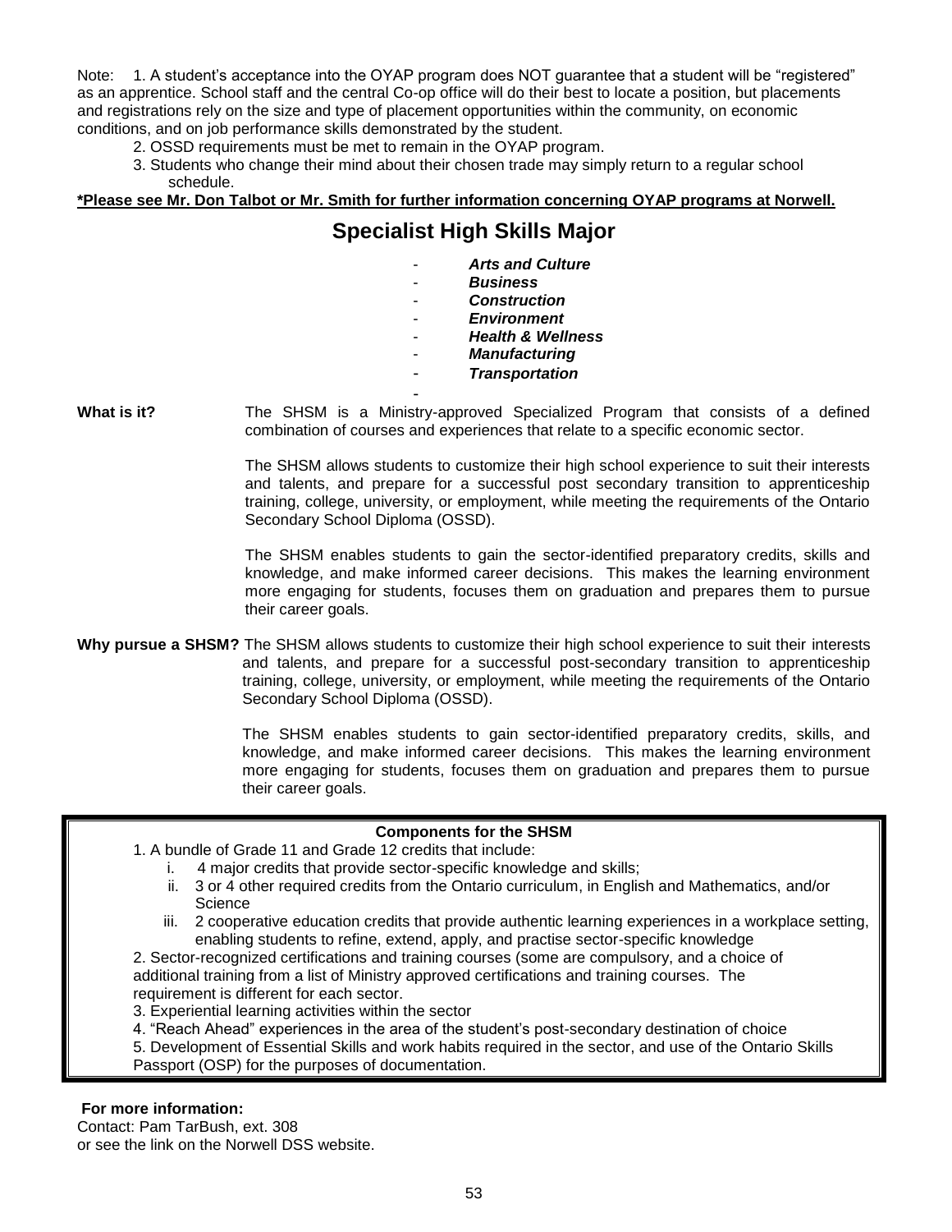Note: 1. A student's acceptance into the OYAP program does NOT guarantee that a student will be "registered" as an apprentice. School staff and the central Co-op office will do their best to locate a position, but placements and registrations rely on the size and type of placement opportunities within the community, on economic conditions, and on job performance skills demonstrated by the student.

2. OSSD requirements must be met to remain in the OYAP program.
3. Students who change their mind about their chosen trade may simply return to a regular school schedule.

**\*Please see Mr. Don Talbot or Mr. Smith for further information concerning OYAP programs at Norwell.**

# Specialist High Skills Major

- ***Arts and Culture***
- ***Business***
- ***Construction***
- ***Environment***
- ***Health & Wellness***
- ***Manufacturing***
- ***Transportation***

**What is it?** The SHSM is a Ministry-approved Specialized Program that consists of a defined combination of courses and experiences that relate to a specific economic sector.

The SHSM allows students to customize their high school experience to suit their interests and talents, and prepare for a successful post secondary transition to apprenticeship training, college, university, or employment, while meeting the requirements of the Ontario Secondary School Diploma (OSSD).

The SHSM enables students to gain the sector-identified preparatory credits, skills and knowledge, and make informed career decisions. This makes the learning environment more engaging for students, focuses them on graduation and prepares them to pursue their career goals.

**Why pursue a SHSM?** The SHSM allows students to customize their high school experience to suit their interests and talents, and prepare for a successful post-secondary transition to apprenticeship training, college, university, or employment, while meeting the requirements of the Ontario Secondary School Diploma (OSSD).

The SHSM enables students to gain sector-identified preparatory credits, skills, and knowledge, and make informed career decisions. This makes the learning environment more engaging for students, focuses them on graduation and prepares them to pursue their career goals.

**Components for the SHSM**

1. A bundle of Grade 11 and Grade 12 credits that include:
   i. 4 major credits that provide sector-specific knowledge and skills;
   ii. 3 or 4 other required credits from the Ontario curriculum, in English and Mathematics, and/or Science
   iii. 2 cooperative education credits that provide authentic learning experiences in a workplace setting, enabling students to refine, extend, apply, and practise sector-specific knowledge
2. Sector-recognized certifications and training courses (some are compulsory, and a choice of additional training from a list of Ministry approved certifications and training courses. The requirement is different for each sector.
3. Experiential learning activities within the sector
4. "Reach Ahead" experiences in the area of the student's post-secondary destination of choice
5. Development of Essential Skills and work habits required in the sector, and use of the Ontario Skills Passport (OSP) for the purposes of documentation.

**For more information:**
Contact: Pam TarBush, ext. 308
or see the link on the Norwell DSS website.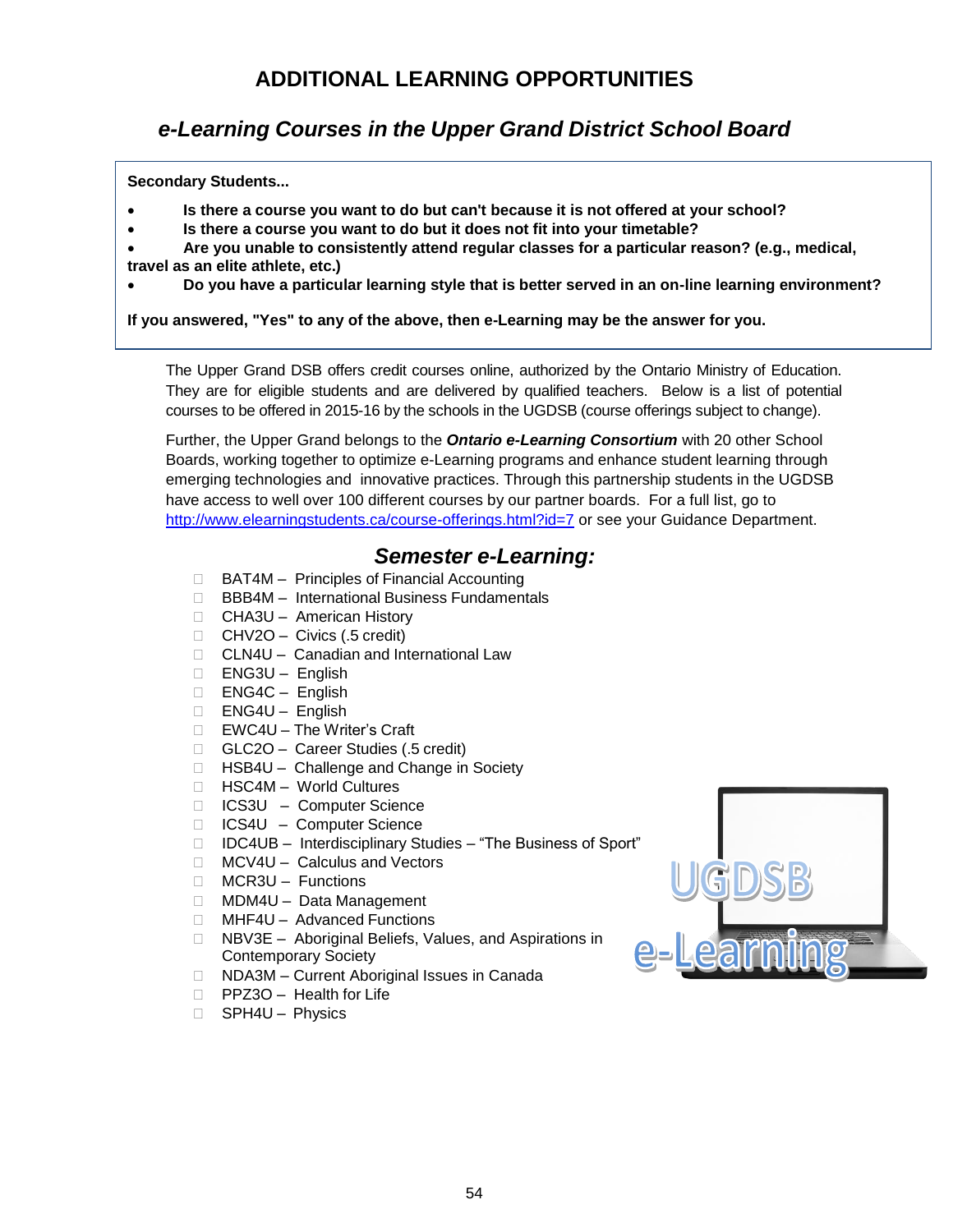# ADDITIONAL LEARNING OPPORTUNITIES

## *e-Learning Courses in the Upper Grand District School Board*

**Secondary Students...**

- **Is there a course you want to do but can't because it is not offered at your school?**
- **Is there a course you want to do but it does not fit into your timetable?**
- **Are you unable to consistently attend regular classes for a particular reason? (e.g., medical, travel as an elite athlete, etc.)**
- **Do you have a particular learning style that is better served in an on-line learning environment?**

**If you answered, "Yes" to any of the above, then e-Learning may be the answer for you.**

The Upper Grand DSB offers credit courses online, authorized by the Ontario Ministry of Education. They are for eligible students and are delivered by qualified teachers. Below is a list of potential courses to be offered in 2015-16 by the schools in the UGDSB (course offerings subject to change).

Further, the Upper Grand belongs to the ***Ontario e-Learning Consortium*** with 20 other School Boards, working together to optimize e-Learning programs and enhance student learning through emerging technologies and innovative practices. Through this partnership students in the UGDSB have access to well over 100 different courses by our partner boards. For a full list, go to http://www.elearningstudents.ca/course-offerings.html?id=7 or see your Guidance Department.

## *Semester e-Learning:*

- BAT4M – Principles of Financial Accounting
- BBB4M – International Business Fundamentals
- CHA3U – American History
- CHV2O – Civics (.5 credit)
- CLN4U – Canadian and International Law
- ENG3U – English
- ENG4C – English
- ENG4U – English
- EWC4U – The Writer's Craft
- GLC2O – Career Studies (.5 credit)
- HSB4U – Challenge and Change in Society
- HSC4M – World Cultures
- ICS3U – Computer Science
- ICS4U – Computer Science
- IDC4UB – Interdisciplinary Studies – "The Business of Sport"
- MCV4U – Calculus and Vectors
- MCR3U – Functions
- MDM4U – Data Management
- MHF4U – Advanced Functions
- NBV3E – Aboriginal Beliefs, Values, and Aspirations in Contemporary Society
- NDA3M – Current Aboriginal Issues in Canada
- PPZ3O – Health for Life
- SPH4U – Physics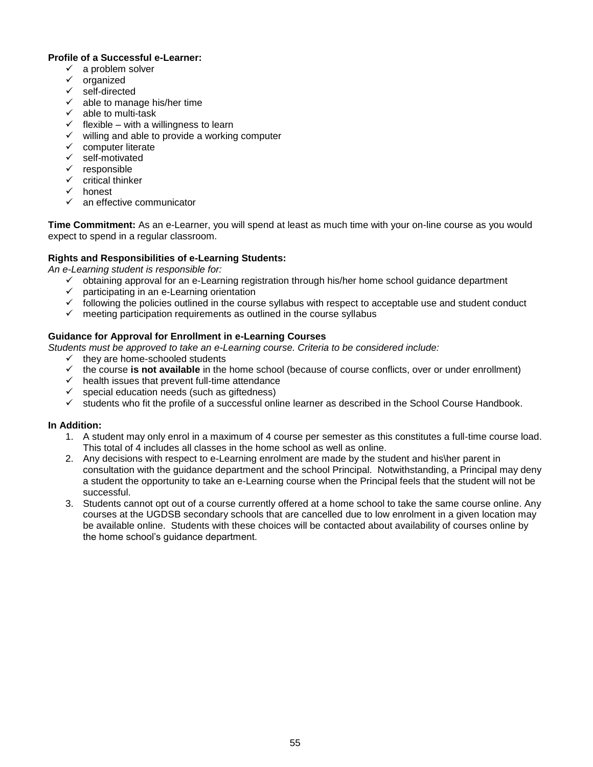**Profile of a Successful e-Learner:**

- ✓ a problem solver
- ✓ organized
- ✓ self-directed
- ✓ able to manage his/her time
- ✓ able to multi-task
- ✓ flexible – with a willingness to learn
- ✓ willing and able to provide a working computer
- ✓ computer literate
- ✓ self-motivated
- ✓ responsible
- ✓ critical thinker
- ✓ honest
- ✓ an effective communicator

**Time Commitment:** As an e-Learner, you will spend at least as much time with your on-line course as you would expect to spend in a regular classroom.

**Rights and Responsibilities of e-Learning Students:**

*An e-Learning student is responsible for:*

- ✓ obtaining approval for an e-Learning registration through his/her home school guidance department
- ✓ participating in an e-Learning orientation
- ✓ following the policies outlined in the course syllabus with respect to acceptable use and student conduct
- ✓ meeting participation requirements as outlined in the course syllabus

**Guidance for Approval for Enrollment in e-Learning Courses**

*Students must be approved to take an e-Learning course. Criteria to be considered include:*

- ✓ they are home-schooled students
- ✓ the course **is not available** in the home school (because of course conflicts, over or under enrollment)
- ✓ health issues that prevent full-time attendance
- ✓ special education needs (such as giftedness)
- ✓ students who fit the profile of a successful online learner as described in the School Course Handbook.

**In Addition:**

1. A student may only enrol in a maximum of 4 course per semester as this constitutes a full-time course load. This total of 4 includes all classes in the home school as well as online.
2. Any decisions with respect to e-Learning enrolment are made by the student and his\her parent in consultation with the guidance department and the school Principal. Notwithstanding, a Principal may deny a student the opportunity to take an e-Learning course when the Principal feels that the student will not be successful.
3. Students cannot opt out of a course currently offered at a home school to take the same course online. Any courses at the UGDSB secondary schools that are cancelled due to low enrolment in a given location may be available online. Students with these choices will be contacted about availability of courses online by the home school's guidance department.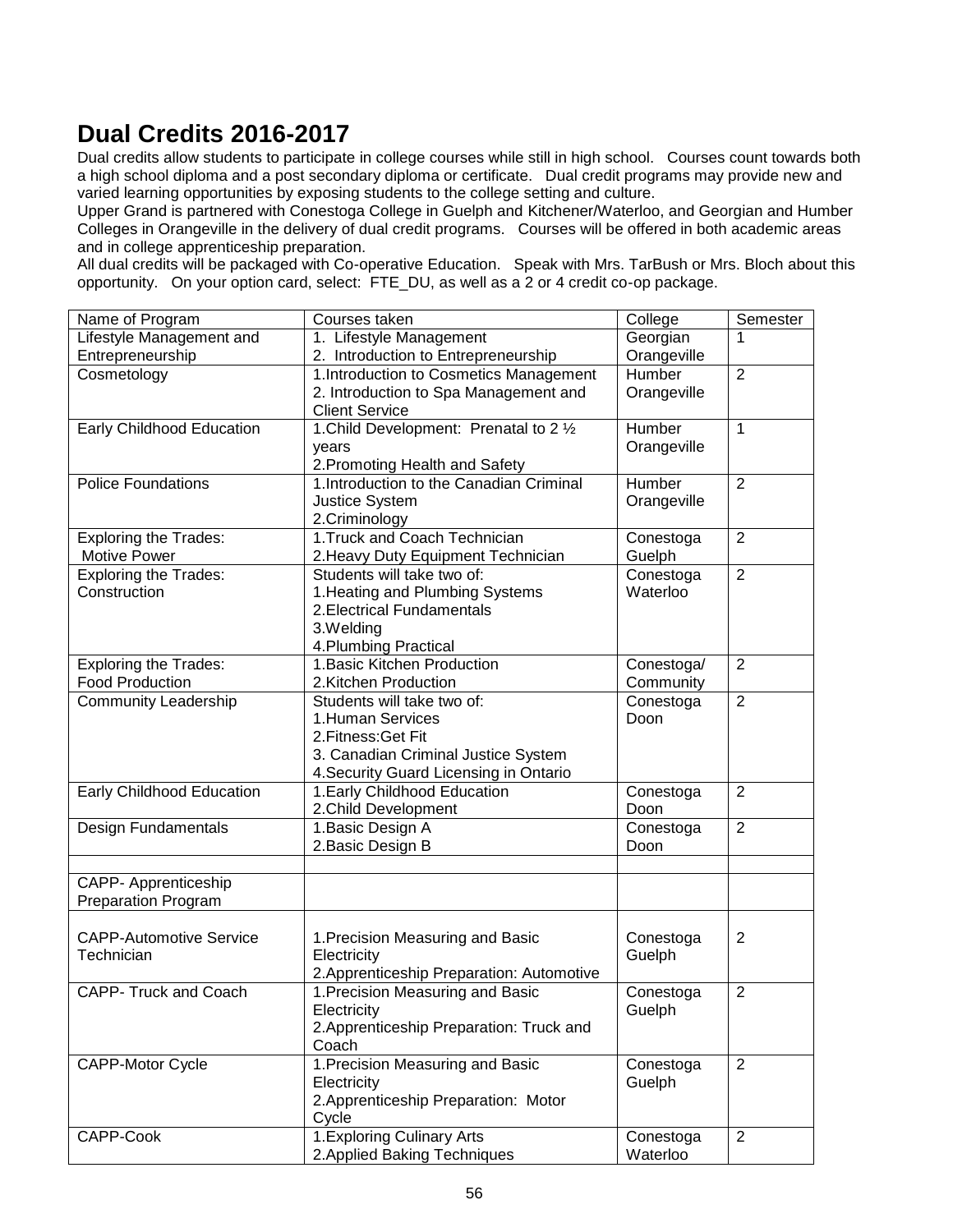# Dual Credits 2016-2017

Dual credits allow students to participate in college courses while still in high school. Courses count towards both a high school diploma and a post secondary diploma or certificate. Dual credit programs may provide new and varied learning opportunities by exposing students to the college setting and culture.

Upper Grand is partnered with Conestoga College in Guelph and Kitchener/Waterloo, and Georgian and Humber Colleges in Orangeville in the delivery of dual credit programs. Courses will be offered in both academic areas and in college apprenticeship preparation.

All dual credits will be packaged with Co-operative Education. Speak with Mrs. TarBush or Mrs. Bloch about this opportunity. On your option card, select: FTE_DU, as well as a 2 or 4 credit co-op package.

| Name of Program | Courses taken | College | Semester |
|---|---|---|---|
| Lifestyle Management and Entrepreneurship | 1. Lifestyle Management<br>2. Introduction to Entrepreneurship | Georgian Orangeville | 1 |
| Cosmetology | 1.Introduction to Cosmetics Management<br>2. Introduction to Spa Management and Client Service | Humber Orangeville | 2 |
| Early Childhood Education | 1.Child Development: Prenatal to 2 ½ years<br>2.Promoting Health and Safety | Humber Orangeville | 1 |
| Police Foundations | 1.Introduction to the Canadian Criminal Justice System<br>2.Criminology | Humber Orangeville | 2 |
| Exploring the Trades: Motive Power | 1.Truck and Coach Technician<br>2.Heavy Duty Equipment Technician | Conestoga Guelph | 2 |
| Exploring the Trades: Construction | Students will take two of:<br>1.Heating and Plumbing Systems<br>2.Electrical Fundamentals<br>3.Welding<br>4.Plumbing Practical | Conestoga Waterloo | 2 |
| Exploring the Trades: Food Production | 1.Basic Kitchen Production<br>2.Kitchen Production | Conestoga/ Community | 2 |
| Community Leadership | Students will take two of:<br>1.Human Services<br>2.Fitness:Get Fit<br>3. Canadian Criminal Justice System<br>4.Security Guard Licensing in Ontario | Conestoga Doon | 2 |
| Early Childhood Education | 1.Early Childhood Education<br>2.Child Development | Conestoga Doon | 2 |
| Design Fundamentals | 1.Basic Design A<br>2.Basic Design B | Conestoga Doon | 2 |
| | | | |
| CAPP- Apprenticeship Preparation Program | | | |
| CAPP-Automotive Service Technician | 1.Precision Measuring and Basic Electricity<br>2.Apprenticeship Preparation: Automotive | Conestoga Guelph | 2 |
| CAPP- Truck and Coach | 1.Precision Measuring and Basic Electricity<br>2.Apprenticeship Preparation: Truck and Coach | Conestoga Guelph | 2 |
| CAPP-Motor Cycle | 1.Precision Measuring and Basic Electricity<br>2.Apprenticeship Preparation: Motor Cycle | Conestoga Guelph | 2 |
| CAPP-Cook | 1.Exploring Culinary Arts<br>2.Applied Baking Techniques | Conestoga Waterloo | 2 |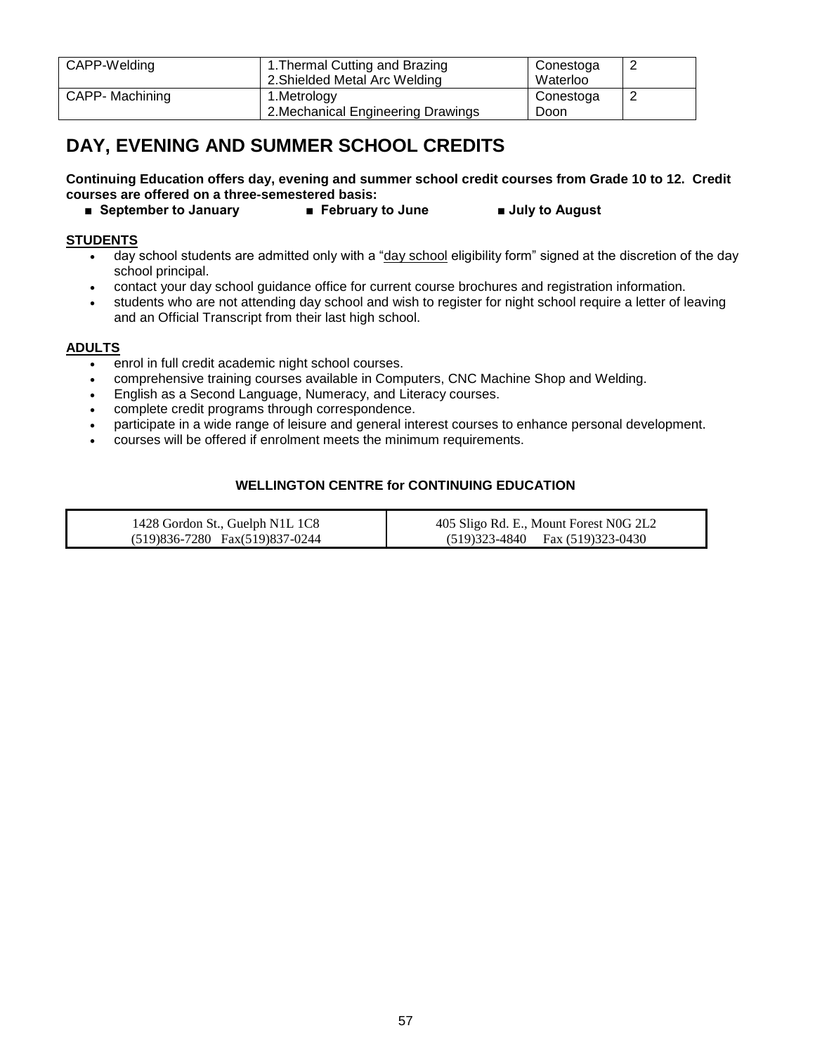| | | | |
|---|---|---|---|
| CAPP-Welding | 1.Thermal Cutting and Brazing<br>2.Shielded Metal Arc Welding | Conestoga Waterloo | 2 |
| CAPP- Machining | 1.Metrology<br>2.Mechanical Engineering Drawings | Conestoga Doon | 2 |

## DAY, EVENING AND SUMMER SCHOOL CREDITS

**Continuing Education offers day, evening and summer school credit courses from Grade 10 to 12. Credit courses are offered on a three-semestered basis:**

- **September to January**
- **February to June**
- **July to August**

**STUDENTS**

- day school students are admitted only with a "day school eligibility form" signed at the discretion of the day school principal.
- contact your day school guidance office for current course brochures and registration information.
- students who are not attending day school and wish to register for night school require a letter of leaving and an Official Transcript from their last high school.

**ADULTS**

- enrol in full credit academic night school courses.
- comprehensive training courses available in Computers, CNC Machine Shop and Welding.
- English as a Second Language, Numeracy, and Literacy courses.
- complete credit programs through correspondence.
- participate in a wide range of leisure and general interest courses to enhance personal development.
- courses will be offered if enrolment meets the minimum requirements.

**WELLINGTON CENTRE for CONTINUING EDUCATION**

| | |
|---|---|
| 1428 Gordon St., Guelph N1L 1C8<br>(519)836-7280 Fax(519)837-0244 | 405 Sligo Rd. E., Mount Forest N0G 2L2<br>(519)323-4840 Fax (519)323-0430 |